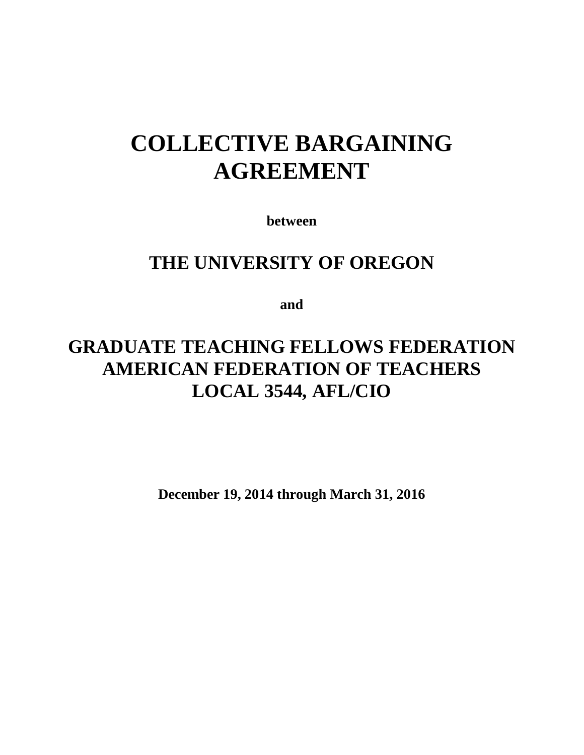# COLLECTIVE BARGAINING AGREEMENT

**between**

## THE UNIVERSITY OF OREGON

**and**

## GRADUATE TEACHING FELLOWS FEDERATION AMERICAN FEDERATION OF TEACHERS LOCAL 3544, AFL/CIO

**December 19, 2014 through March 31, 2016**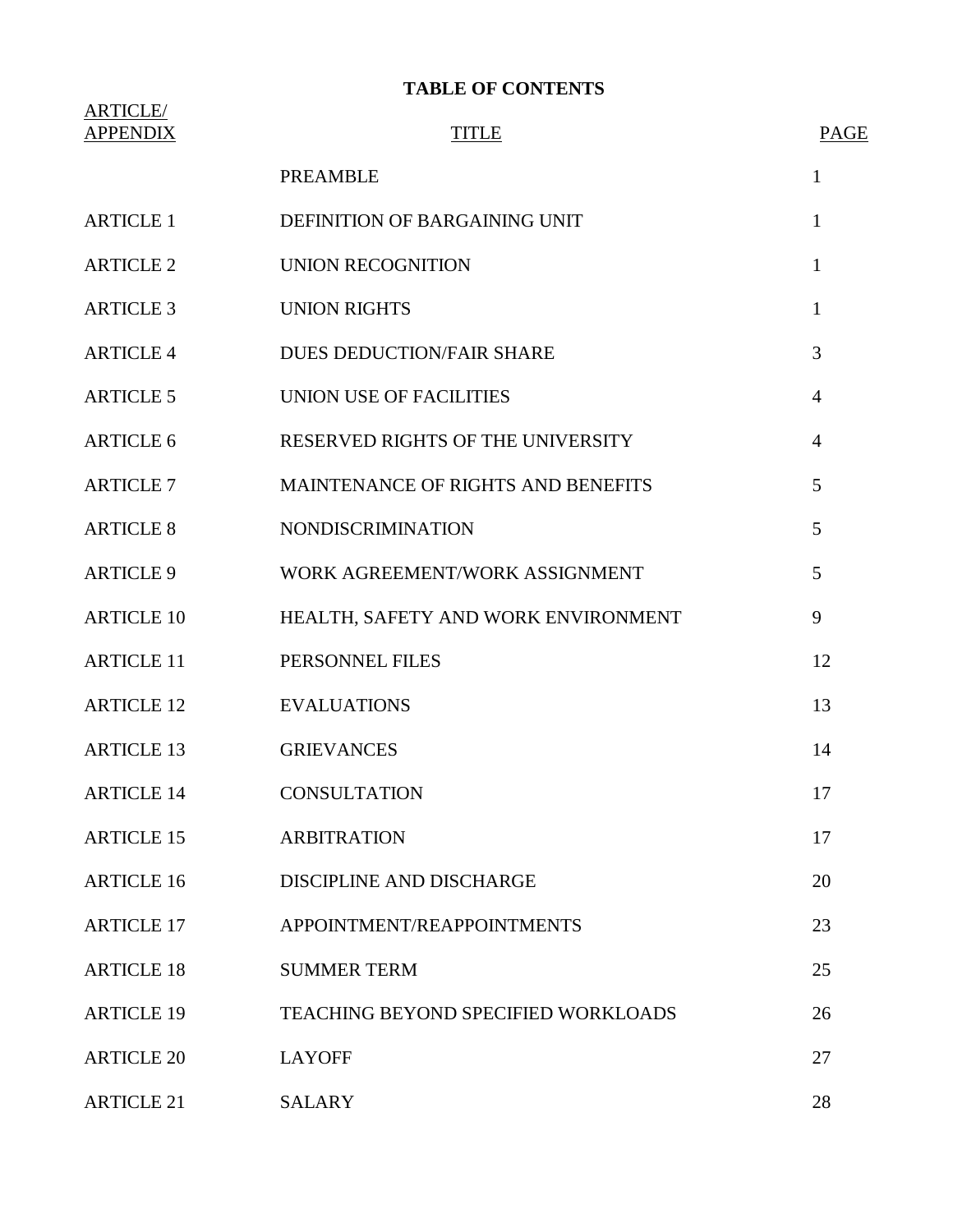# TABLE OF CONTENTS

| ARTICLE/ APPENDIX | TITLE | PAGE |
|---|---|---|
| | PREAMBLE | 1 |
| ARTICLE 1 | DEFINITION OF BARGAINING UNIT | 1 |
| ARTICLE 2 | UNION RECOGNITION | 1 |
| ARTICLE 3 | UNION RIGHTS | 1 |
| ARTICLE 4 | DUES DEDUCTION/FAIR SHARE | 3 |
| ARTICLE 5 | UNION USE OF FACILITIES | 4 |
| ARTICLE 6 | RESERVED RIGHTS OF THE UNIVERSITY | 4 |
| ARTICLE 7 | MAINTENANCE OF RIGHTS AND BENEFITS | 5 |
| ARTICLE 8 | NONDISCRIMINATION | 5 |
| ARTICLE 9 | WORK AGREEMENT/WORK ASSIGNMENT | 5 |
| ARTICLE 10 | HEALTH, SAFETY AND WORK ENVIRONMENT | 9 |
| ARTICLE 11 | PERSONNEL FILES | 12 |
| ARTICLE 12 | EVALUATIONS | 13 |
| ARTICLE 13 | GRIEVANCES | 14 |
| ARTICLE 14 | CONSULTATION | 17 |
| ARTICLE 15 | ARBITRATION | 17 |
| ARTICLE 16 | DISCIPLINE AND DISCHARGE | 20 |
| ARTICLE 17 | APPOINTMENT/REAPPOINTMENTS | 23 |
| ARTICLE 18 | SUMMER TERM | 25 |
| ARTICLE 19 | TEACHING BEYOND SPECIFIED WORKLOADS | 26 |
| ARTICLE 20 | LAYOFF | 27 |
| ARTICLE 21 | SALARY | 28 |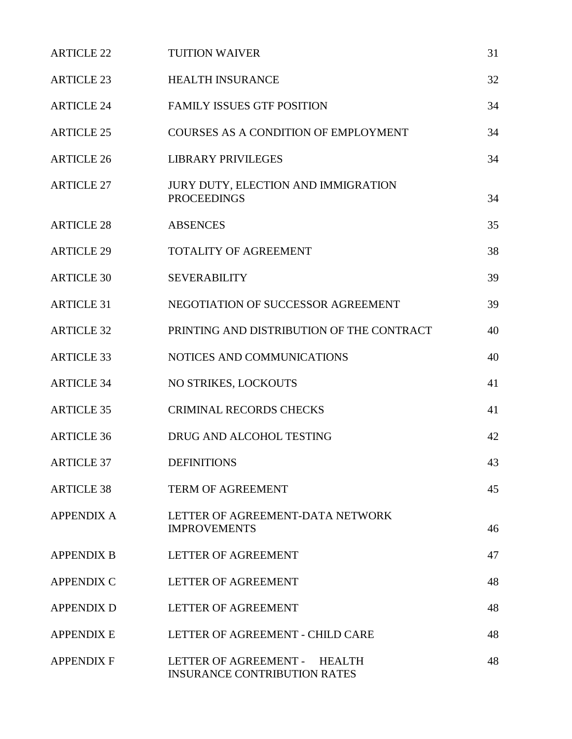| | | |
|---|---|---|
| ARTICLE 22 | TUITION WAIVER | 31 |
| ARTICLE 23 | HEALTH INSURANCE | 32 |
| ARTICLE 24 | FAMILY ISSUES GTF POSITION | 34 |
| ARTICLE 25 | COURSES AS A CONDITION OF EMPLOYMENT | 34 |
| ARTICLE 26 | LIBRARY PRIVILEGES | 34 |
| ARTICLE 27 | JURY DUTY, ELECTION AND IMMIGRATION PROCEEDINGS | 34 |
| ARTICLE 28 | ABSENCES | 35 |
| ARTICLE 29 | TOTALITY OF AGREEMENT | 38 |
| ARTICLE 30 | SEVERABILITY | 39 |
| ARTICLE 31 | NEGOTIATION OF SUCCESSOR AGREEMENT | 39 |
| ARTICLE 32 | PRINTING AND DISTRIBUTION OF THE CONTRACT | 40 |
| ARTICLE 33 | NOTICES AND COMMUNICATIONS | 40 |
| ARTICLE 34 | NO STRIKES, LOCKOUTS | 41 |
| ARTICLE 35 | CRIMINAL RECORDS CHECKS | 41 |
| ARTICLE 36 | DRUG AND ALCOHOL TESTING | 42 |
| ARTICLE 37 | DEFINITIONS | 43 |
| ARTICLE 38 | TERM OF AGREEMENT | 45 |
| APPENDIX A | LETTER OF AGREEMENT-DATA NETWORK IMPROVEMENTS | 46 |
| APPENDIX B | LETTER OF AGREEMENT | 47 |
| APPENDIX C | LETTER OF AGREEMENT | 48 |
| APPENDIX D | LETTER OF AGREEMENT | 48 |
| APPENDIX E | LETTER OF AGREEMENT - CHILD CARE | 48 |
| APPENDIX F | LETTER OF AGREEMENT - HEALTH INSURANCE CONTRIBUTION RATES | 48 |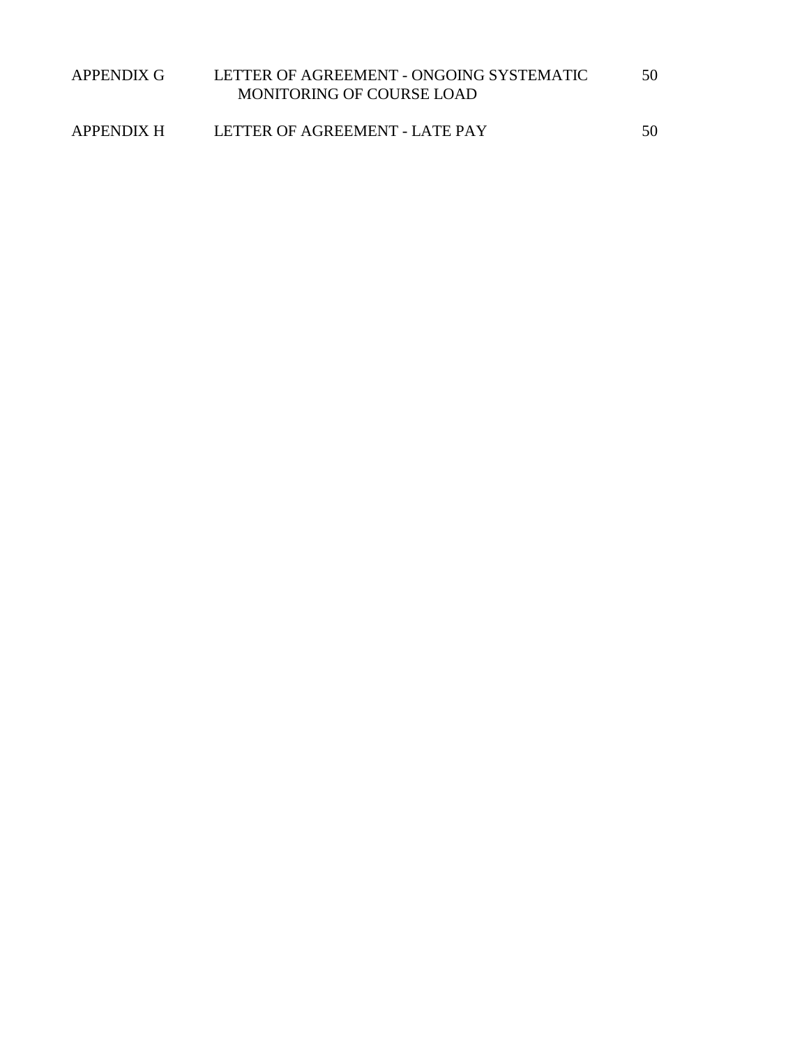| | | |
|---|---|---|
| APPENDIX G | LETTER OF AGREEMENT - ONGOING SYSTEMATIC MONITORING OF COURSE LOAD | 50 |
| APPENDIX H | LETTER OF AGREEMENT - LATE PAY | 50 |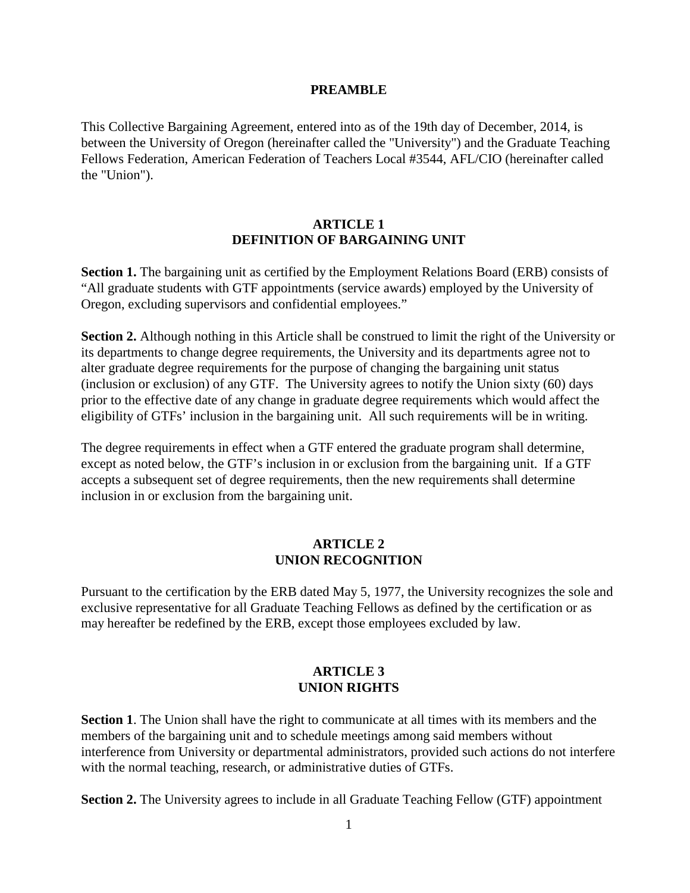## PREAMBLE

This Collective Bargaining Agreement, entered into as of the 19th day of December, 2014, is between the University of Oregon (hereinafter called the "University") and the Graduate Teaching Fellows Federation, American Federation of Teachers Local #3544, AFL/CIO (hereinafter called the "Union").

## ARTICLE 1
## DEFINITION OF BARGAINING UNIT

**Section 1.** The bargaining unit as certified by the Employment Relations Board (ERB) consists of "All graduate students with GTF appointments (service awards) employed by the University of Oregon, excluding supervisors and confidential employees."

**Section 2.** Although nothing in this Article shall be construed to limit the right of the University or its departments to change degree requirements, the University and its departments agree not to alter graduate degree requirements for the purpose of changing the bargaining unit status (inclusion or exclusion) of any GTF. The University agrees to notify the Union sixty (60) days prior to the effective date of any change in graduate degree requirements which would affect the eligibility of GTFs' inclusion in the bargaining unit. All such requirements will be in writing.

The degree requirements in effect when a GTF entered the graduate program shall determine, except as noted below, the GTF's inclusion in or exclusion from the bargaining unit. If a GTF accepts a subsequent set of degree requirements, then the new requirements shall determine inclusion in or exclusion from the bargaining unit.

## ARTICLE 2
## UNION RECOGNITION

Pursuant to the certification by the ERB dated May 5, 1977, the University recognizes the sole and exclusive representative for all Graduate Teaching Fellows as defined by the certification or as may hereafter be redefined by the ERB, except those employees excluded by law.

## ARTICLE 3
## UNION RIGHTS

**Section 1**. The Union shall have the right to communicate at all times with its members and the members of the bargaining unit and to schedule meetings among said members without interference from University or departmental administrators, provided such actions do not interfere with the normal teaching, research, or administrative duties of GTFs.

**Section 2.** The University agrees to include in all Graduate Teaching Fellow (GTF) appointment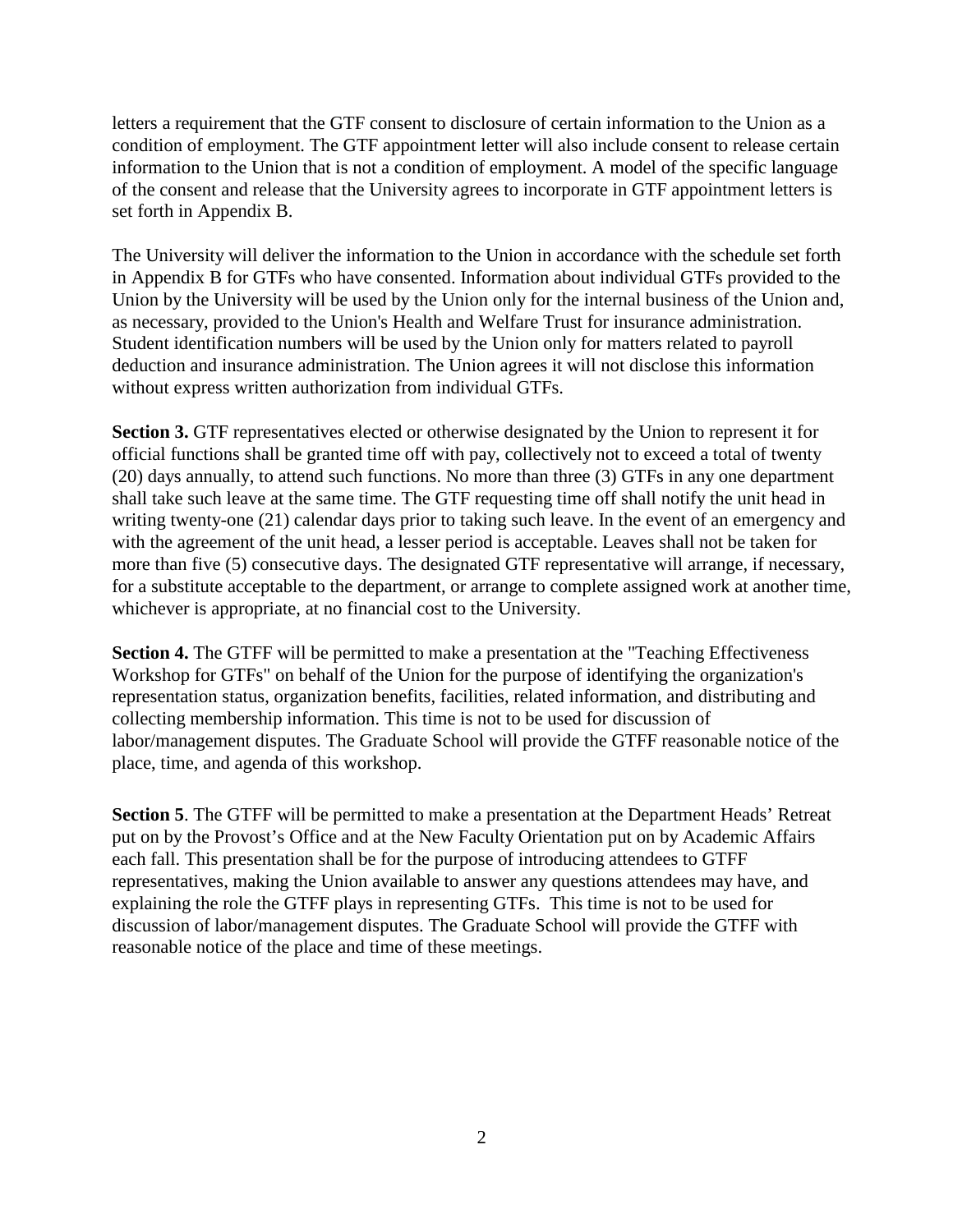letters a requirement that the GTF consent to disclosure of certain information to the Union as a condition of employment. The GTF appointment letter will also include consent to release certain information to the Union that is not a condition of employment. A model of the specific language of the consent and release that the University agrees to incorporate in GTF appointment letters is set forth in Appendix B.

The University will deliver the information to the Union in accordance with the schedule set forth in Appendix B for GTFs who have consented. Information about individual GTFs provided to the Union by the University will be used by the Union only for the internal business of the Union and, as necessary, provided to the Union's Health and Welfare Trust for insurance administration. Student identification numbers will be used by the Union only for matters related to payroll deduction and insurance administration. The Union agrees it will not disclose this information without express written authorization from individual GTFs.

**Section 3.** GTF representatives elected or otherwise designated by the Union to represent it for official functions shall be granted time off with pay, collectively not to exceed a total of twenty (20) days annually, to attend such functions. No more than three (3) GTFs in any one department shall take such leave at the same time. The GTF requesting time off shall notify the unit head in writing twenty-one (21) calendar days prior to taking such leave. In the event of an emergency and with the agreement of the unit head, a lesser period is acceptable. Leaves shall not be taken for more than five (5) consecutive days. The designated GTF representative will arrange, if necessary, for a substitute acceptable to the department, or arrange to complete assigned work at another time, whichever is appropriate, at no financial cost to the University.

**Section 4.** The GTFF will be permitted to make a presentation at the "Teaching Effectiveness Workshop for GTFs" on behalf of the Union for the purpose of identifying the organization's representation status, organization benefits, facilities, related information, and distributing and collecting membership information. This time is not to be used for discussion of labor/management disputes. The Graduate School will provide the GTFF reasonable notice of the place, time, and agenda of this workshop.

**Section 5**. The GTFF will be permitted to make a presentation at the Department Heads' Retreat put on by the Provost's Office and at the New Faculty Orientation put on by Academic Affairs each fall. This presentation shall be for the purpose of introducing attendees to GTFF representatives, making the Union available to answer any questions attendees may have, and explaining the role the GTFF plays in representing GTFs. This time is not to be used for discussion of labor/management disputes. The Graduate School will provide the GTFF with reasonable notice of the place and time of these meetings.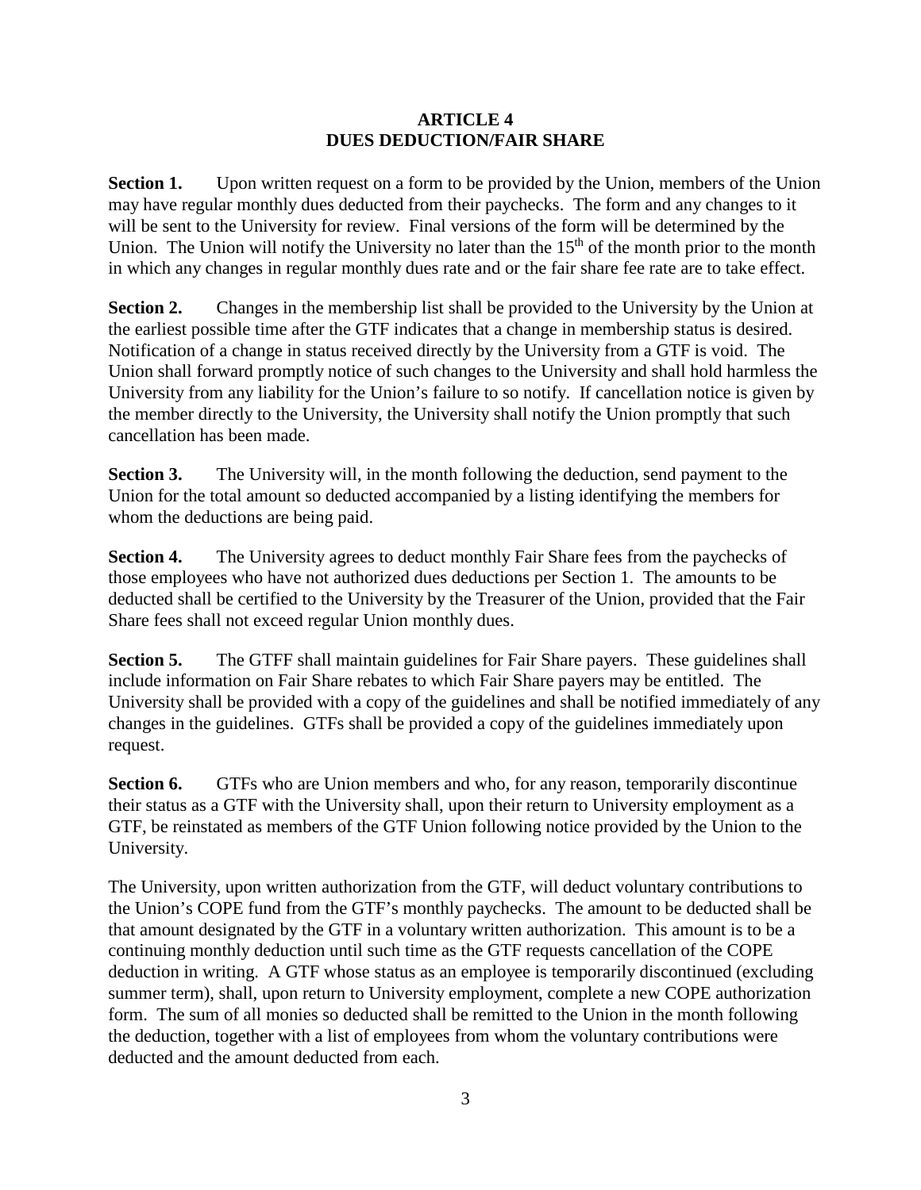# ARTICLE 4
# DUES DEDUCTION/FAIR SHARE

**Section 1.** Upon written request on a form to be provided by the Union, members of the Union may have regular monthly dues deducted from their paychecks. The form and any changes to it will be sent to the University for review. Final versions of the form will be determined by the Union. The Union will notify the University no later than the 15th of the month prior to the month in which any changes in regular monthly dues rate and or the fair share fee rate are to take effect.

**Section 2.** Changes in the membership list shall be provided to the University by the Union at the earliest possible time after the GTF indicates that a change in membership status is desired. Notification of a change in status received directly by the University from a GTF is void. The Union shall forward promptly notice of such changes to the University and shall hold harmless the University from any liability for the Union's failure to so notify. If cancellation notice is given by the member directly to the University, the University shall notify the Union promptly that such cancellation has been made.

**Section 3.** The University will, in the month following the deduction, send payment to the Union for the total amount so deducted accompanied by a listing identifying the members for whom the deductions are being paid.

**Section 4.** The University agrees to deduct monthly Fair Share fees from the paychecks of those employees who have not authorized dues deductions per Section 1. The amounts to be deducted shall be certified to the University by the Treasurer of the Union, provided that the Fair Share fees shall not exceed regular Union monthly dues.

**Section 5.** The GTFF shall maintain guidelines for Fair Share payers. These guidelines shall include information on Fair Share rebates to which Fair Share payers may be entitled. The University shall be provided with a copy of the guidelines and shall be notified immediately of any changes in the guidelines. GTFs shall be provided a copy of the guidelines immediately upon request.

**Section 6.** GTFs who are Union members and who, for any reason, temporarily discontinue their status as a GTF with the University shall, upon their return to University employment as a GTF, be reinstated as members of the GTF Union following notice provided by the Union to the University.

The University, upon written authorization from the GTF, will deduct voluntary contributions to the Union's COPE fund from the GTF's monthly paychecks. The amount to be deducted shall be that amount designated by the GTF in a voluntary written authorization. This amount is to be a continuing monthly deduction until such time as the GTF requests cancellation of the COPE deduction in writing. A GTF whose status as an employee is temporarily discontinued (excluding summer term), shall, upon return to University employment, complete a new COPE authorization form. The sum of all monies so deducted shall be remitted to the Union in the month following the deduction, together with a list of employees from whom the voluntary contributions were deducted and the amount deducted from each.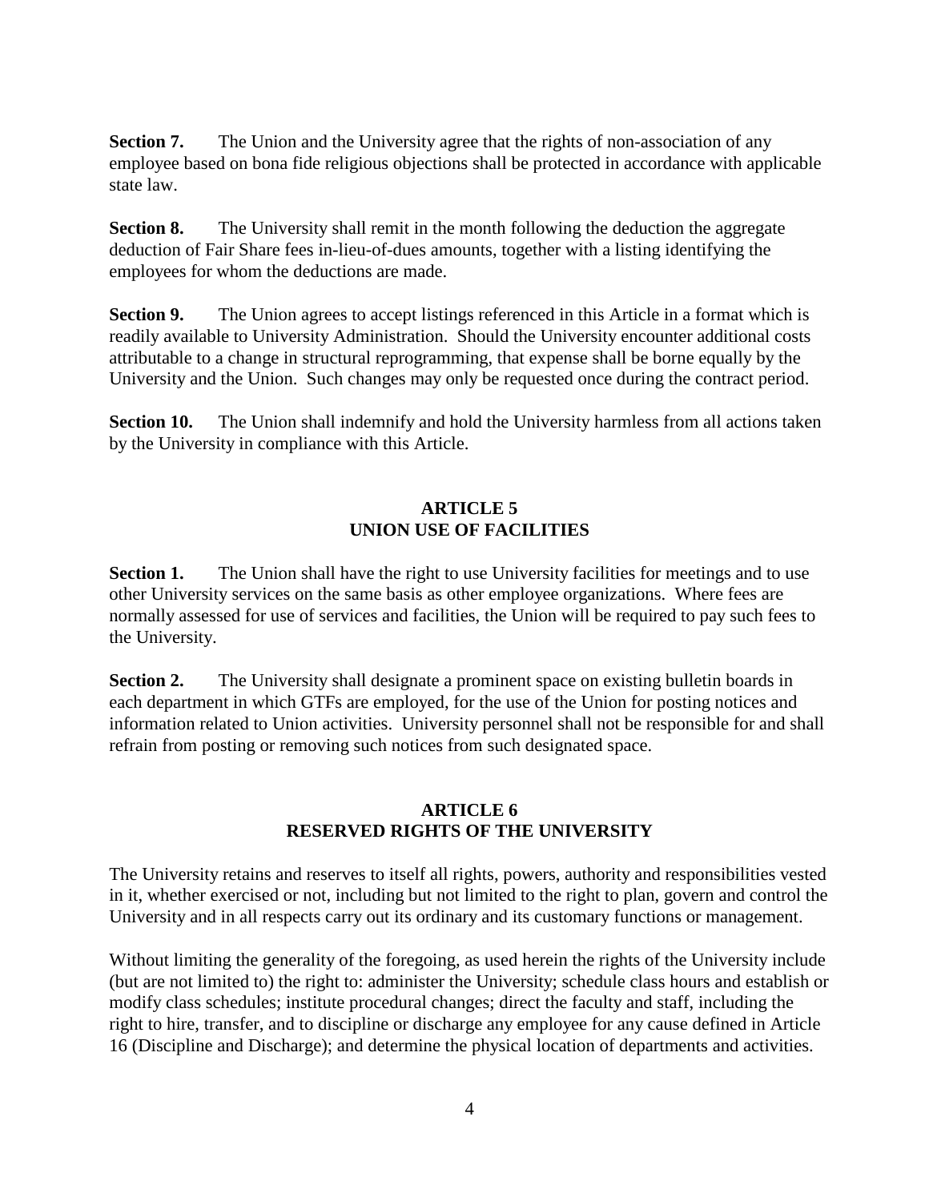**Section 7.** The Union and the University agree that the rights of non-association of any employee based on bona fide religious objections shall be protected in accordance with applicable state law.

**Section 8.** The University shall remit in the month following the deduction the aggregate deduction of Fair Share fees in-lieu-of-dues amounts, together with a listing identifying the employees for whom the deductions are made.

**Section 9.** The Union agrees to accept listings referenced in this Article in a format which is readily available to University Administration. Should the University encounter additional costs attributable to a change in structural reprogramming, that expense shall be borne equally by the University and the Union. Such changes may only be requested once during the contract period.

**Section 10.** The Union shall indemnify and hold the University harmless from all actions taken by the University in compliance with this Article.

## ARTICLE 5
## UNION USE OF FACILITIES

**Section 1.** The Union shall have the right to use University facilities for meetings and to use other University services on the same basis as other employee organizations. Where fees are normally assessed for use of services and facilities, the Union will be required to pay such fees to the University.

**Section 2.** The University shall designate a prominent space on existing bulletin boards in each department in which GTFs are employed, for the use of the Union for posting notices and information related to Union activities. University personnel shall not be responsible for and shall refrain from posting or removing such notices from such designated space.

## ARTICLE 6
## RESERVED RIGHTS OF THE UNIVERSITY

The University retains and reserves to itself all rights, powers, authority and responsibilities vested in it, whether exercised or not, including but not limited to the right to plan, govern and control the University and in all respects carry out its ordinary and its customary functions or management.

Without limiting the generality of the foregoing, as used herein the rights of the University include (but are not limited to) the right to: administer the University; schedule class hours and establish or modify class schedules; institute procedural changes; direct the faculty and staff, including the right to hire, transfer, and to discipline or discharge any employee for any cause defined in Article 16 (Discipline and Discharge); and determine the physical location of departments and activities.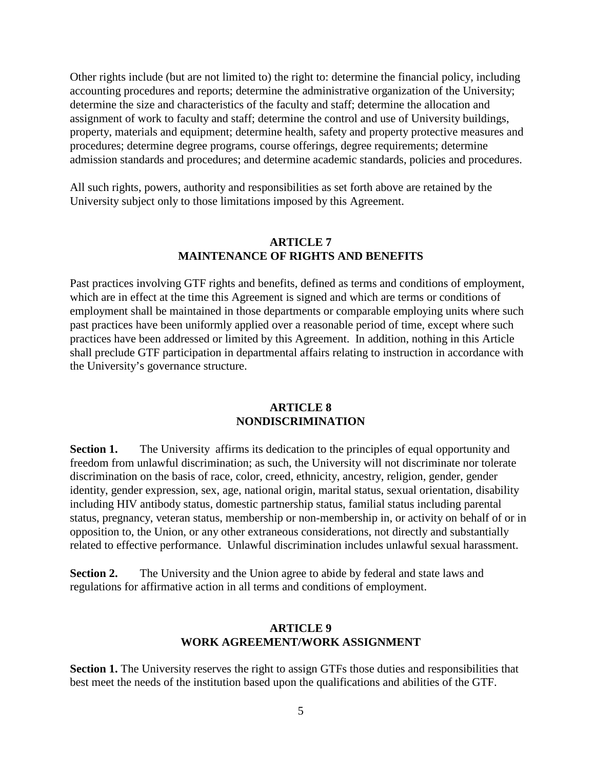Other rights include (but are not limited to) the right to: determine the financial policy, including accounting procedures and reports; determine the administrative organization of the University; determine the size and characteristics of the faculty and staff; determine the allocation and assignment of work to faculty and staff; determine the control and use of University buildings, property, materials and equipment; determine health, safety and property protective measures and procedures; determine degree programs, course offerings, degree requirements; determine admission standards and procedures; and determine academic standards, policies and procedures.

All such rights, powers, authority and responsibilities as set forth above are retained by the University subject only to those limitations imposed by this Agreement.

## ARTICLE 7
## MAINTENANCE OF RIGHTS AND BENEFITS

Past practices involving GTF rights and benefits, defined as terms and conditions of employment, which are in effect at the time this Agreement is signed and which are terms or conditions of employment shall be maintained in those departments or comparable employing units where such past practices have been uniformly applied over a reasonable period of time, except where such practices have been addressed or limited by this Agreement. In addition, nothing in this Article shall preclude GTF participation in departmental affairs relating to instruction in accordance with the University's governance structure.

## ARTICLE 8
## NONDISCRIMINATION

**Section 1.** The University affirms its dedication to the principles of equal opportunity and freedom from unlawful discrimination; as such, the University will not discriminate nor tolerate discrimination on the basis of race, color, creed, ethnicity, ancestry, religion, gender, gender identity, gender expression, sex, age, national origin, marital status, sexual orientation, disability including HIV antibody status, domestic partnership status, familial status including parental status, pregnancy, veteran status, membership or non-membership in, or activity on behalf of or in opposition to, the Union, or any other extraneous considerations, not directly and substantially related to effective performance. Unlawful discrimination includes unlawful sexual harassment.

**Section 2.** The University and the Union agree to abide by federal and state laws and regulations for affirmative action in all terms and conditions of employment.

## ARTICLE 9
## WORK AGREEMENT/WORK ASSIGNMENT

**Section 1.** The University reserves the right to assign GTFs those duties and responsibilities that best meet the needs of the institution based upon the qualifications and abilities of the GTF.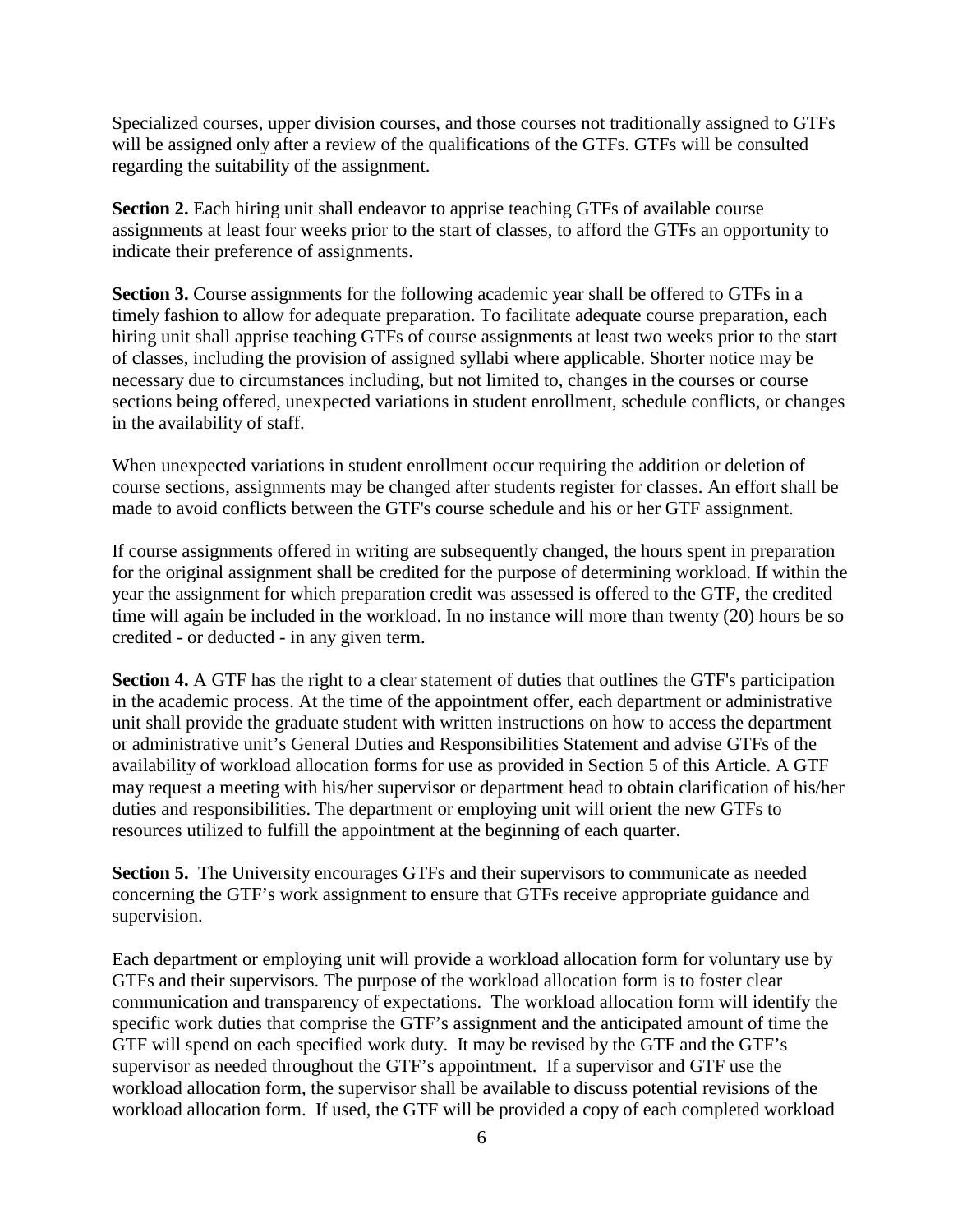Specialized courses, upper division courses, and those courses not traditionally assigned to GTFs will be assigned only after a review of the qualifications of the GTFs. GTFs will be consulted regarding the suitability of the assignment.

**Section 2.** Each hiring unit shall endeavor to apprise teaching GTFs of available course assignments at least four weeks prior to the start of classes, to afford the GTFs an opportunity to indicate their preference of assignments.

**Section 3.** Course assignments for the following academic year shall be offered to GTFs in a timely fashion to allow for adequate preparation. To facilitate adequate course preparation, each hiring unit shall apprise teaching GTFs of course assignments at least two weeks prior to the start of classes, including the provision of assigned syllabi where applicable. Shorter notice may be necessary due to circumstances including, but not limited to, changes in the courses or course sections being offered, unexpected variations in student enrollment, schedule conflicts, or changes in the availability of staff.

When unexpected variations in student enrollment occur requiring the addition or deletion of course sections, assignments may be changed after students register for classes. An effort shall be made to avoid conflicts between the GTF's course schedule and his or her GTF assignment.

If course assignments offered in writing are subsequently changed, the hours spent in preparation for the original assignment shall be credited for the purpose of determining workload. If within the year the assignment for which preparation credit was assessed is offered to the GTF, the credited time will again be included in the workload. In no instance will more than twenty (20) hours be so credited - or deducted - in any given term.

**Section 4.** A GTF has the right to a clear statement of duties that outlines the GTF's participation in the academic process. At the time of the appointment offer, each department or administrative unit shall provide the graduate student with written instructions on how to access the department or administrative unit's General Duties and Responsibilities Statement and advise GTFs of the availability of workload allocation forms for use as provided in Section 5 of this Article. A GTF may request a meeting with his/her supervisor or department head to obtain clarification of his/her duties and responsibilities. The department or employing unit will orient the new GTFs to resources utilized to fulfill the appointment at the beginning of each quarter.

**Section 5.** The University encourages GTFs and their supervisors to communicate as needed concerning the GTF's work assignment to ensure that GTFs receive appropriate guidance and supervision.

Each department or employing unit will provide a workload allocation form for voluntary use by GTFs and their supervisors. The purpose of the workload allocation form is to foster clear communication and transparency of expectations. The workload allocation form will identify the specific work duties that comprise the GTF's assignment and the anticipated amount of time the GTF will spend on each specified work duty. It may be revised by the GTF and the GTF's supervisor as needed throughout the GTF's appointment. If a supervisor and GTF use the workload allocation form, the supervisor shall be available to discuss potential revisions of the workload allocation form. If used, the GTF will be provided a copy of each completed workload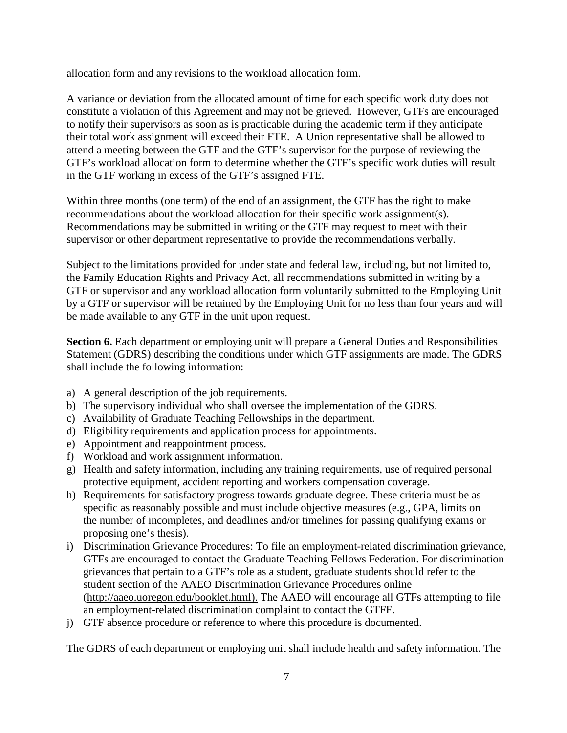allocation form and any revisions to the workload allocation form.

A variance or deviation from the allocated amount of time for each specific work duty does not constitute a violation of this Agreement and may not be grieved. However, GTFs are encouraged to notify their supervisors as soon as is practicable during the academic term if they anticipate their total work assignment will exceed their FTE. A Union representative shall be allowed to attend a meeting between the GTF and the GTF's supervisor for the purpose of reviewing the GTF's workload allocation form to determine whether the GTF's specific work duties will result in the GTF working in excess of the GTF's assigned FTE.

Within three months (one term) of the end of an assignment, the GTF has the right to make recommendations about the workload allocation for their specific work assignment(s). Recommendations may be submitted in writing or the GTF may request to meet with their supervisor or other department representative to provide the recommendations verbally.

Subject to the limitations provided for under state and federal law, including, but not limited to, the Family Education Rights and Privacy Act, all recommendations submitted in writing by a GTF or supervisor and any workload allocation form voluntarily submitted to the Employing Unit by a GTF or supervisor will be retained by the Employing Unit for no less than four years and will be made available to any GTF in the unit upon request.

**Section 6.** Each department or employing unit will prepare a General Duties and Responsibilities Statement (GDRS) describing the conditions under which GTF assignments are made. The GDRS shall include the following information:

a) A general description of the job requirements.
b) The supervisory individual who shall oversee the implementation of the GDRS.
c) Availability of Graduate Teaching Fellowships in the department.
d) Eligibility requirements and application process for appointments.
e) Appointment and reappointment process.
f) Workload and work assignment information.
g) Health and safety information, including any training requirements, use of required personal protective equipment, accident reporting and workers compensation coverage.
h) Requirements for satisfactory progress towards graduate degree. These criteria must be as specific as reasonably possible and must include objective measures (e.g., GPA, limits on the number of incompletes, and deadlines and/or timelines for passing qualifying exams or proposing one's thesis).
i) Discrimination Grievance Procedures: To file an employment-related discrimination grievance, GTFs are encouraged to contact the Graduate Teaching Fellows Federation. For discrimination grievances that pertain to a GTF's role as a student, graduate students should refer to the student section of the AAEO Discrimination Grievance Procedures online (http://aaeo.uoregon.edu/booklet.html). The AAEO will encourage all GTFs attempting to file an employment-related discrimination complaint to contact the GTFF.
j) GTF absence procedure or reference to where this procedure is documented.

The GDRS of each department or employing unit shall include health and safety information. The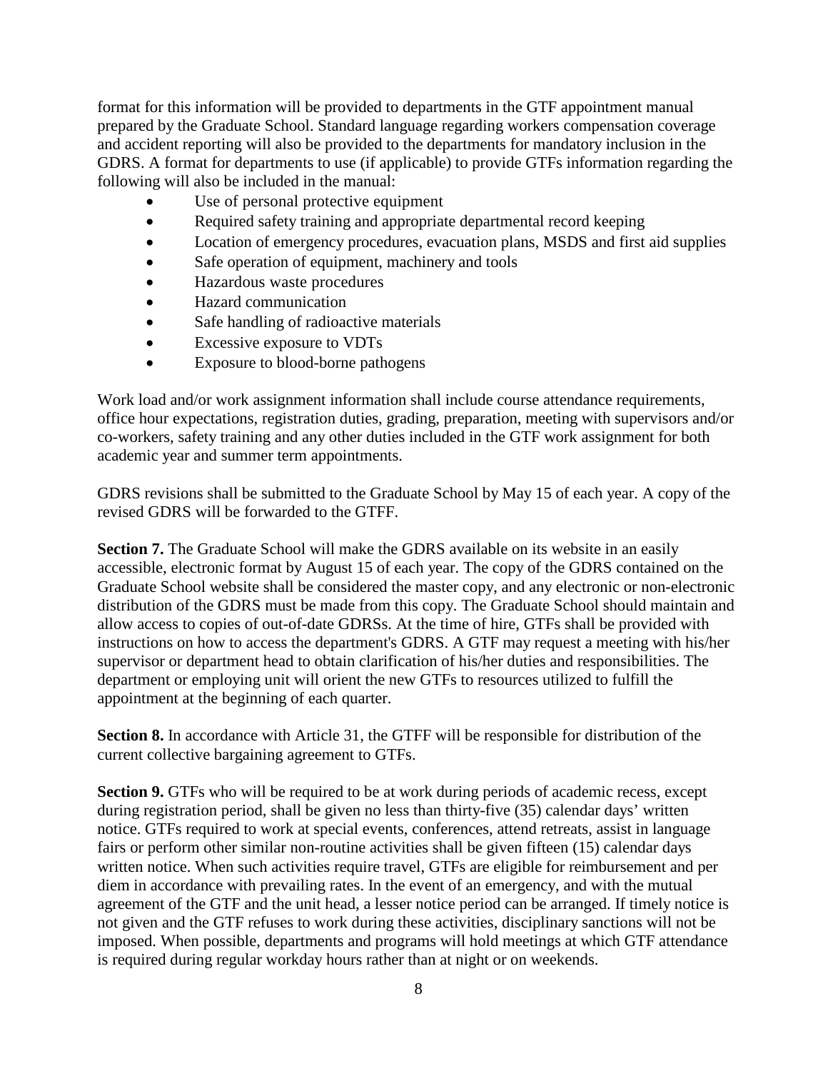format for this information will be provided to departments in the GTF appointment manual prepared by the Graduate School. Standard language regarding workers compensation coverage and accident reporting will also be provided to the departments for mandatory inclusion in the GDRS. A format for departments to use (if applicable) to provide GTFs information regarding the following will also be included in the manual:

- Use of personal protective equipment
- Required safety training and appropriate departmental record keeping
- Location of emergency procedures, evacuation plans, MSDS and first aid supplies
- Safe operation of equipment, machinery and tools
- Hazardous waste procedures
- Hazard communication
- Safe handling of radioactive materials
- Excessive exposure to VDTs
- Exposure to blood-borne pathogens

Work load and/or work assignment information shall include course attendance requirements, office hour expectations, registration duties, grading, preparation, meeting with supervisors and/or co-workers, safety training and any other duties included in the GTF work assignment for both academic year and summer term appointments.

GDRS revisions shall be submitted to the Graduate School by May 15 of each year. A copy of the revised GDRS will be forwarded to the GTFF.

**Section 7.** The Graduate School will make the GDRS available on its website in an easily accessible, electronic format by August 15 of each year. The copy of the GDRS contained on the Graduate School website shall be considered the master copy, and any electronic or non-electronic distribution of the GDRS must be made from this copy. The Graduate School should maintain and allow access to copies of out-of-date GDRSs. At the time of hire, GTFs shall be provided with instructions on how to access the department's GDRS. A GTF may request a meeting with his/her supervisor or department head to obtain clarification of his/her duties and responsibilities. The department or employing unit will orient the new GTFs to resources utilized to fulfill the appointment at the beginning of each quarter.

**Section 8.** In accordance with Article 31, the GTFF will be responsible for distribution of the current collective bargaining agreement to GTFs.

**Section 9.** GTFs who will be required to be at work during periods of academic recess, except during registration period, shall be given no less than thirty-five (35) calendar days' written notice. GTFs required to work at special events, conferences, attend retreats, assist in language fairs or perform other similar non-routine activities shall be given fifteen (15) calendar days written notice. When such activities require travel, GTFs are eligible for reimbursement and per diem in accordance with prevailing rates. In the event of an emergency, and with the mutual agreement of the GTF and the unit head, a lesser notice period can be arranged. If timely notice is not given and the GTF refuses to work during these activities, disciplinary sanctions will not be imposed. When possible, departments and programs will hold meetings at which GTF attendance is required during regular workday hours rather than at night or on weekends.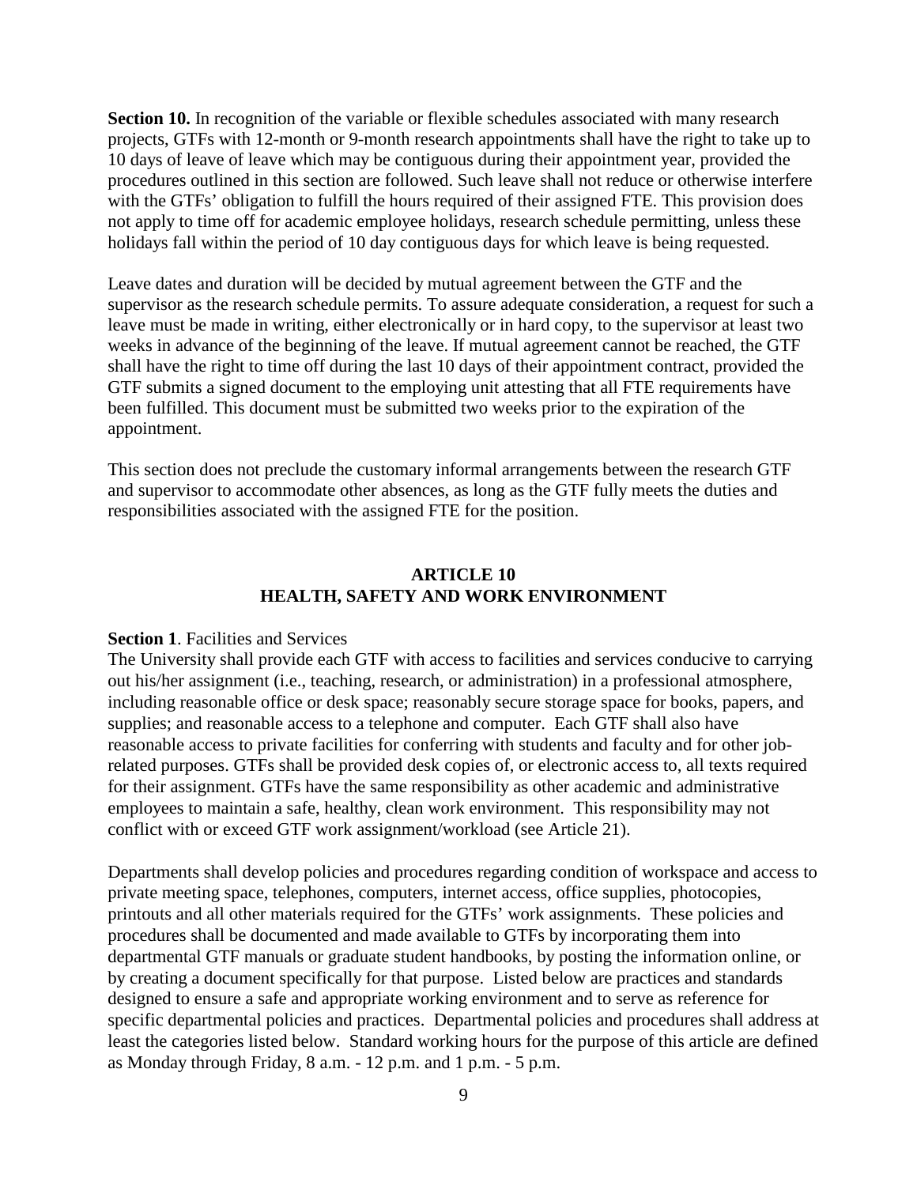**Section 10.** In recognition of the variable or flexible schedules associated with many research projects, GTFs with 12-month or 9-month research appointments shall have the right to take up to 10 days of leave of leave which may be contiguous during their appointment year, provided the procedures outlined in this section are followed. Such leave shall not reduce or otherwise interfere with the GTFs' obligation to fulfill the hours required of their assigned FTE. This provision does not apply to time off for academic employee holidays, research schedule permitting, unless these holidays fall within the period of 10 day contiguous days for which leave is being requested.

Leave dates and duration will be decided by mutual agreement between the GTF and the supervisor as the research schedule permits. To assure adequate consideration, a request for such a leave must be made in writing, either electronically or in hard copy, to the supervisor at least two weeks in advance of the beginning of the leave. If mutual agreement cannot be reached, the GTF shall have the right to time off during the last 10 days of their appointment contract, provided the GTF submits a signed document to the employing unit attesting that all FTE requirements have been fulfilled. This document must be submitted two weeks prior to the expiration of the appointment.

This section does not preclude the customary informal arrangements between the research GTF and supervisor to accommodate other absences, as long as the GTF fully meets the duties and responsibilities associated with the assigned FTE for the position.

## ARTICLE 10
## HEALTH, SAFETY AND WORK ENVIRONMENT

**Section 1**. Facilities and Services
The University shall provide each GTF with access to facilities and services conducive to carrying out his/her assignment (i.e., teaching, research, or administration) in a professional atmosphere, including reasonable office or desk space; reasonably secure storage space for books, papers, and supplies; and reasonable access to a telephone and computer. Each GTF shall also have reasonable access to private facilities for conferring with students and faculty and for other job-related purposes. GTFs shall be provided desk copies of, or electronic access to, all texts required for their assignment. GTFs have the same responsibility as other academic and administrative employees to maintain a safe, healthy, clean work environment. This responsibility may not conflict with or exceed GTF work assignment/workload (see Article 21).

Departments shall develop policies and procedures regarding condition of workspace and access to private meeting space, telephones, computers, internet access, office supplies, photocopies, printouts and all other materials required for the GTFs' work assignments. These policies and procedures shall be documented and made available to GTFs by incorporating them into departmental GTF manuals or graduate student handbooks, by posting the information online, or by creating a document specifically for that purpose. Listed below are practices and standards designed to ensure a safe and appropriate working environment and to serve as reference for specific departmental policies and practices. Departmental policies and procedures shall address at least the categories listed below. Standard working hours for the purpose of this article are defined as Monday through Friday, 8 a.m. - 12 p.m. and 1 p.m. - 5 p.m.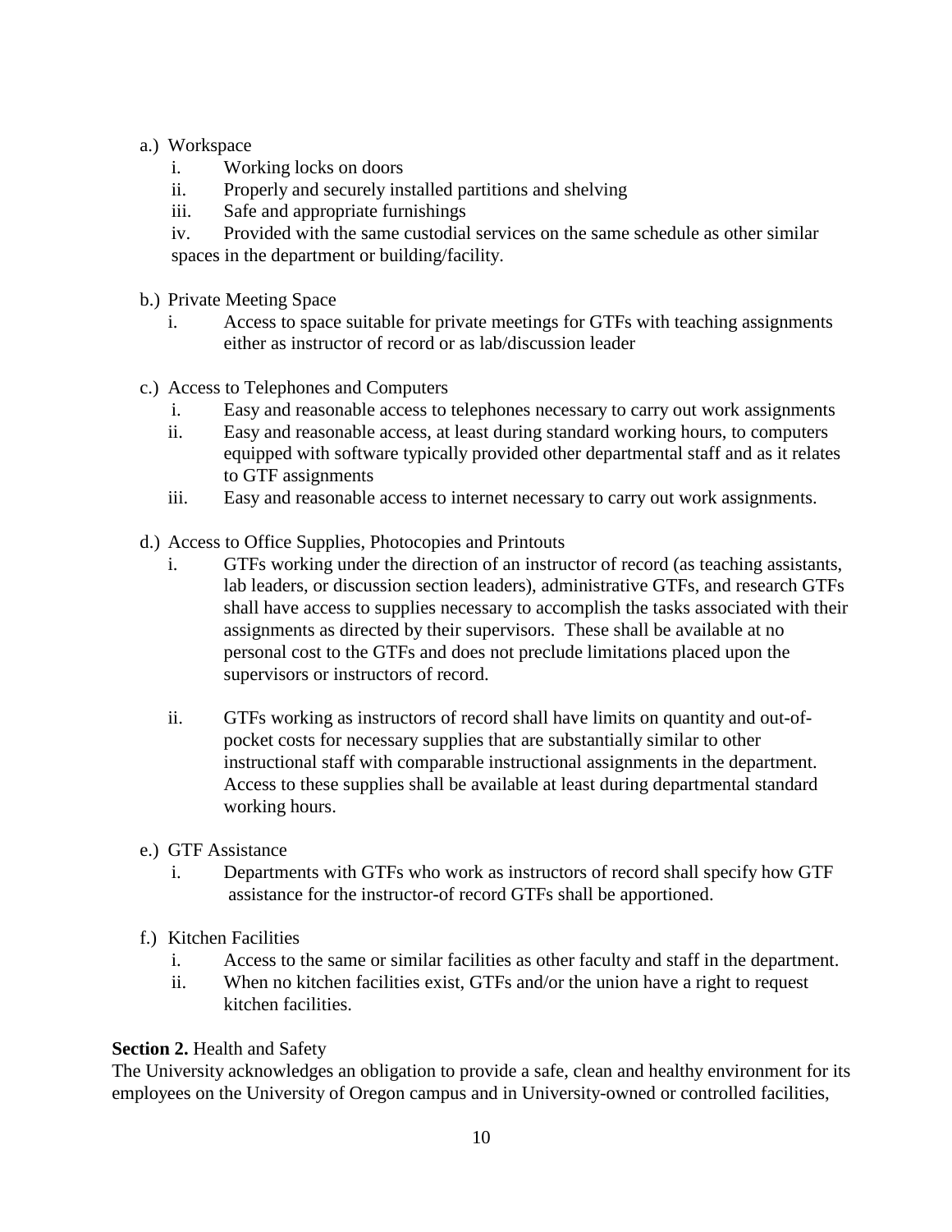a.) Workspace
   i. Working locks on doors
   ii. Properly and securely installed partitions and shelving
   iii. Safe and appropriate furnishings
   iv. Provided with the same custodial services on the same schedule as other similar spaces in the department or building/facility.

b.) Private Meeting Space
   i. Access to space suitable for private meetings for GTFs with teaching assignments either as instructor of record or as lab/discussion leader

c.) Access to Telephones and Computers
   i. Easy and reasonable access to telephones necessary to carry out work assignments
   ii. Easy and reasonable access, at least during standard working hours, to computers equipped with software typically provided other departmental staff and as it relates to GTF assignments
   iii. Easy and reasonable access to internet necessary to carry out work assignments.

d.) Access to Office Supplies, Photocopies and Printouts
   i. GTFs working under the direction of an instructor of record (as teaching assistants, lab leaders, or discussion section leaders), administrative GTFs, and research GTFs shall have access to supplies necessary to accomplish the tasks associated with their assignments as directed by their supervisors. These shall be available at no personal cost to the GTFs and does not preclude limitations placed upon the supervisors or instructors of record.

   ii. GTFs working as instructors of record shall have limits on quantity and out-of-pocket costs for necessary supplies that are substantially similar to other instructional staff with comparable instructional assignments in the department. Access to these supplies shall be available at least during departmental standard working hours.

e.) GTF Assistance
   i. Departments with GTFs who work as instructors of record shall specify how GTF assistance for the instructor-of record GTFs shall be apportioned.

f.) Kitchen Facilities
   i. Access to the same or similar facilities as other faculty and staff in the department.
   ii. When no kitchen facilities exist, GTFs and/or the union have a right to request kitchen facilities.

**Section 2.** Health and Safety
The University acknowledges an obligation to provide a safe, clean and healthy environment for its employees on the University of Oregon campus and in University-owned or controlled facilities,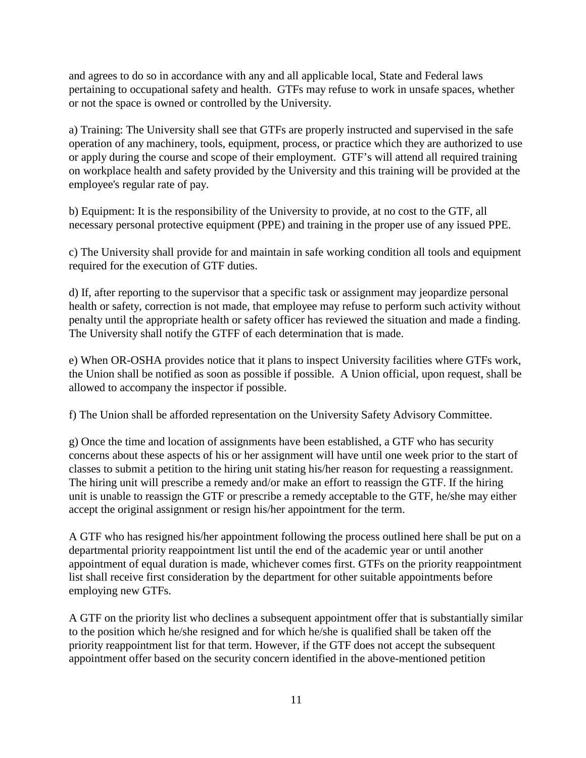and agrees to do so in accordance with any and all applicable local, State and Federal laws pertaining to occupational safety and health. GTFs may refuse to work in unsafe spaces, whether or not the space is owned or controlled by the University.

a) Training: The University shall see that GTFs are properly instructed and supervised in the safe operation of any machinery, tools, equipment, process, or practice which they are authorized to use or apply during the course and scope of their employment. GTF's will attend all required training on workplace health and safety provided by the University and this training will be provided at the employee's regular rate of pay.

b) Equipment: It is the responsibility of the University to provide, at no cost to the GTF, all necessary personal protective equipment (PPE) and training in the proper use of any issued PPE.

c) The University shall provide for and maintain in safe working condition all tools and equipment required for the execution of GTF duties.

d) If, after reporting to the supervisor that a specific task or assignment may jeopardize personal health or safety, correction is not made, that employee may refuse to perform such activity without penalty until the appropriate health or safety officer has reviewed the situation and made a finding. The University shall notify the GTFF of each determination that is made.

e) When OR-OSHA provides notice that it plans to inspect University facilities where GTFs work, the Union shall be notified as soon as possible if possible. A Union official, upon request, shall be allowed to accompany the inspector if possible.

f) The Union shall be afforded representation on the University Safety Advisory Committee.

g) Once the time and location of assignments have been established, a GTF who has security concerns about these aspects of his or her assignment will have until one week prior to the start of classes to submit a petition to the hiring unit stating his/her reason for requesting a reassignment. The hiring unit will prescribe a remedy and/or make an effort to reassign the GTF. If the hiring unit is unable to reassign the GTF or prescribe a remedy acceptable to the GTF, he/she may either accept the original assignment or resign his/her appointment for the term.

A GTF who has resigned his/her appointment following the process outlined here shall be put on a departmental priority reappointment list until the end of the academic year or until another appointment of equal duration is made, whichever comes first. GTFs on the priority reappointment list shall receive first consideration by the department for other suitable appointments before employing new GTFs.

A GTF on the priority list who declines a subsequent appointment offer that is substantially similar to the position which he/she resigned and for which he/she is qualified shall be taken off the priority reappointment list for that term. However, if the GTF does not accept the subsequent appointment offer based on the security concern identified in the above-mentioned petition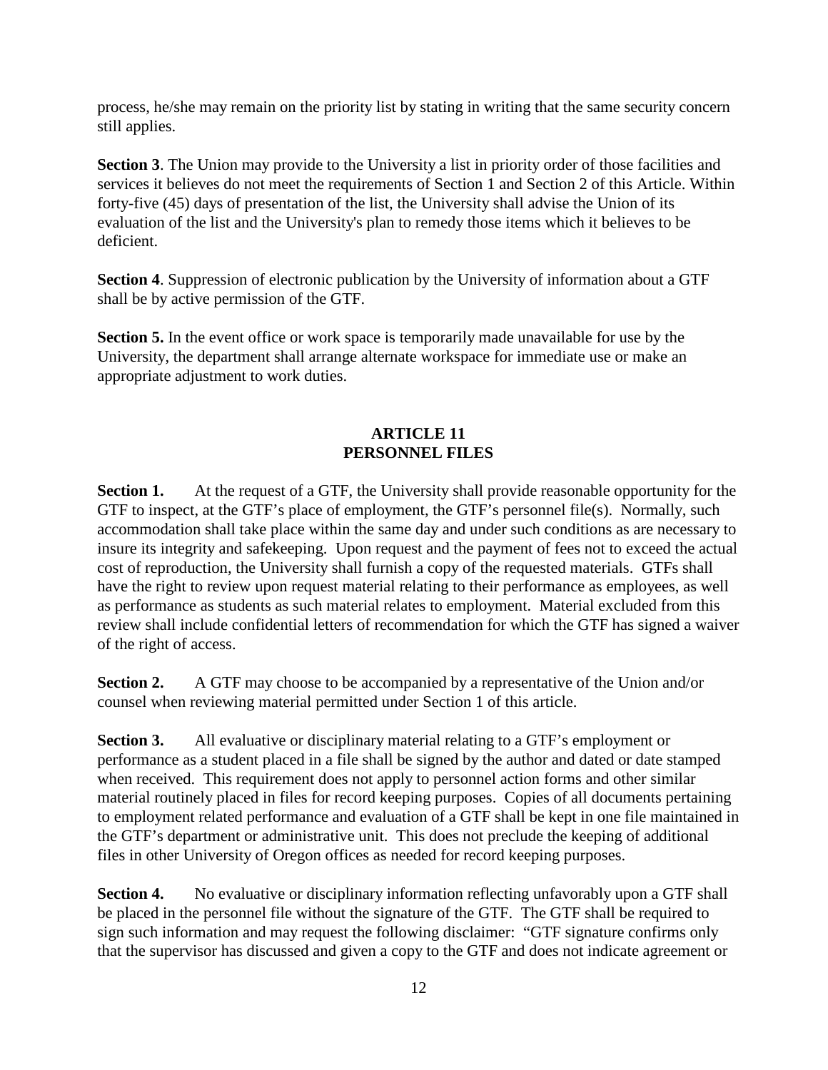process, he/she may remain on the priority list by stating in writing that the same security concern still applies.

**Section 3**. The Union may provide to the University a list in priority order of those facilities and services it believes do not meet the requirements of Section 1 and Section 2 of this Article. Within forty-five (45) days of presentation of the list, the University shall advise the Union of its evaluation of the list and the University's plan to remedy those items which it believes to be deficient.

**Section 4**. Suppression of electronic publication by the University of information about a GTF shall be by active permission of the GTF.

**Section 5.** In the event office or work space is temporarily made unavailable for use by the University, the department shall arrange alternate workspace for immediate use or make an appropriate adjustment to work duties.

## ARTICLE 11
## PERSONNEL FILES

**Section 1.** At the request of a GTF, the University shall provide reasonable opportunity for the GTF to inspect, at the GTF's place of employment, the GTF's personnel file(s). Normally, such accommodation shall take place within the same day and under such conditions as are necessary to insure its integrity and safekeeping. Upon request and the payment of fees not to exceed the actual cost of reproduction, the University shall furnish a copy of the requested materials. GTFs shall have the right to review upon request material relating to their performance as employees, as well as performance as students as such material relates to employment. Material excluded from this review shall include confidential letters of recommendation for which the GTF has signed a waiver of the right of access.

**Section 2.** A GTF may choose to be accompanied by a representative of the Union and/or counsel when reviewing material permitted under Section 1 of this article.

**Section 3.** All evaluative or disciplinary material relating to a GTF's employment or performance as a student placed in a file shall be signed by the author and dated or date stamped when received. This requirement does not apply to personnel action forms and other similar material routinely placed in files for record keeping purposes. Copies of all documents pertaining to employment related performance and evaluation of a GTF shall be kept in one file maintained in the GTF's department or administrative unit. This does not preclude the keeping of additional files in other University of Oregon offices as needed for record keeping purposes.

**Section 4.** No evaluative or disciplinary information reflecting unfavorably upon a GTF shall be placed in the personnel file without the signature of the GTF. The GTF shall be required to sign such information and may request the following disclaimer: "GTF signature confirms only that the supervisor has discussed and given a copy to the GTF and does not indicate agreement or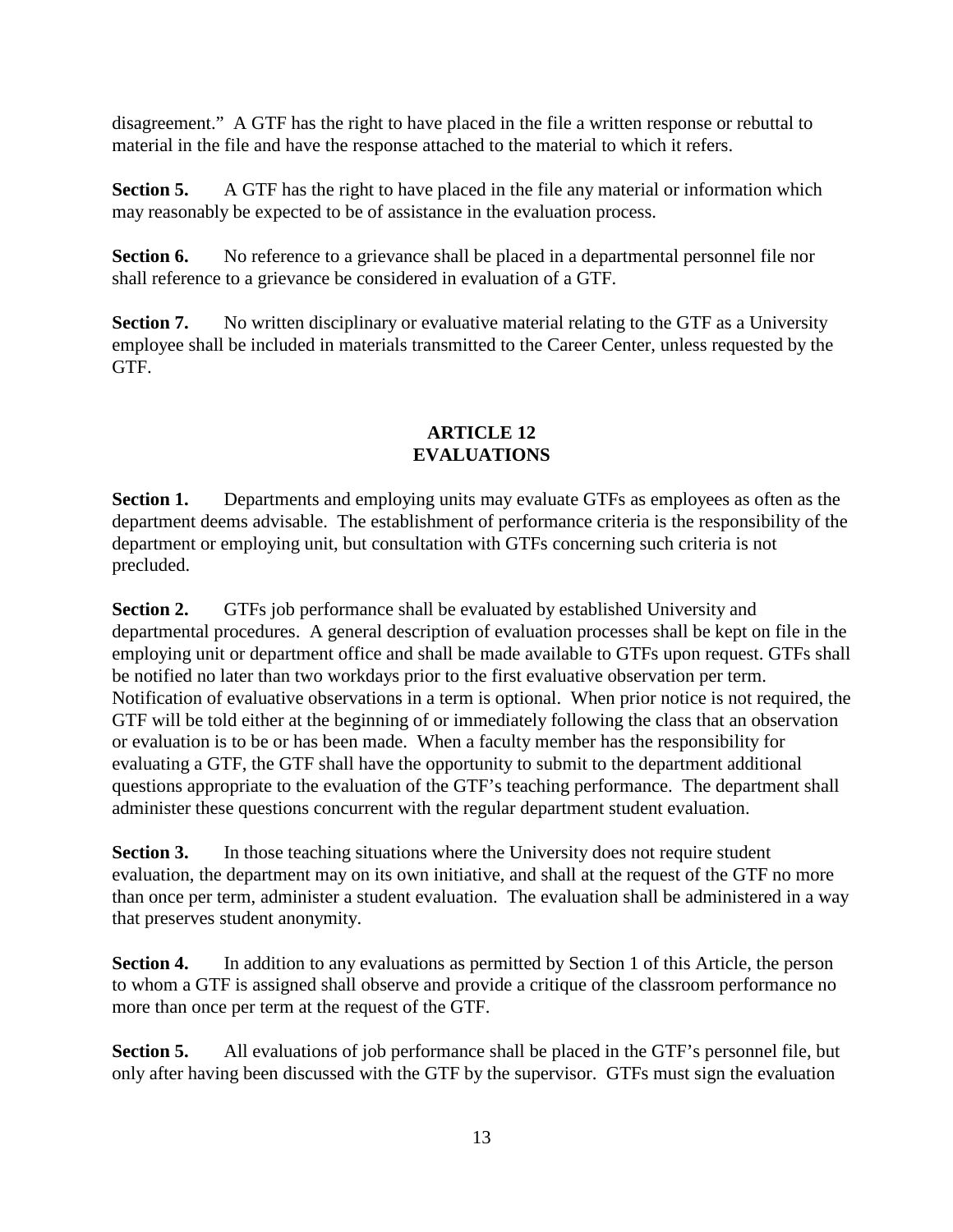disagreement." A GTF has the right to have placed in the file a written response or rebuttal to material in the file and have the response attached to the material to which it refers.

**Section 5.** A GTF has the right to have placed in the file any material or information which may reasonably be expected to be of assistance in the evaluation process.

**Section 6.** No reference to a grievance shall be placed in a departmental personnel file nor shall reference to a grievance be considered in evaluation of a GTF.

**Section 7.** No written disciplinary or evaluative material relating to the GTF as a University employee shall be included in materials transmitted to the Career Center, unless requested by the GTF.

## ARTICLE 12
## EVALUATIONS

**Section 1.** Departments and employing units may evaluate GTFs as employees as often as the department deems advisable. The establishment of performance criteria is the responsibility of the department or employing unit, but consultation with GTFs concerning such criteria is not precluded.

**Section 2.** GTFs job performance shall be evaluated by established University and departmental procedures. A general description of evaluation processes shall be kept on file in the employing unit or department office and shall be made available to GTFs upon request. GTFs shall be notified no later than two workdays prior to the first evaluative observation per term. Notification of evaluative observations in a term is optional. When prior notice is not required, the GTF will be told either at the beginning of or immediately following the class that an observation or evaluation is to be or has been made. When a faculty member has the responsibility for evaluating a GTF, the GTF shall have the opportunity to submit to the department additional questions appropriate to the evaluation of the GTF's teaching performance. The department shall administer these questions concurrent with the regular department student evaluation.

**Section 3.** In those teaching situations where the University does not require student evaluation, the department may on its own initiative, and shall at the request of the GTF no more than once per term, administer a student evaluation. The evaluation shall be administered in a way that preserves student anonymity.

**Section 4.** In addition to any evaluations as permitted by Section 1 of this Article, the person to whom a GTF is assigned shall observe and provide a critique of the classroom performance no more than once per term at the request of the GTF.

**Section 5.** All evaluations of job performance shall be placed in the GTF's personnel file, but only after having been discussed with the GTF by the supervisor. GTFs must sign the evaluation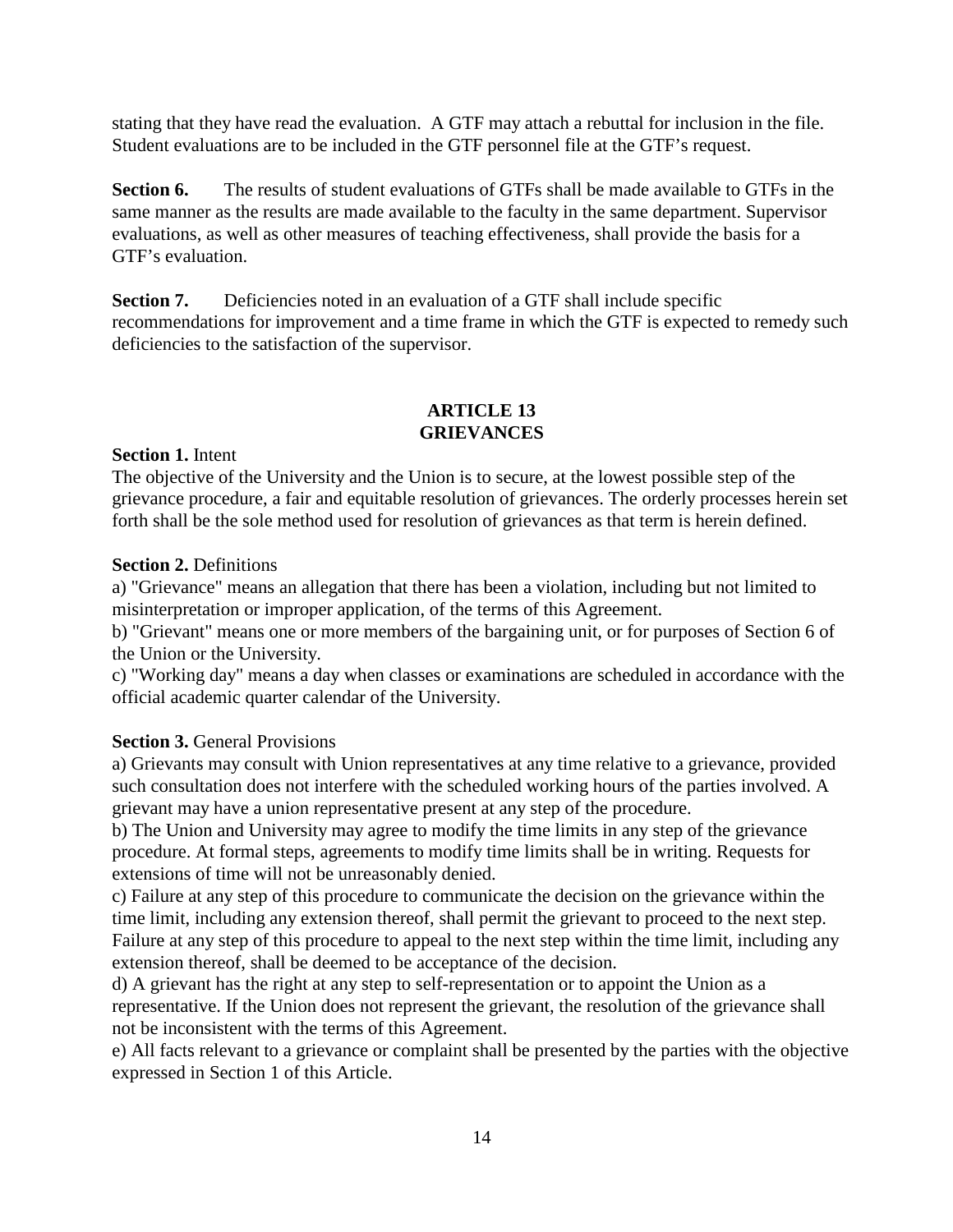stating that they have read the evaluation. A GTF may attach a rebuttal for inclusion in the file. Student evaluations are to be included in the GTF personnel file at the GTF's request.

**Section 6.** The results of student evaluations of GTFs shall be made available to GTFs in the same manner as the results are made available to the faculty in the same department. Supervisor evaluations, as well as other measures of teaching effectiveness, shall provide the basis for a GTF's evaluation.

**Section 7.** Deficiencies noted in an evaluation of a GTF shall include specific recommendations for improvement and a time frame in which the GTF is expected to remedy such deficiencies to the satisfaction of the supervisor.

## ARTICLE 13
## GRIEVANCES

**Section 1.** Intent

The objective of the University and the Union is to secure, at the lowest possible step of the grievance procedure, a fair and equitable resolution of grievances. The orderly processes herein set forth shall be the sole method used for resolution of grievances as that term is herein defined.

**Section 2.** Definitions

a) "Grievance" means an allegation that there has been a violation, including but not limited to misinterpretation or improper application, of the terms of this Agreement.

b) "Grievant" means one or more members of the bargaining unit, or for purposes of Section 6 of the Union or the University.

c) "Working day" means a day when classes or examinations are scheduled in accordance with the official academic quarter calendar of the University.

**Section 3.** General Provisions

a) Grievants may consult with Union representatives at any time relative to a grievance, provided such consultation does not interfere with the scheduled working hours of the parties involved. A grievant may have a union representative present at any step of the procedure.

b) The Union and University may agree to modify the time limits in any step of the grievance procedure. At formal steps, agreements to modify time limits shall be in writing. Requests for extensions of time will not be unreasonably denied.

c) Failure at any step of this procedure to communicate the decision on the grievance within the time limit, including any extension thereof, shall permit the grievant to proceed to the next step. Failure at any step of this procedure to appeal to the next step within the time limit, including any extension thereof, shall be deemed to be acceptance of the decision.

d) A grievant has the right at any step to self-representation or to appoint the Union as a representative. If the Union does not represent the grievant, the resolution of the grievance shall not be inconsistent with the terms of this Agreement.

e) All facts relevant to a grievance or complaint shall be presented by the parties with the objective expressed in Section 1 of this Article.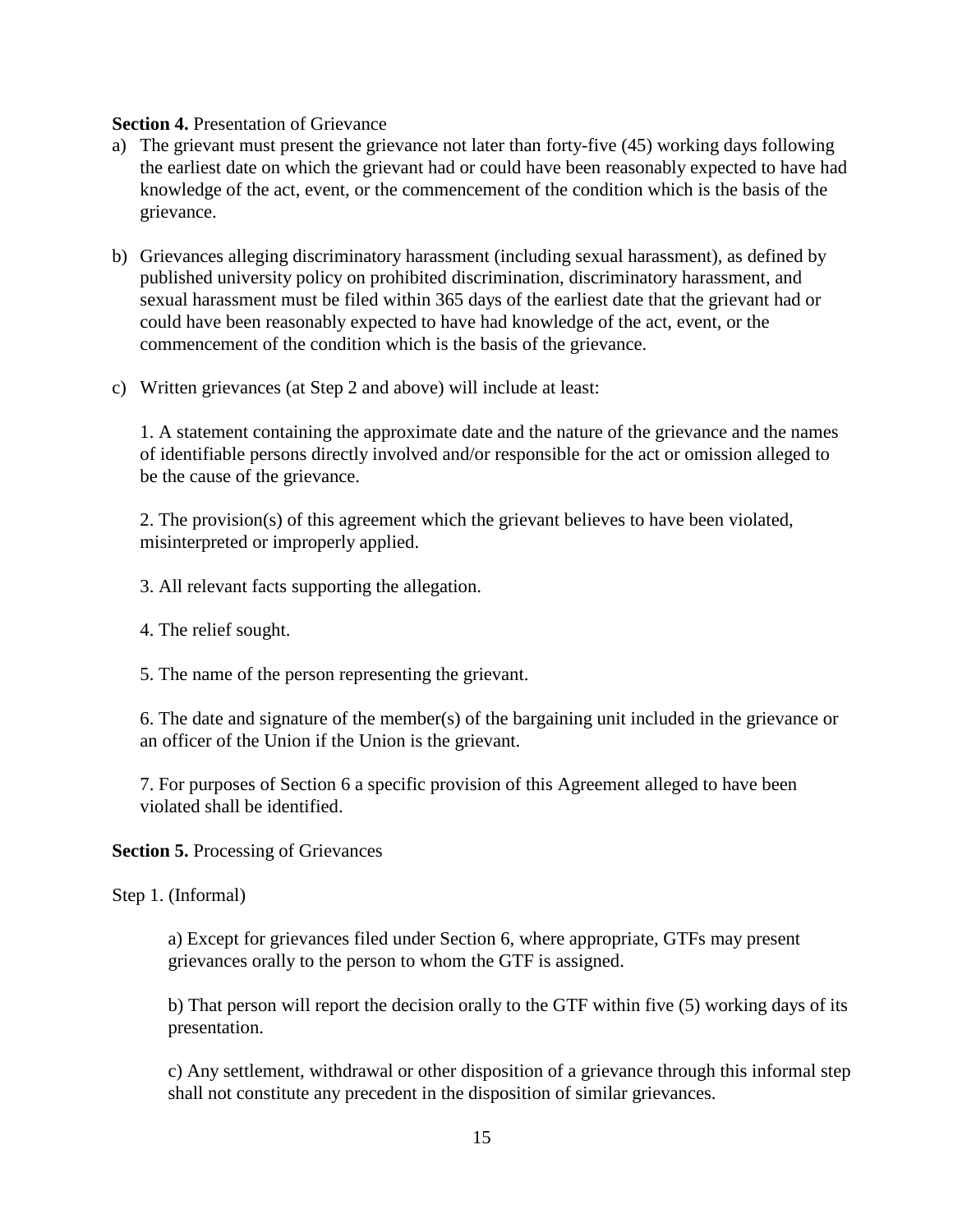**Section 4.** Presentation of Grievance

a) The grievant must present the grievance not later than forty-five (45) working days following the earliest date on which the grievant had or could have been reasonably expected to have had knowledge of the act, event, or the commencement of the condition which is the basis of the grievance.

b) Grievances alleging discriminatory harassment (including sexual harassment), as defined by published university policy on prohibited discrimination, discriminatory harassment, and sexual harassment must be filed within 365 days of the earliest date that the grievant had or could have been reasonably expected to have had knowledge of the act, event, or the commencement of the condition which is the basis of the grievance.

c) Written grievances (at Step 2 and above) will include at least:

1. A statement containing the approximate date and the nature of the grievance and the names of identifiable persons directly involved and/or responsible for the act or omission alleged to be the cause of the grievance.

2. The provision(s) of this agreement which the grievant believes to have been violated, misinterpreted or improperly applied.

3. All relevant facts supporting the allegation.

4. The relief sought.

5. The name of the person representing the grievant.

6. The date and signature of the member(s) of the bargaining unit included in the grievance or an officer of the Union if the Union is the grievant.

7. For purposes of Section 6 a specific provision of this Agreement alleged to have been violated shall be identified.

**Section 5.** Processing of Grievances

Step 1. (Informal)

a) Except for grievances filed under Section 6, where appropriate, GTFs may present grievances orally to the person to whom the GTF is assigned.

b) That person will report the decision orally to the GTF within five (5) working days of its presentation.

c) Any settlement, withdrawal or other disposition of a grievance through this informal step shall not constitute any precedent in the disposition of similar grievances.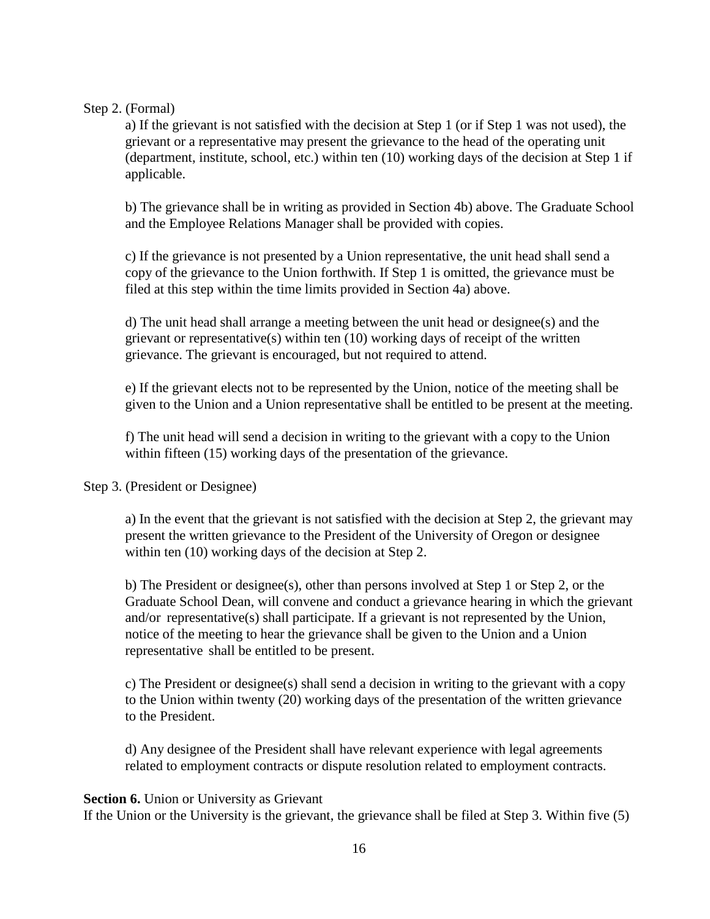Step 2. (Formal)

a) If the grievant is not satisfied with the decision at Step 1 (or if Step 1 was not used), the grievant or a representative may present the grievance to the head of the operating unit (department, institute, school, etc.) within ten (10) working days of the decision at Step 1 if applicable.

b) The grievance shall be in writing as provided in Section 4b) above. The Graduate School and the Employee Relations Manager shall be provided with copies.

c) If the grievance is not presented by a Union representative, the unit head shall send a copy of the grievance to the Union forthwith. If Step 1 is omitted, the grievance must be filed at this step within the time limits provided in Section 4a) above.

d) The unit head shall arrange a meeting between the unit head or designee(s) and the grievant or representative(s) within ten (10) working days of receipt of the written grievance. The grievant is encouraged, but not required to attend.

e) If the grievant elects not to be represented by the Union, notice of the meeting shall be given to the Union and a Union representative shall be entitled to be present at the meeting.

f) The unit head will send a decision in writing to the grievant with a copy to the Union within fifteen (15) working days of the presentation of the grievance.

Step 3. (President or Designee)

a) In the event that the grievant is not satisfied with the decision at Step 2, the grievant may present the written grievance to the President of the University of Oregon or designee within ten (10) working days of the decision at Step 2.

b) The President or designee(s), other than persons involved at Step 1 or Step 2, or the Graduate School Dean, will convene and conduct a grievance hearing in which the grievant and/or representative(s) shall participate. If a grievant is not represented by the Union, notice of the meeting to hear the grievance shall be given to the Union and a Union representative shall be entitled to be present.

c) The President or designee(s) shall send a decision in writing to the grievant with a copy to the Union within twenty (20) working days of the presentation of the written grievance to the President.

d) Any designee of the President shall have relevant experience with legal agreements related to employment contracts or dispute resolution related to employment contracts.

**Section 6.** Union or University as Grievant
If the Union or the University is the grievant, the grievance shall be filed at Step 3. Within five (5)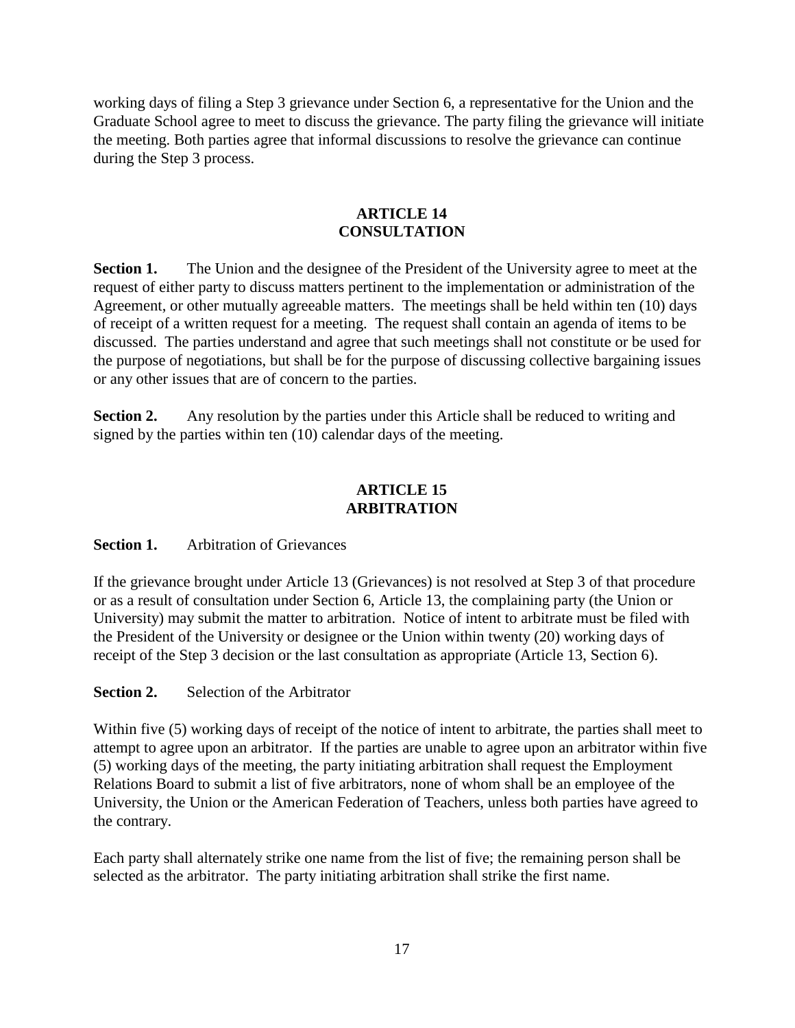working days of filing a Step 3 grievance under Section 6, a representative for the Union and the Graduate School agree to meet to discuss the grievance. The party filing the grievance will initiate the meeting. Both parties agree that informal discussions to resolve the grievance can continue during the Step 3 process.

## ARTICLE 14
## CONSULTATION

**Section 1.** The Union and the designee of the President of the University agree to meet at the request of either party to discuss matters pertinent to the implementation or administration of the Agreement, or other mutually agreeable matters. The meetings shall be held within ten (10) days of receipt of a written request for a meeting. The request shall contain an agenda of items to be discussed. The parties understand and agree that such meetings shall not constitute or be used for the purpose of negotiations, but shall be for the purpose of discussing collective bargaining issues or any other issues that are of concern to the parties.

**Section 2.** Any resolution by the parties under this Article shall be reduced to writing and signed by the parties within ten (10) calendar days of the meeting.

## ARTICLE 15
## ARBITRATION

**Section 1.** Arbitration of Grievances

If the grievance brought under Article 13 (Grievances) is not resolved at Step 3 of that procedure or as a result of consultation under Section 6, Article 13, the complaining party (the Union or University) may submit the matter to arbitration. Notice of intent to arbitrate must be filed with the President of the University or designee or the Union within twenty (20) working days of receipt of the Step 3 decision or the last consultation as appropriate (Article 13, Section 6).

**Section 2.** Selection of the Arbitrator

Within five (5) working days of receipt of the notice of intent to arbitrate, the parties shall meet to attempt to agree upon an arbitrator. If the parties are unable to agree upon an arbitrator within five (5) working days of the meeting, the party initiating arbitration shall request the Employment Relations Board to submit a list of five arbitrators, none of whom shall be an employee of the University, the Union or the American Federation of Teachers, unless both parties have agreed to the contrary.

Each party shall alternately strike one name from the list of five; the remaining person shall be selected as the arbitrator. The party initiating arbitration shall strike the first name.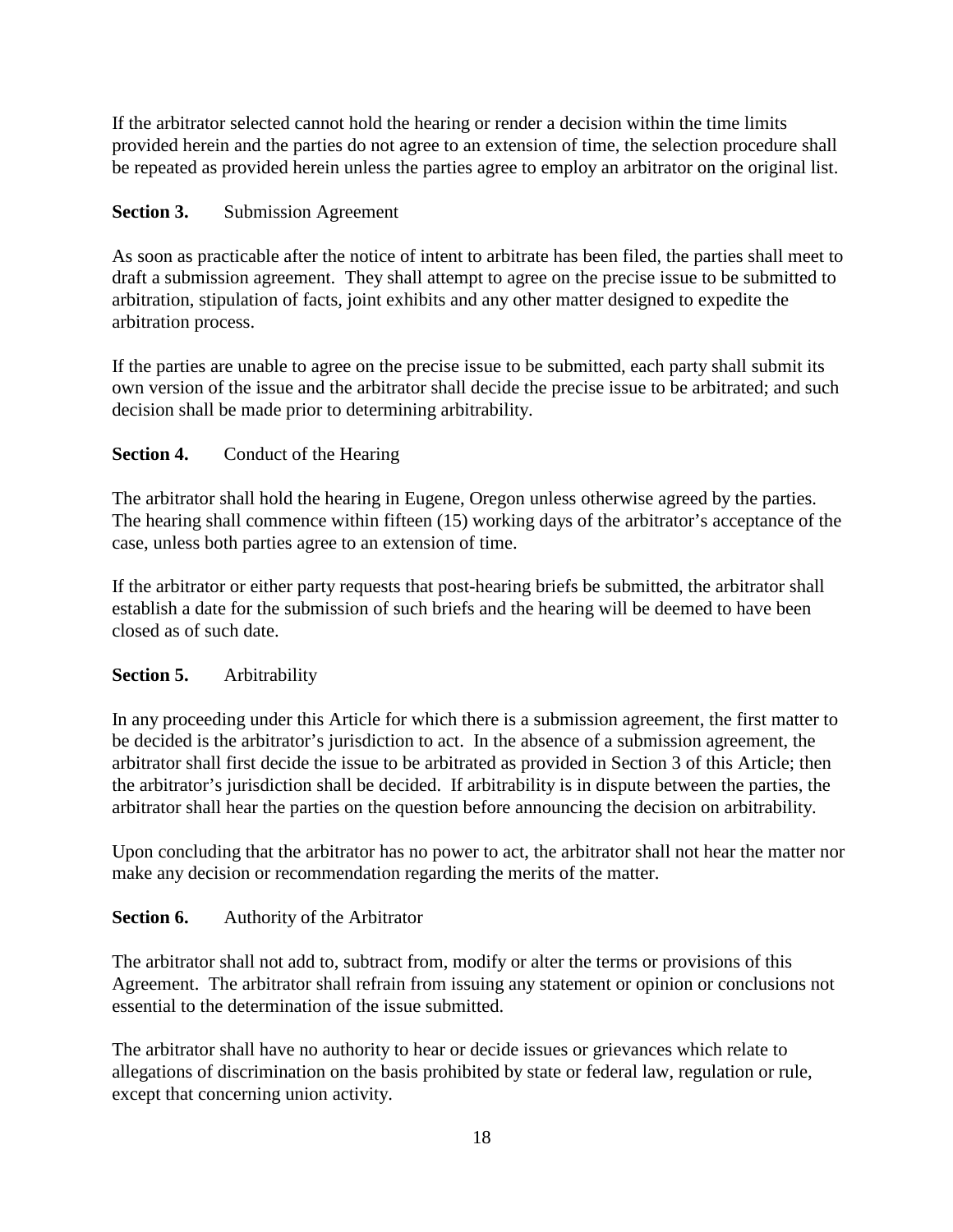If the arbitrator selected cannot hold the hearing or render a decision within the time limits provided herein and the parties do not agree to an extension of time, the selection procedure shall be repeated as provided herein unless the parties agree to employ an arbitrator on the original list.

**Section 3.** Submission Agreement

As soon as practicable after the notice of intent to arbitrate has been filed, the parties shall meet to draft a submission agreement. They shall attempt to agree on the precise issue to be submitted to arbitration, stipulation of facts, joint exhibits and any other matter designed to expedite the arbitration process.

If the parties are unable to agree on the precise issue to be submitted, each party shall submit its own version of the issue and the arbitrator shall decide the precise issue to be arbitrated; and such decision shall be made prior to determining arbitrability.

**Section 4.** Conduct of the Hearing

The arbitrator shall hold the hearing in Eugene, Oregon unless otherwise agreed by the parties. The hearing shall commence within fifteen (15) working days of the arbitrator's acceptance of the case, unless both parties agree to an extension of time.

If the arbitrator or either party requests that post-hearing briefs be submitted, the arbitrator shall establish a date for the submission of such briefs and the hearing will be deemed to have been closed as of such date.

**Section 5.** Arbitrability

In any proceeding under this Article for which there is a submission agreement, the first matter to be decided is the arbitrator's jurisdiction to act. In the absence of a submission agreement, the arbitrator shall first decide the issue to be arbitrated as provided in Section 3 of this Article; then the arbitrator's jurisdiction shall be decided. If arbitrability is in dispute between the parties, the arbitrator shall hear the parties on the question before announcing the decision on arbitrability.

Upon concluding that the arbitrator has no power to act, the arbitrator shall not hear the matter nor make any decision or recommendation regarding the merits of the matter.

**Section 6.** Authority of the Arbitrator

The arbitrator shall not add to, subtract from, modify or alter the terms or provisions of this Agreement. The arbitrator shall refrain from issuing any statement or opinion or conclusions not essential to the determination of the issue submitted.

The arbitrator shall have no authority to hear or decide issues or grievances which relate to allegations of discrimination on the basis prohibited by state or federal law, regulation or rule, except that concerning union activity.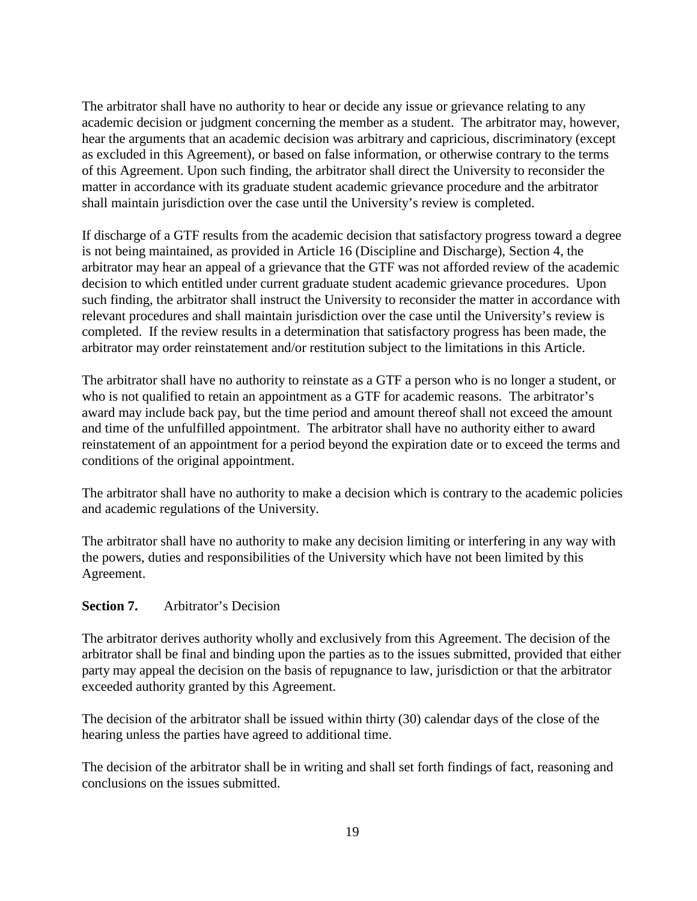The arbitrator shall have no authority to hear or decide any issue or grievance relating to any academic decision or judgment concerning the member as a student. The arbitrator may, however, hear the arguments that an academic decision was arbitrary and capricious, discriminatory (except as excluded in this Agreement), or based on false information, or otherwise contrary to the terms of this Agreement. Upon such finding, the arbitrator shall direct the University to reconsider the matter in accordance with its graduate student academic grievance procedure and the arbitrator shall maintain jurisdiction over the case until the University's review is completed.

If discharge of a GTF results from the academic decision that satisfactory progress toward a degree is not being maintained, as provided in Article 16 (Discipline and Discharge), Section 4, the arbitrator may hear an appeal of a grievance that the GTF was not afforded review of the academic decision to which entitled under current graduate student academic grievance procedures. Upon such finding, the arbitrator shall instruct the University to reconsider the matter in accordance with relevant procedures and shall maintain jurisdiction over the case until the University's review is completed. If the review results in a determination that satisfactory progress has been made, the arbitrator may order reinstatement and/or restitution subject to the limitations in this Article.

The arbitrator shall have no authority to reinstate as a GTF a person who is no longer a student, or who is not qualified to retain an appointment as a GTF for academic reasons. The arbitrator's award may include back pay, but the time period and amount thereof shall not exceed the amount and time of the unfulfilled appointment. The arbitrator shall have no authority either to award reinstatement of an appointment for a period beyond the expiration date or to exceed the terms and conditions of the original appointment.

The arbitrator shall have no authority to make a decision which is contrary to the academic policies and academic regulations of the University.

The arbitrator shall have no authority to make any decision limiting or interfering in any way with the powers, duties and responsibilities of the University which have not been limited by this Agreement.

**Section 7.** Arbitrator's Decision

The arbitrator derives authority wholly and exclusively from this Agreement. The decision of the arbitrator shall be final and binding upon the parties as to the issues submitted, provided that either party may appeal the decision on the basis of repugnance to law, jurisdiction or that the arbitrator exceeded authority granted by this Agreement.

The decision of the arbitrator shall be issued within thirty (30) calendar days of the close of the hearing unless the parties have agreed to additional time.

The decision of the arbitrator shall be in writing and shall set forth findings of fact, reasoning and conclusions on the issues submitted.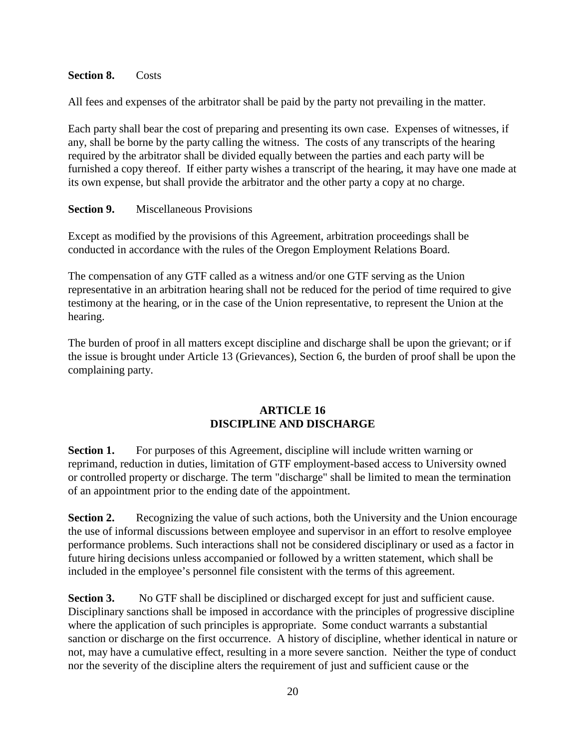**Section 8.** Costs

All fees and expenses of the arbitrator shall be paid by the party not prevailing in the matter.

Each party shall bear the cost of preparing and presenting its own case. Expenses of witnesses, if any, shall be borne by the party calling the witness. The costs of any transcripts of the hearing required by the arbitrator shall be divided equally between the parties and each party will be furnished a copy thereof. If either party wishes a transcript of the hearing, it may have one made at its own expense, but shall provide the arbitrator and the other party a copy at no charge.

**Section 9.** Miscellaneous Provisions

Except as modified by the provisions of this Agreement, arbitration proceedings shall be conducted in accordance with the rules of the Oregon Employment Relations Board.

The compensation of any GTF called as a witness and/or one GTF serving as the Union representative in an arbitration hearing shall not be reduced for the period of time required to give testimony at the hearing, or in the case of the Union representative, to represent the Union at the hearing.

The burden of proof in all matters except discipline and discharge shall be upon the grievant; or if the issue is brought under Article 13 (Grievances), Section 6, the burden of proof shall be upon the complaining party.

## ARTICLE 16
## DISCIPLINE AND DISCHARGE

**Section 1.** For purposes of this Agreement, discipline will include written warning or reprimand, reduction in duties, limitation of GTF employment-based access to University owned or controlled property or discharge. The term "discharge" shall be limited to mean the termination of an appointment prior to the ending date of the appointment.

**Section 2.** Recognizing the value of such actions, both the University and the Union encourage the use of informal discussions between employee and supervisor in an effort to resolve employee performance problems. Such interactions shall not be considered disciplinary or used as a factor in future hiring decisions unless accompanied or followed by a written statement, which shall be included in the employee's personnel file consistent with the terms of this agreement.

**Section 3.** No GTF shall be disciplined or discharged except for just and sufficient cause. Disciplinary sanctions shall be imposed in accordance with the principles of progressive discipline where the application of such principles is appropriate. Some conduct warrants a substantial sanction or discharge on the first occurrence. A history of discipline, whether identical in nature or not, may have a cumulative effect, resulting in a more severe sanction. Neither the type of conduct nor the severity of the discipline alters the requirement of just and sufficient cause or the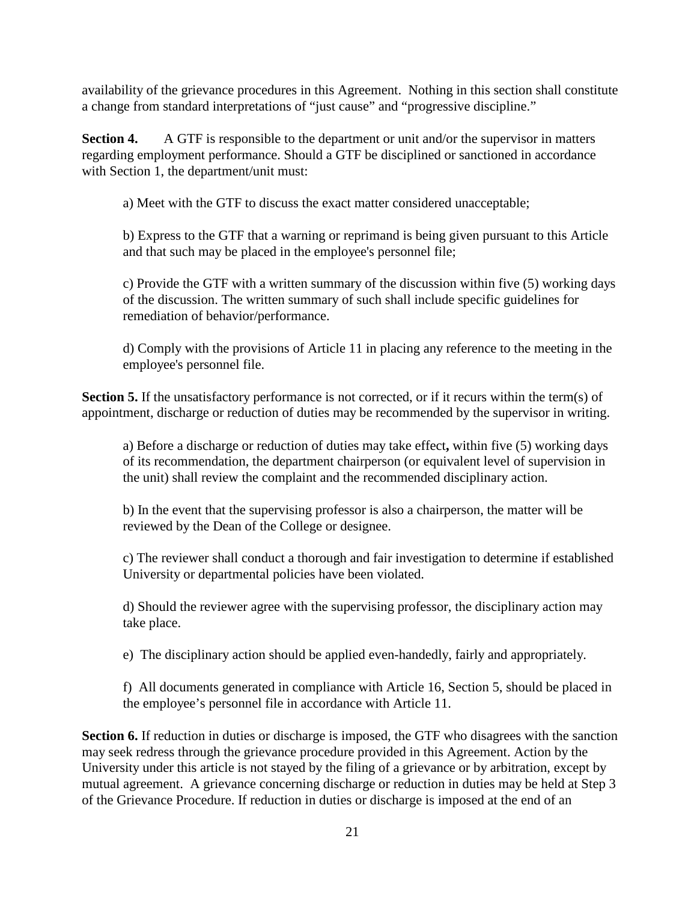availability of the grievance procedures in this Agreement. Nothing in this section shall constitute a change from standard interpretations of "just cause" and "progressive discipline."

**Section 4.** A GTF is responsible to the department or unit and/or the supervisor in matters regarding employment performance. Should a GTF be disciplined or sanctioned in accordance with Section 1, the department/unit must:

a) Meet with the GTF to discuss the exact matter considered unacceptable;

b) Express to the GTF that a warning or reprimand is being given pursuant to this Article and that such may be placed in the employee's personnel file;

c) Provide the GTF with a written summary of the discussion within five (5) working days of the discussion. The written summary of such shall include specific guidelines for remediation of behavior/performance.

d) Comply with the provisions of Article 11 in placing any reference to the meeting in the employee's personnel file.

**Section 5.** If the unsatisfactory performance is not corrected, or if it recurs within the term(s) of appointment, discharge or reduction of duties may be recommended by the supervisor in writing.

a) Before a discharge or reduction of duties may take effect**,** within five (5) working days of its recommendation, the department chairperson (or equivalent level of supervision in the unit) shall review the complaint and the recommended disciplinary action.

b) In the event that the supervising professor is also a chairperson, the matter will be reviewed by the Dean of the College or designee.

c) The reviewer shall conduct a thorough and fair investigation to determine if established University or departmental policies have been violated.

d) Should the reviewer agree with the supervising professor, the disciplinary action may take place.

e) The disciplinary action should be applied even-handedly, fairly and appropriately.

f) All documents generated in compliance with Article 16, Section 5, should be placed in the employee's personnel file in accordance with Article 11.

**Section 6.** If reduction in duties or discharge is imposed, the GTF who disagrees with the sanction may seek redress through the grievance procedure provided in this Agreement. Action by the University under this article is not stayed by the filing of a grievance or by arbitration, except by mutual agreement. A grievance concerning discharge or reduction in duties may be held at Step 3 of the Grievance Procedure. If reduction in duties or discharge is imposed at the end of an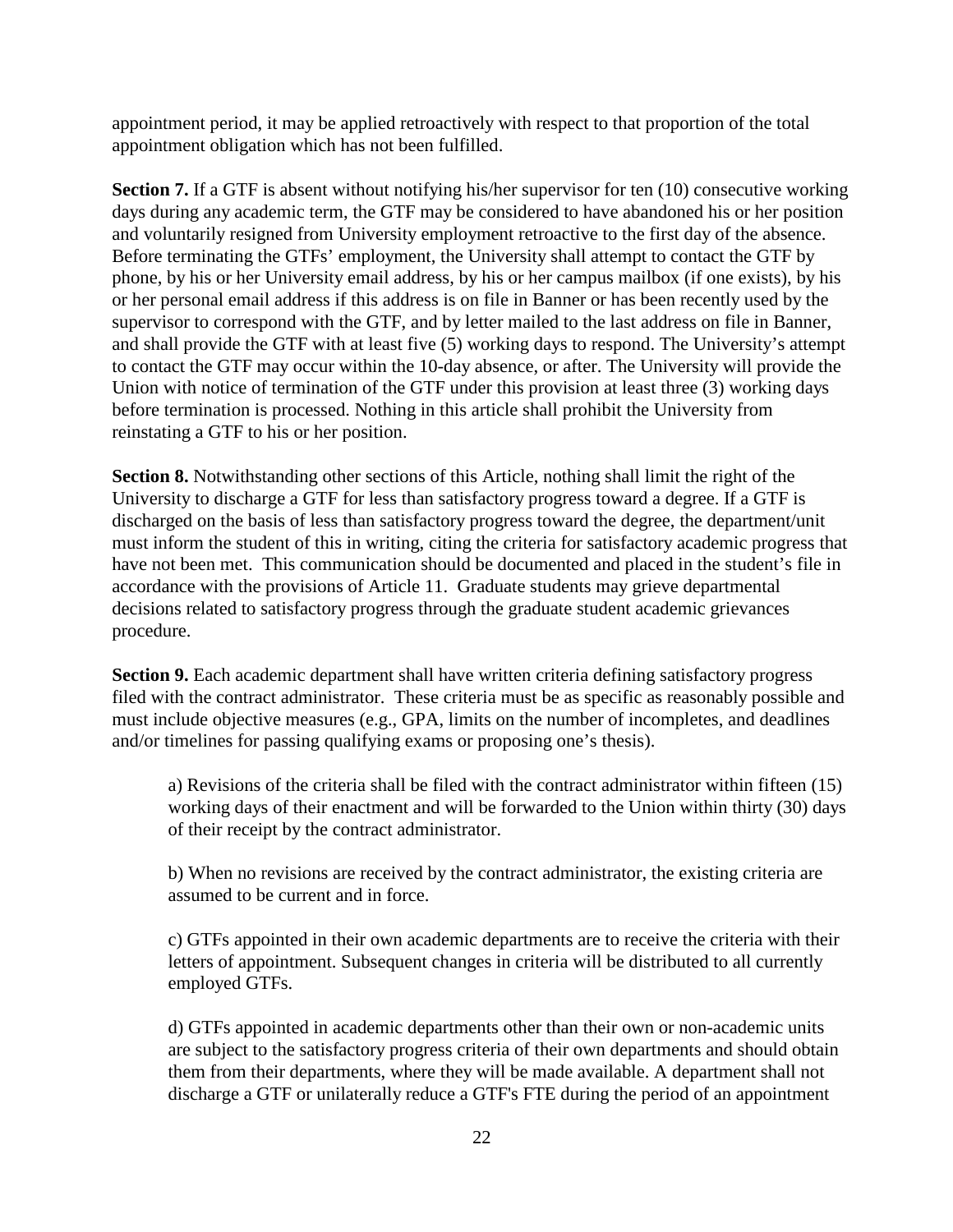appointment period, it may be applied retroactively with respect to that proportion of the total appointment obligation which has not been fulfilled.

**Section 7.** If a GTF is absent without notifying his/her supervisor for ten (10) consecutive working days during any academic term, the GTF may be considered to have abandoned his or her position and voluntarily resigned from University employment retroactive to the first day of the absence. Before terminating the GTFs' employment, the University shall attempt to contact the GTF by phone, by his or her University email address, by his or her campus mailbox (if one exists), by his or her personal email address if this address is on file in Banner or has been recently used by the supervisor to correspond with the GTF, and by letter mailed to the last address on file in Banner, and shall provide the GTF with at least five (5) working days to respond. The University's attempt to contact the GTF may occur within the 10-day absence, or after. The University will provide the Union with notice of termination of the GTF under this provision at least three (3) working days before termination is processed. Nothing in this article shall prohibit the University from reinstating a GTF to his or her position.

**Section 8.** Notwithstanding other sections of this Article, nothing shall limit the right of the University to discharge a GTF for less than satisfactory progress toward a degree. If a GTF is discharged on the basis of less than satisfactory progress toward the degree, the department/unit must inform the student of this in writing, citing the criteria for satisfactory academic progress that have not been met. This communication should be documented and placed in the student's file in accordance with the provisions of Article 11. Graduate students may grieve departmental decisions related to satisfactory progress through the graduate student academic grievances procedure.

**Section 9.** Each academic department shall have written criteria defining satisfactory progress filed with the contract administrator. These criteria must be as specific as reasonably possible and must include objective measures (e.g., GPA, limits on the number of incompletes, and deadlines and/or timelines for passing qualifying exams or proposing one's thesis).

a) Revisions of the criteria shall be filed with the contract administrator within fifteen (15) working days of their enactment and will be forwarded to the Union within thirty (30) days of their receipt by the contract administrator.

b) When no revisions are received by the contract administrator, the existing criteria are assumed to be current and in force.

c) GTFs appointed in their own academic departments are to receive the criteria with their letters of appointment. Subsequent changes in criteria will be distributed to all currently employed GTFs.

d) GTFs appointed in academic departments other than their own or non-academic units are subject to the satisfactory progress criteria of their own departments and should obtain them from their departments, where they will be made available. A department shall not discharge a GTF or unilaterally reduce a GTF's FTE during the period of an appointment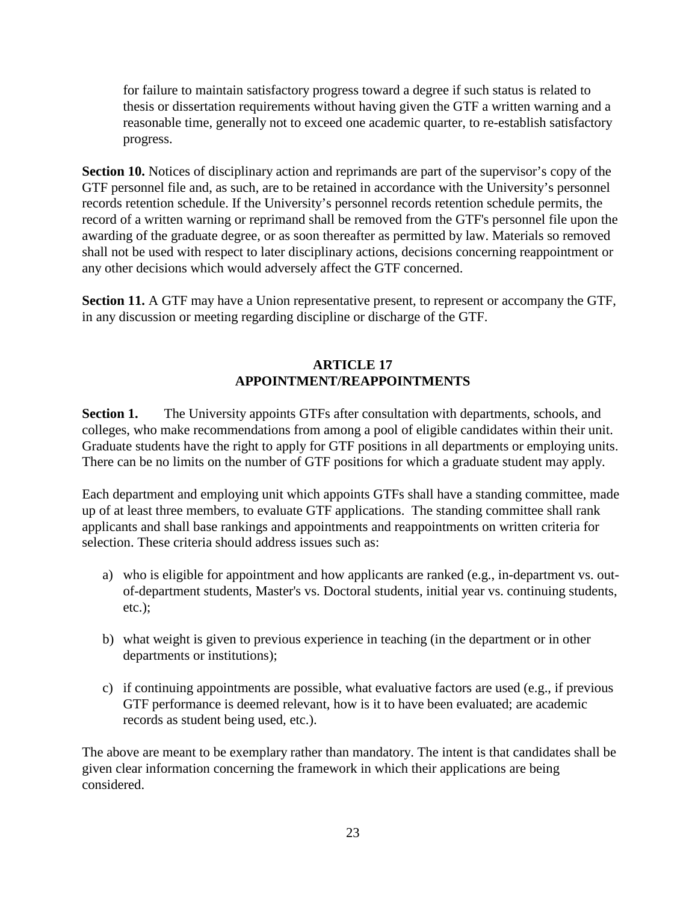for failure to maintain satisfactory progress toward a degree if such status is related to thesis or dissertation requirements without having given the GTF a written warning and a reasonable time, generally not to exceed one academic quarter, to re-establish satisfactory progress.

**Section 10.** Notices of disciplinary action and reprimands are part of the supervisor's copy of the GTF personnel file and, as such, are to be retained in accordance with the University's personnel records retention schedule. If the University's personnel records retention schedule permits, the record of a written warning or reprimand shall be removed from the GTF's personnel file upon the awarding of the graduate degree, or as soon thereafter as permitted by law. Materials so removed shall not be used with respect to later disciplinary actions, decisions concerning reappointment or any other decisions which would adversely affect the GTF concerned.

**Section 11.** A GTF may have a Union representative present, to represent or accompany the GTF, in any discussion or meeting regarding discipline or discharge of the GTF.

## ARTICLE 17
## APPOINTMENT/REAPPOINTMENTS

**Section 1.** The University appoints GTFs after consultation with departments, schools, and colleges, who make recommendations from among a pool of eligible candidates within their unit. Graduate students have the right to apply for GTF positions in all departments or employing units. There can be no limits on the number of GTF positions for which a graduate student may apply.

Each department and employing unit which appoints GTFs shall have a standing committee, made up of at least three members, to evaluate GTF applications. The standing committee shall rank applicants and shall base rankings and appointments and reappointments on written criteria for selection. These criteria should address issues such as:

a) who is eligible for appointment and how applicants are ranked (e.g., in-department vs. out-of-department students, Master's vs. Doctoral students, initial year vs. continuing students, etc.);

b) what weight is given to previous experience in teaching (in the department or in other departments or institutions);

c) if continuing appointments are possible, what evaluative factors are used (e.g., if previous GTF performance is deemed relevant, how is it to have been evaluated; are academic records as student being used, etc.).

The above are meant to be exemplary rather than mandatory. The intent is that candidates shall be given clear information concerning the framework in which their applications are being considered.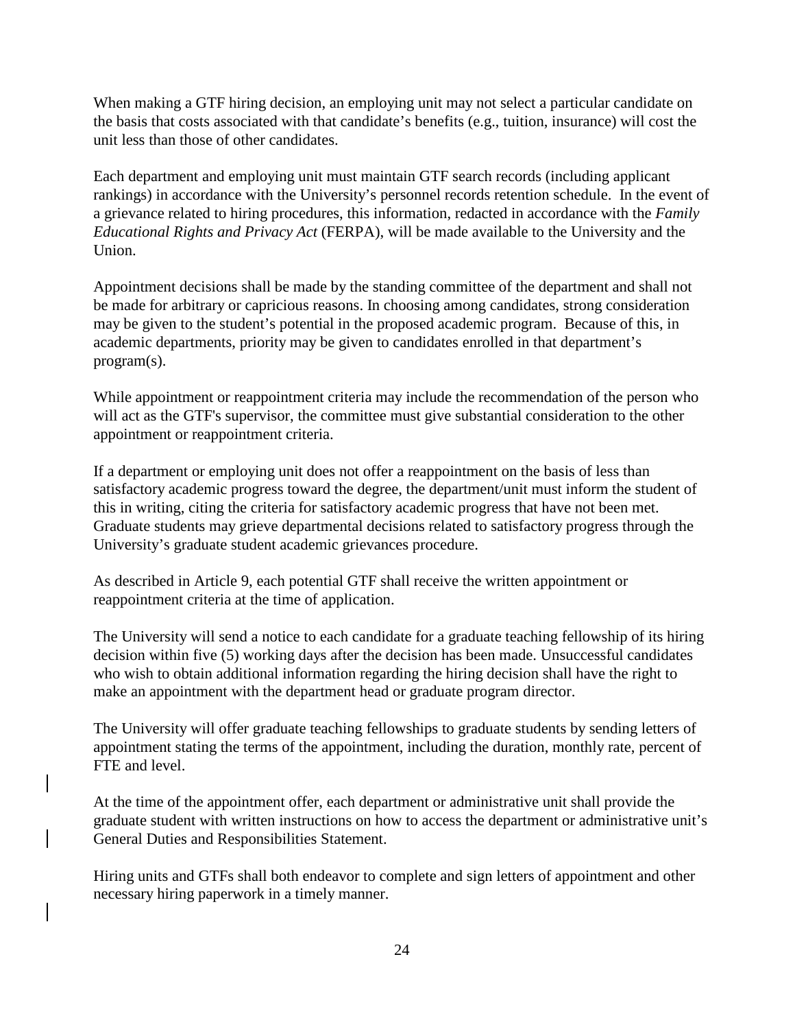When making a GTF hiring decision, an employing unit may not select a particular candidate on the basis that costs associated with that candidate's benefits (e.g., tuition, insurance) will cost the unit less than those of other candidates.

Each department and employing unit must maintain GTF search records (including applicant rankings) in accordance with the University's personnel records retention schedule. In the event of a grievance related to hiring procedures, this information, redacted in accordance with the *Family Educational Rights and Privacy Act* (FERPA), will be made available to the University and the Union.

Appointment decisions shall be made by the standing committee of the department and shall not be made for arbitrary or capricious reasons. In choosing among candidates, strong consideration may be given to the student's potential in the proposed academic program. Because of this, in academic departments, priority may be given to candidates enrolled in that department's program(s).

While appointment or reappointment criteria may include the recommendation of the person who will act as the GTF's supervisor, the committee must give substantial consideration to the other appointment or reappointment criteria.

If a department or employing unit does not offer a reappointment on the basis of less than satisfactory academic progress toward the degree, the department/unit must inform the student of this in writing, citing the criteria for satisfactory academic progress that have not been met. Graduate students may grieve departmental decisions related to satisfactory progress through the University's graduate student academic grievances procedure.

As described in Article 9, each potential GTF shall receive the written appointment or reappointment criteria at the time of application.

The University will send a notice to each candidate for a graduate teaching fellowship of its hiring decision within five (5) working days after the decision has been made. Unsuccessful candidates who wish to obtain additional information regarding the hiring decision shall have the right to make an appointment with the department head or graduate program director.

The University will offer graduate teaching fellowships to graduate students by sending letters of appointment stating the terms of the appointment, including the duration, monthly rate, percent of FTE and level.

At the time of the appointment offer, each department or administrative unit shall provide the graduate student with written instructions on how to access the department or administrative unit's General Duties and Responsibilities Statement.

Hiring units and GTFs shall both endeavor to complete and sign letters of appointment and other necessary hiring paperwork in a timely manner.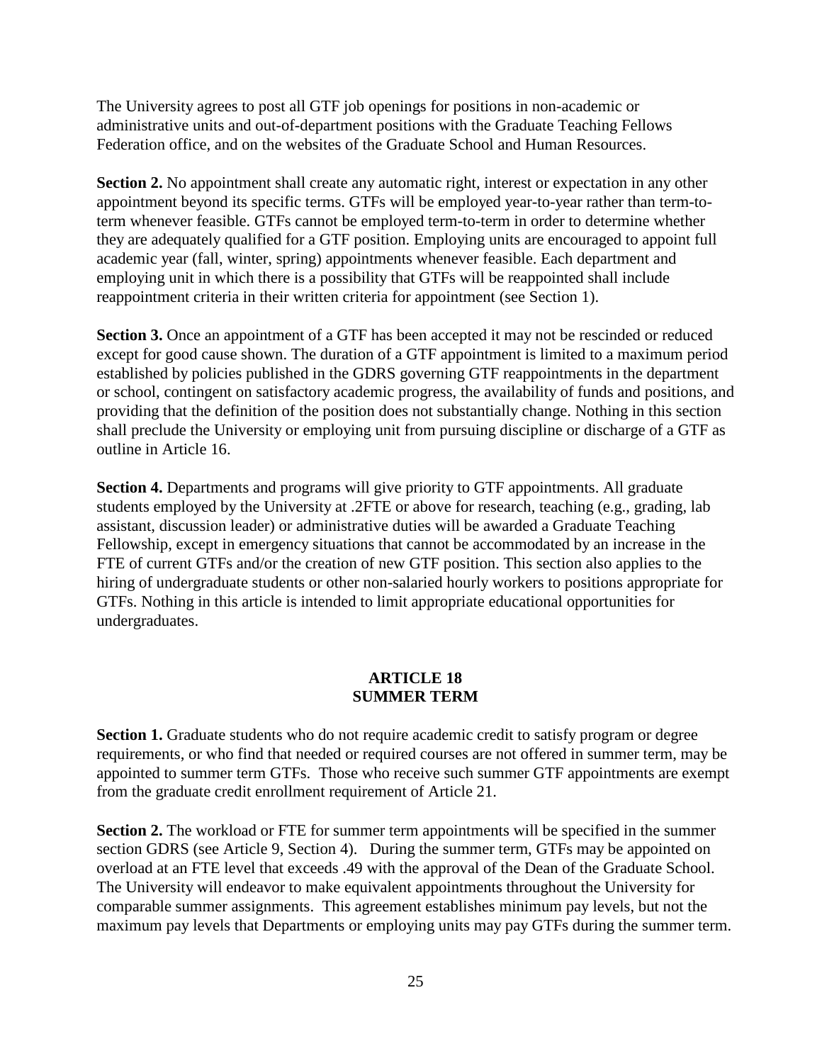The University agrees to post all GTF job openings for positions in non-academic or administrative units and out-of-department positions with the Graduate Teaching Fellows Federation office, and on the websites of the Graduate School and Human Resources.

**Section 2.** No appointment shall create any automatic right, interest or expectation in any other appointment beyond its specific terms. GTFs will be employed year-to-year rather than term-to-term whenever feasible. GTFs cannot be employed term-to-term in order to determine whether they are adequately qualified for a GTF position. Employing units are encouraged to appoint full academic year (fall, winter, spring) appointments whenever feasible. Each department and employing unit in which there is a possibility that GTFs will be reappointed shall include reappointment criteria in their written criteria for appointment (see Section 1).

**Section 3.** Once an appointment of a GTF has been accepted it may not be rescinded or reduced except for good cause shown. The duration of a GTF appointment is limited to a maximum period established by policies published in the GDRS governing GTF reappointments in the department or school, contingent on satisfactory academic progress, the availability of funds and positions, and providing that the definition of the position does not substantially change. Nothing in this section shall preclude the University or employing unit from pursuing discipline or discharge of a GTF as outline in Article 16.

**Section 4.** Departments and programs will give priority to GTF appointments. All graduate students employed by the University at .2FTE or above for research, teaching (e.g., grading, lab assistant, discussion leader) or administrative duties will be awarded a Graduate Teaching Fellowship, except in emergency situations that cannot be accommodated by an increase in the FTE of current GTFs and/or the creation of new GTF position. This section also applies to the hiring of undergraduate students or other non-salaried hourly workers to positions appropriate for GTFs. Nothing in this article is intended to limit appropriate educational opportunities for undergraduates.

## ARTICLE 18
## SUMMER TERM

**Section 1.** Graduate students who do not require academic credit to satisfy program or degree requirements, or who find that needed or required courses are not offered in summer term, may be appointed to summer term GTFs. Those who receive such summer GTF appointments are exempt from the graduate credit enrollment requirement of Article 21.

**Section 2.** The workload or FTE for summer term appointments will be specified in the summer section GDRS (see Article 9, Section 4). During the summer term, GTFs may be appointed on overload at an FTE level that exceeds .49 with the approval of the Dean of the Graduate School. The University will endeavor to make equivalent appointments throughout the University for comparable summer assignments. This agreement establishes minimum pay levels, but not the maximum pay levels that Departments or employing units may pay GTFs during the summer term.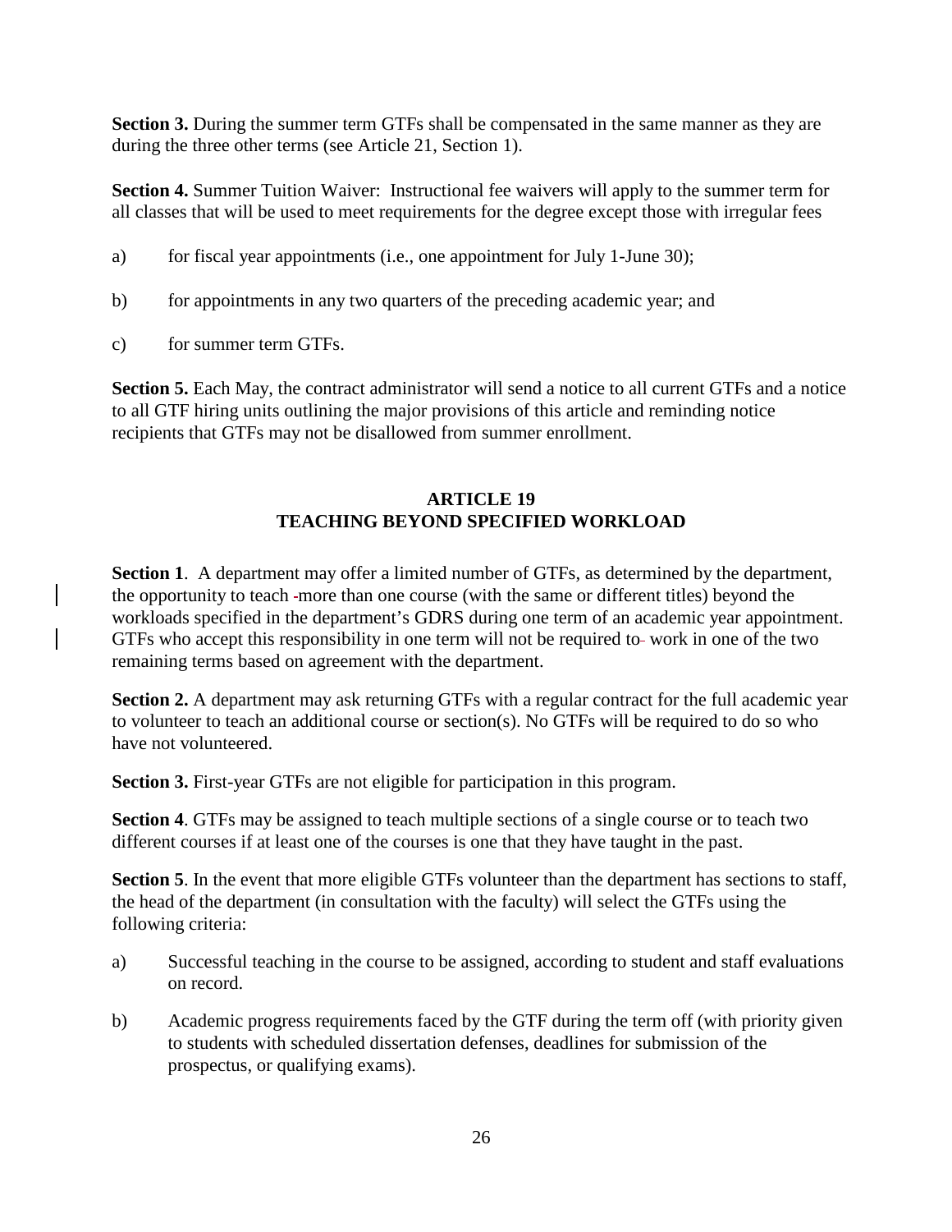**Section 3.** During the summer term GTFs shall be compensated in the same manner as they are during the three other terms (see Article 21, Section 1).

**Section 4.** Summer Tuition Waiver: Instructional fee waivers will apply to the summer term for all classes that will be used to meet requirements for the degree except those with irregular fees

a) for fiscal year appointments (i.e., one appointment for July 1-June 30);

b) for appointments in any two quarters of the preceding academic year; and

c) for summer term GTFs.

**Section 5.** Each May, the contract administrator will send a notice to all current GTFs and a notice to all GTF hiring units outlining the major provisions of this article and reminding notice recipients that GTFs may not be disallowed from summer enrollment.

## ARTICLE 19
## TEACHING BEYOND SPECIFIED WORKLOAD

**Section 1**. A department may offer a limited number of GTFs, as determined by the department, the opportunity to teach more than one course (with the same or different titles) beyond the workloads specified in the department's GDRS during one term of an academic year appointment. GTFs who accept this responsibility in one term will not be required to work in one of the two remaining terms based on agreement with the department.

**Section 2.** A department may ask returning GTFs with a regular contract for the full academic year to volunteer to teach an additional course or section(s). No GTFs will be required to do so who have not volunteered.

**Section 3.** First-year GTFs are not eligible for participation in this program.

**Section 4**. GTFs may be assigned to teach multiple sections of a single course or to teach two different courses if at least one of the courses is one that they have taught in the past.

**Section 5**. In the event that more eligible GTFs volunteer than the department has sections to staff, the head of the department (in consultation with the faculty) will select the GTFs using the following criteria:

a) Successful teaching in the course to be assigned, according to student and staff evaluations on record.

b) Academic progress requirements faced by the GTF during the term off (with priority given to students with scheduled dissertation defenses, deadlines for submission of the prospectus, or qualifying exams).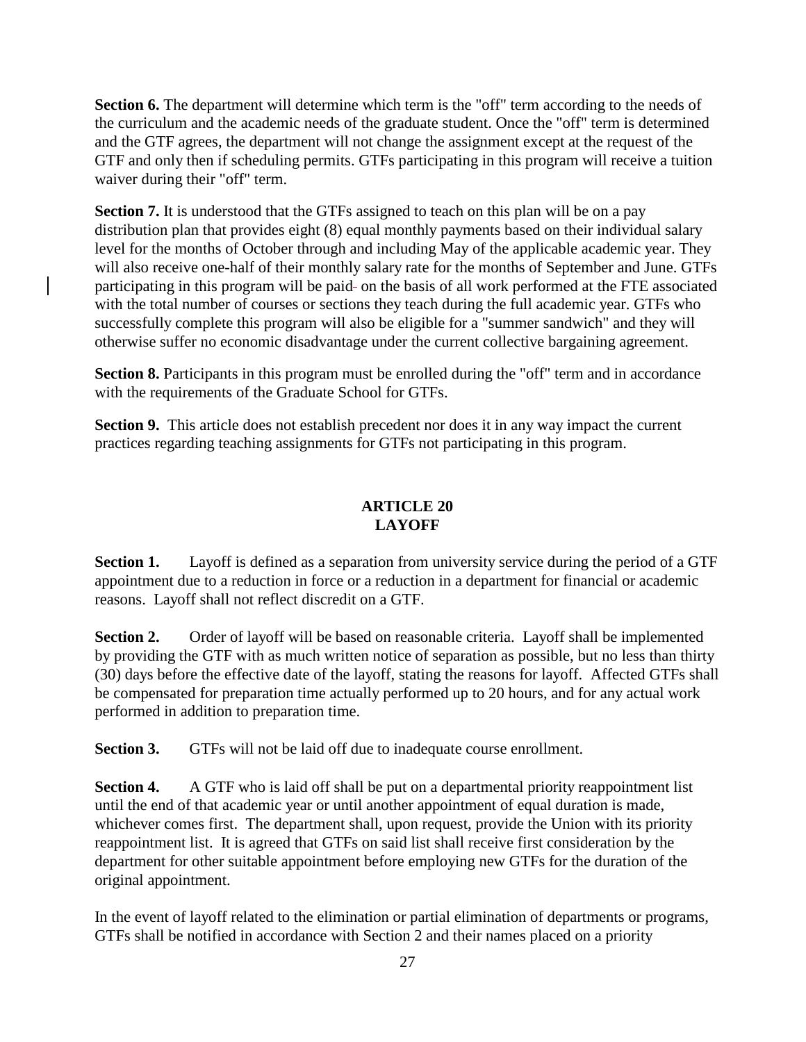**Section 6.** The department will determine which term is the "off" term according to the needs of the curriculum and the academic needs of the graduate student. Once the "off" term is determined and the GTF agrees, the department will not change the assignment except at the request of the GTF and only then if scheduling permits. GTFs participating in this program will receive a tuition waiver during their "off" term.

**Section 7.** It is understood that the GTFs assigned to teach on this plan will be on a pay distribution plan that provides eight (8) equal monthly payments based on their individual salary level for the months of October through and including May of the applicable academic year. They will also receive one-half of their monthly salary rate for the months of September and June. GTFs participating in this program will be paid on the basis of all work performed at the FTE associated with the total number of courses or sections they teach during the full academic year. GTFs who successfully complete this program will also be eligible for a "summer sandwich" and they will otherwise suffer no economic disadvantage under the current collective bargaining agreement.

**Section 8.** Participants in this program must be enrolled during the "off" term and in accordance with the requirements of the Graduate School for GTFs.

**Section 9.** This article does not establish precedent nor does it in any way impact the current practices regarding teaching assignments for GTFs not participating in this program.

## ARTICLE 20
## LAYOFF

**Section 1.** Layoff is defined as a separation from university service during the period of a GTF appointment due to a reduction in force or a reduction in a department for financial or academic reasons. Layoff shall not reflect discredit on a GTF.

**Section 2.** Order of layoff will be based on reasonable criteria. Layoff shall be implemented by providing the GTF with as much written notice of separation as possible, but no less than thirty (30) days before the effective date of the layoff, stating the reasons for layoff. Affected GTFs shall be compensated for preparation time actually performed up to 20 hours, and for any actual work performed in addition to preparation time.

**Section 3.** GTFs will not be laid off due to inadequate course enrollment.

**Section 4.** A GTF who is laid off shall be put on a departmental priority reappointment list until the end of that academic year or until another appointment of equal duration is made, whichever comes first. The department shall, upon request, provide the Union with its priority reappointment list. It is agreed that GTFs on said list shall receive first consideration by the department for other suitable appointment before employing new GTFs for the duration of the original appointment.

In the event of layoff related to the elimination or partial elimination of departments or programs, GTFs shall be notified in accordance with Section 2 and their names placed on a priority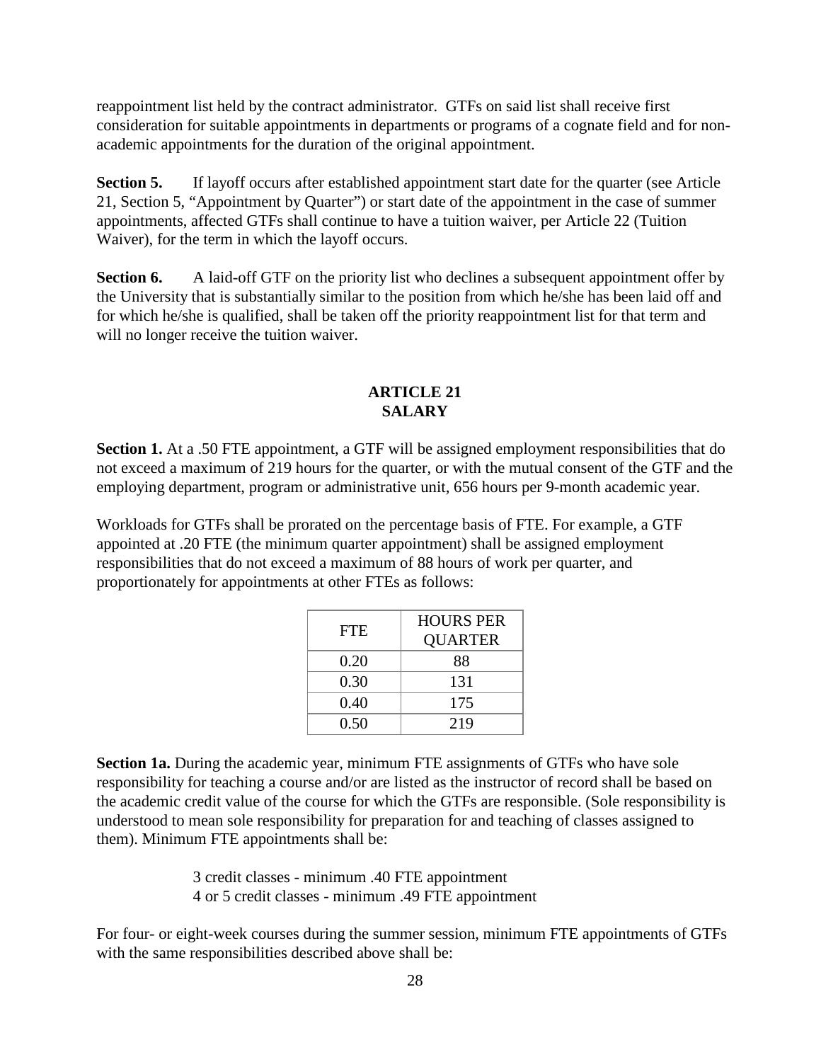reappointment list held by the contract administrator. GTFs on said list shall receive first consideration for suitable appointments in departments or programs of a cognate field and for non-academic appointments for the duration of the original appointment.

**Section 5.** If layoff occurs after established appointment start date for the quarter (see Article 21, Section 5, "Appointment by Quarter") or start date of the appointment in the case of summer appointments, affected GTFs shall continue to have a tuition waiver, per Article 22 (Tuition Waiver), for the term in which the layoff occurs.

**Section 6.** A laid-off GTF on the priority list who declines a subsequent appointment offer by the University that is substantially similar to the position from which he/she has been laid off and for which he/she is qualified, shall be taken off the priority reappointment list for that term and will no longer receive the tuition waiver.

## ARTICLE 21
## SALARY

**Section 1.** At a .50 FTE appointment, a GTF will be assigned employment responsibilities that do not exceed a maximum of 219 hours for the quarter, or with the mutual consent of the GTF and the employing department, program or administrative unit, 656 hours per 9-month academic year.

Workloads for GTFs shall be prorated on the percentage basis of FTE. For example, a GTF appointed at .20 FTE (the minimum quarter appointment) shall be assigned employment responsibilities that do not exceed a maximum of 88 hours of work per quarter, and proportionately for appointments at other FTEs as follows:

| FTE | HOURS PER QUARTER |
|---|---|
| 0.20 | 88 |
| 0.30 | 131 |
| 0.40 | 175 |
| 0.50 | 219 |

**Section 1a.** During the academic year, minimum FTE assignments of GTFs who have sole responsibility for teaching a course and/or are listed as the instructor of record shall be based on the academic credit value of the course for which the GTFs are responsible. (Sole responsibility is understood to mean sole responsibility for preparation for and teaching of classes assigned to them). Minimum FTE appointments shall be:

3 credit classes - minimum .40 FTE appointment
4 or 5 credit classes - minimum .49 FTE appointment

For four- or eight-week courses during the summer session, minimum FTE appointments of GTFs with the same responsibilities described above shall be: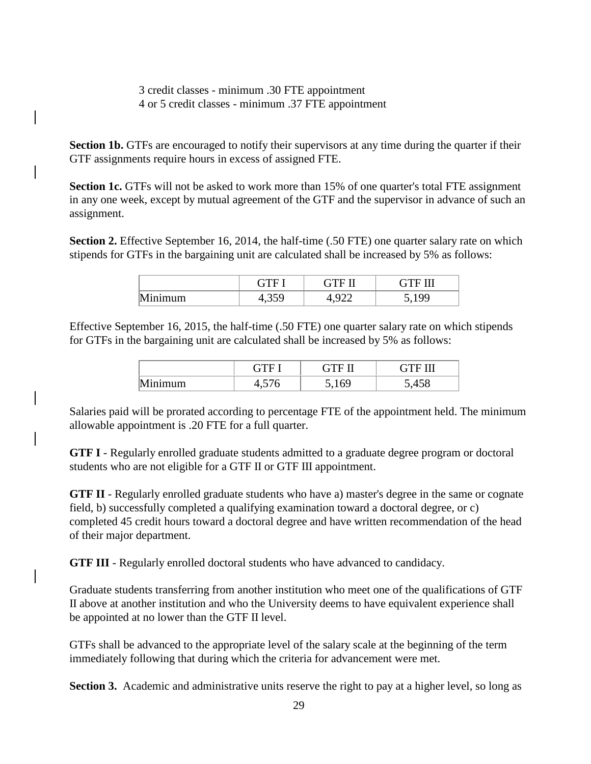3 credit classes - minimum .30 FTE appointment
4 or 5 credit classes - minimum .37 FTE appointment

**Section 1b.** GTFs are encouraged to notify their supervisors at any time during the quarter if their GTF assignments require hours in excess of assigned FTE.

**Section 1c.** GTFs will not be asked to work more than 15% of one quarter's total FTE assignment in any one week, except by mutual agreement of the GTF and the supervisor in advance of such an assignment.

**Section 2.** Effective September 16, 2014, the half-time (.50 FTE) one quarter salary rate on which stipends for GTFs in the bargaining unit are calculated shall be increased by 5% as follows:

| | GTF I | GTF II | GTF III |
|---|---|---|---|
| Minimum | 4,359 | 4,922 | 5,199 |

Effective September 16, 2015, the half-time (.50 FTE) one quarter salary rate on which stipends for GTFs in the bargaining unit are calculated shall be increased by 5% as follows:

| | GTF I | GTF II | GTF III |
|---|---|---|---|
| Minimum | 4,576 | 5,169 | 5,458 |

Salaries paid will be prorated according to percentage FTE of the appointment held. The minimum allowable appointment is .20 FTE for a full quarter.

**GTF I** - Regularly enrolled graduate students admitted to a graduate degree program or doctoral students who are not eligible for a GTF II or GTF III appointment.

**GTF II** - Regularly enrolled graduate students who have a) master's degree in the same or cognate field, b) successfully completed a qualifying examination toward a doctoral degree, or c) completed 45 credit hours toward a doctoral degree and have written recommendation of the head of their major department.

**GTF III** - Regularly enrolled doctoral students who have advanced to candidacy.

Graduate students transferring from another institution who meet one of the qualifications of GTF II above at another institution and who the University deems to have equivalent experience shall be appointed at no lower than the GTF II level.

GTFs shall be advanced to the appropriate level of the salary scale at the beginning of the term immediately following that during which the criteria for advancement were met.

**Section 3.** Academic and administrative units reserve the right to pay at a higher level, so long as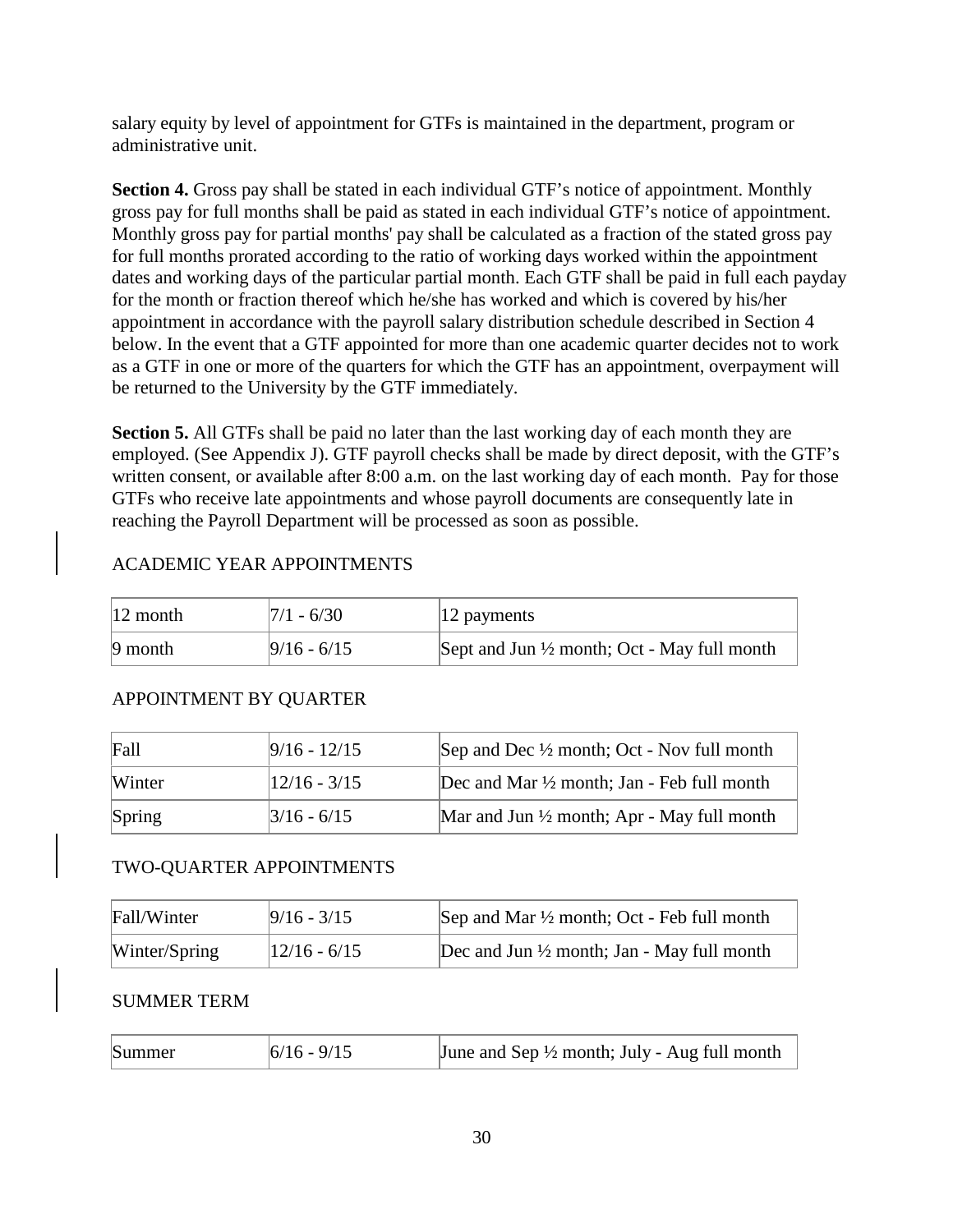salary equity by level of appointment for GTFs is maintained in the department, program or administrative unit.

**Section 4.** Gross pay shall be stated in each individual GTF's notice of appointment. Monthly gross pay for full months shall be paid as stated in each individual GTF's notice of appointment. Monthly gross pay for partial months' pay shall be calculated as a fraction of the stated gross pay for full months prorated according to the ratio of working days worked within the appointment dates and working days of the particular partial month. Each GTF shall be paid in full each payday for the month or fraction thereof which he/she has worked and which is covered by his/her appointment in accordance with the payroll salary distribution schedule described in Section 4 below. In the event that a GTF appointed for more than one academic quarter decides not to work as a GTF in one or more of the quarters for which the GTF has an appointment, overpayment will be returned to the University by the GTF immediately.

**Section 5.** All GTFs shall be paid no later than the last working day of each month they are employed. (See Appendix J). GTF payroll checks shall be made by direct deposit, with the GTF's written consent, or available after 8:00 a.m. on the last working day of each month. Pay for those GTFs who receive late appointments and whose payroll documents are consequently late in reaching the Payroll Department will be processed as soon as possible.

ACADEMIC YEAR APPOINTMENTS

| | | |
|---|---|---|
| 12 month | 7/1 - 6/30 | 12 payments |
| 9 month | 9/16 - 6/15 | Sept and Jun ½ month; Oct - May full month |

APPOINTMENT BY QUARTER

| | | |
|---|---|---|
| Fall | 9/16 - 12/15 | Sep and Dec ½ month; Oct - Nov full month |
| Winter | 12/16 - 3/15 | Dec and Mar ½ month; Jan - Feb full month |
| Spring | 3/16 - 6/15 | Mar and Jun ½ month; Apr - May full month |

TWO-QUARTER APPOINTMENTS

| | | |
|---|---|---|
| Fall/Winter | 9/16 - 3/15 | Sep and Mar ½ month; Oct - Feb full month |
| Winter/Spring | 12/16 - 6/15 | Dec and Jun ½ month; Jan - May full month |

SUMMER TERM

| | | |
|---|---|---|
| Summer | 6/16 - 9/15 | June and Sep ½ month; July - Aug full month |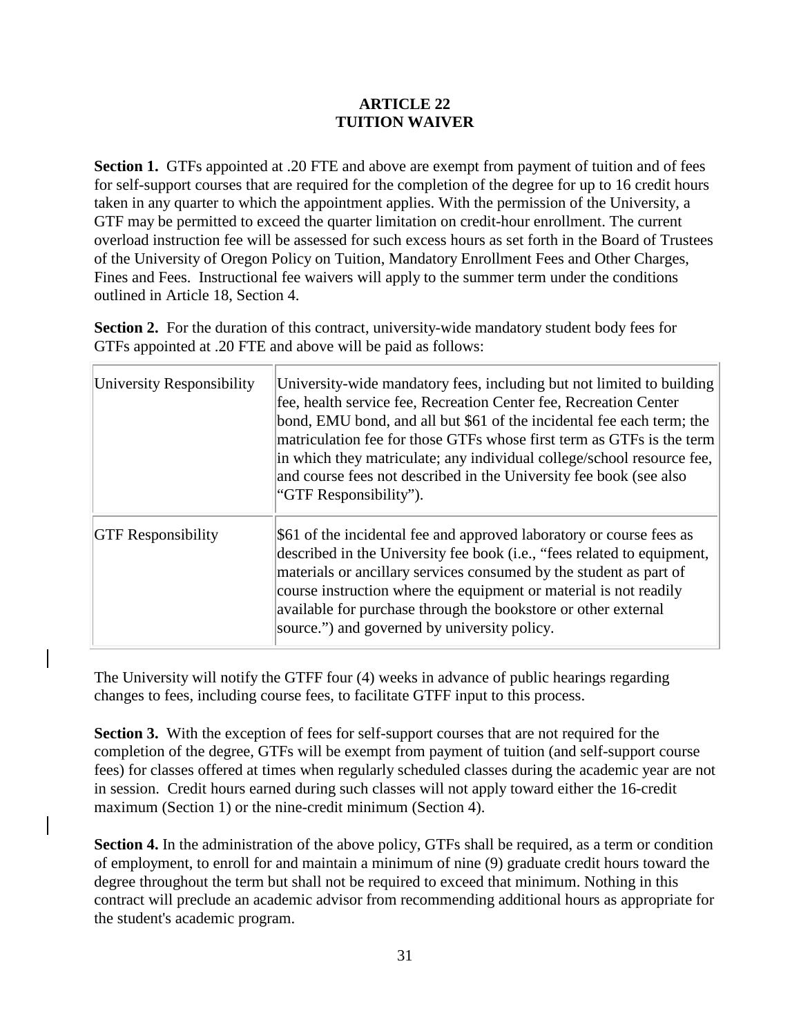# ARTICLE 22
# TUITION WAIVER

**Section 1.** GTFs appointed at .20 FTE and above are exempt from payment of tuition and of fees for self-support courses that are required for the completion of the degree for up to 16 credit hours taken in any quarter to which the appointment applies. With the permission of the University, a GTF may be permitted to exceed the quarter limitation on credit-hour enrollment. The current overload instruction fee will be assessed for such excess hours as set forth in the Board of Trustees of the University of Oregon Policy on Tuition, Mandatory Enrollment Fees and Other Charges, Fines and Fees. Instructional fee waivers will apply to the summer term under the conditions outlined in Article 18, Section 4.

**Section 2.** For the duration of this contract, university-wide mandatory student body fees for GTFs appointed at .20 FTE and above will be paid as follows:

| | |
|---|---|
| University Responsibility | University-wide mandatory fees, including but not limited to building fee, health service fee, Recreation Center fee, Recreation Center bond, EMU bond, and all but $61 of the incidental fee each term; the matriculation fee for those GTFs whose first term as GTFs is the term in which they matriculate; any individual college/school resource fee, and course fees not described in the University fee book (see also "GTF Responsibility"). |
| GTF Responsibility | $61 of the incidental fee and approved laboratory or course fees as described in the University fee book (i.e., "fees related to equipment, materials or ancillary services consumed by the student as part of course instruction where the equipment or material is not readily available for purchase through the bookstore or other external source.") and governed by university policy. |

The University will notify the GTFF four (4) weeks in advance of public hearings regarding changes to fees, including course fees, to facilitate GTFF input to this process.

**Section 3.** With the exception of fees for self-support courses that are not required for the completion of the degree, GTFs will be exempt from payment of tuition (and self-support course fees) for classes offered at times when regularly scheduled classes during the academic year are not in session. Credit hours earned during such classes will not apply toward either the 16-credit maximum (Section 1) or the nine-credit minimum (Section 4).

**Section 4.** In the administration of the above policy, GTFs shall be required, as a term or condition of employment, to enroll for and maintain a minimum of nine (9) graduate credit hours toward the degree throughout the term but shall not be required to exceed that minimum. Nothing in this contract will preclude an academic advisor from recommending additional hours as appropriate for the student's academic program.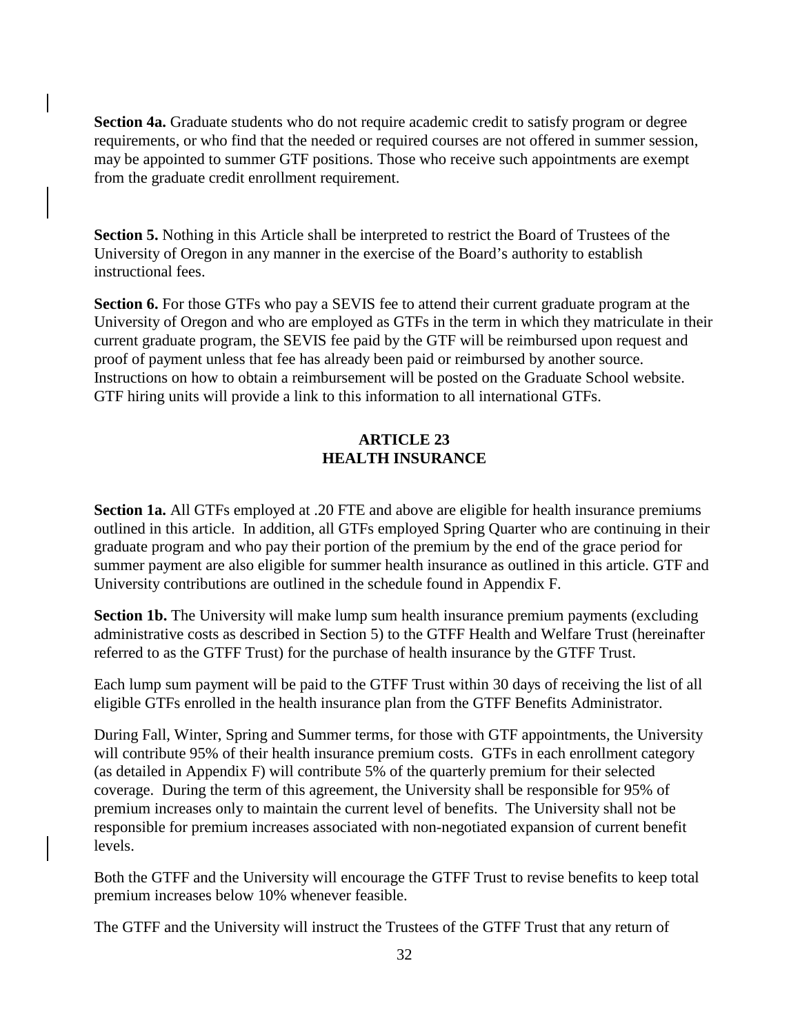**Section 4a.** Graduate students who do not require academic credit to satisfy program or degree requirements, or who find that the needed or required courses are not offered in summer session, may be appointed to summer GTF positions. Those who receive such appointments are exempt from the graduate credit enrollment requirement.

**Section 5.** Nothing in this Article shall be interpreted to restrict the Board of Trustees of the University of Oregon in any manner in the exercise of the Board's authority to establish instructional fees.

**Section 6.** For those GTFs who pay a SEVIS fee to attend their current graduate program at the University of Oregon and who are employed as GTFs in the term in which they matriculate in their current graduate program, the SEVIS fee paid by the GTF will be reimbursed upon request and proof of payment unless that fee has already been paid or reimbursed by another source. Instructions on how to obtain a reimbursement will be posted on the Graduate School website. GTF hiring units will provide a link to this information to all international GTFs.

## ARTICLE 23
## HEALTH INSURANCE

**Section 1a.** All GTFs employed at .20 FTE and above are eligible for health insurance premiums outlined in this article. In addition, all GTFs employed Spring Quarter who are continuing in their graduate program and who pay their portion of the premium by the end of the grace period for summer payment are also eligible for summer health insurance as outlined in this article. GTF and University contributions are outlined in the schedule found in Appendix F.

**Section 1b.** The University will make lump sum health insurance premium payments (excluding administrative costs as described in Section 5) to the GTFF Health and Welfare Trust (hereinafter referred to as the GTFF Trust) for the purchase of health insurance by the GTFF Trust.

Each lump sum payment will be paid to the GTFF Trust within 30 days of receiving the list of all eligible GTFs enrolled in the health insurance plan from the GTFF Benefits Administrator.

During Fall, Winter, Spring and Summer terms, for those with GTF appointments, the University will contribute 95% of their health insurance premium costs. GTFs in each enrollment category (as detailed in Appendix F) will contribute 5% of the quarterly premium for their selected coverage. During the term of this agreement, the University shall be responsible for 95% of premium increases only to maintain the current level of benefits. The University shall not be responsible for premium increases associated with non-negotiated expansion of current benefit levels.

Both the GTFF and the University will encourage the GTFF Trust to revise benefits to keep total premium increases below 10% whenever feasible.

The GTFF and the University will instruct the Trustees of the GTFF Trust that any return of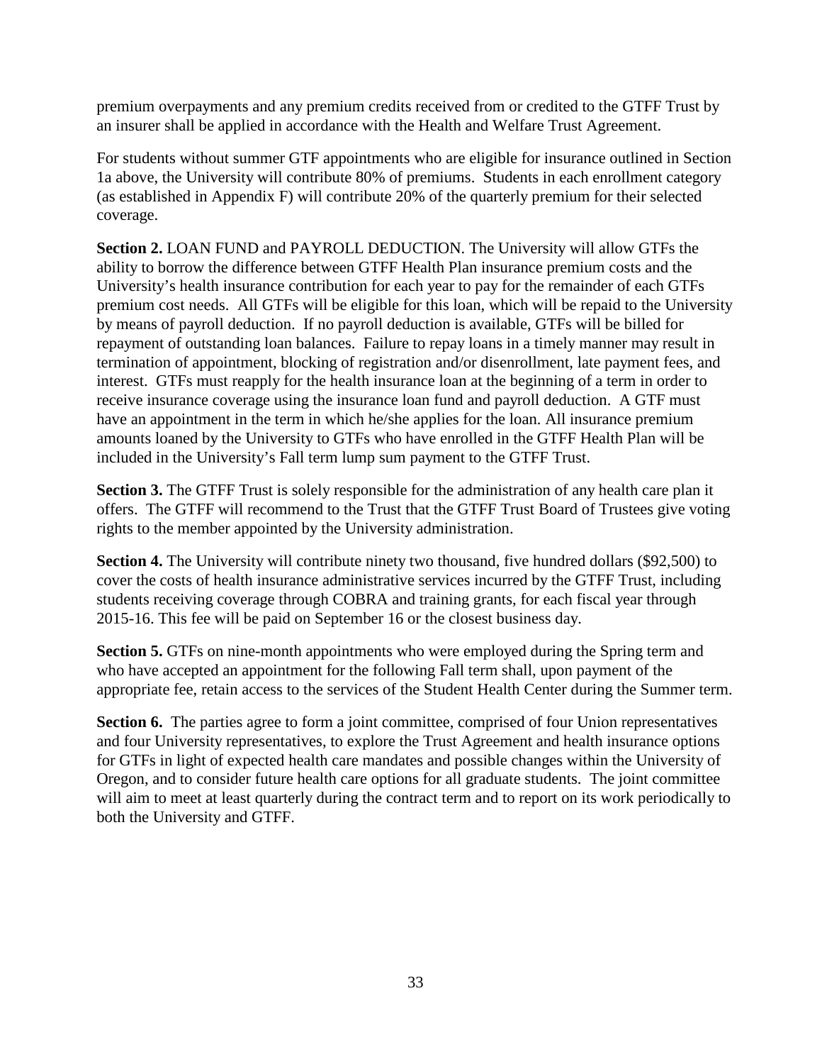premium overpayments and any premium credits received from or credited to the GTFF Trust by an insurer shall be applied in accordance with the Health and Welfare Trust Agreement.

For students without summer GTF appointments who are eligible for insurance outlined in Section 1a above, the University will contribute 80% of premiums. Students in each enrollment category (as established in Appendix F) will contribute 20% of the quarterly premium for their selected coverage.

**Section 2.** LOAN FUND and PAYROLL DEDUCTION. The University will allow GTFs the ability to borrow the difference between GTFF Health Plan insurance premium costs and the University's health insurance contribution for each year to pay for the remainder of each GTFs premium cost needs. All GTFs will be eligible for this loan, which will be repaid to the University by means of payroll deduction. If no payroll deduction is available, GTFs will be billed for repayment of outstanding loan balances. Failure to repay loans in a timely manner may result in termination of appointment, blocking of registration and/or disenrollment, late payment fees, and interest. GTFs must reapply for the health insurance loan at the beginning of a term in order to receive insurance coverage using the insurance loan fund and payroll deduction. A GTF must have an appointment in the term in which he/she applies for the loan. All insurance premium amounts loaned by the University to GTFs who have enrolled in the GTFF Health Plan will be included in the University's Fall term lump sum payment to the GTFF Trust.

**Section 3.** The GTFF Trust is solely responsible for the administration of any health care plan it offers. The GTFF will recommend to the Trust that the GTFF Trust Board of Trustees give voting rights to the member appointed by the University administration.

**Section 4.** The University will contribute ninety two thousand, five hundred dollars ($92,500) to cover the costs of health insurance administrative services incurred by the GTFF Trust, including students receiving coverage through COBRA and training grants, for each fiscal year through 2015-16. This fee will be paid on September 16 or the closest business day.

**Section 5.** GTFs on nine-month appointments who were employed during the Spring term and who have accepted an appointment for the following Fall term shall, upon payment of the appropriate fee, retain access to the services of the Student Health Center during the Summer term.

**Section 6.** The parties agree to form a joint committee, comprised of four Union representatives and four University representatives, to explore the Trust Agreement and health insurance options for GTFs in light of expected health care mandates and possible changes within the University of Oregon, and to consider future health care options for all graduate students. The joint committee will aim to meet at least quarterly during the contract term and to report on its work periodically to both the University and GTFF.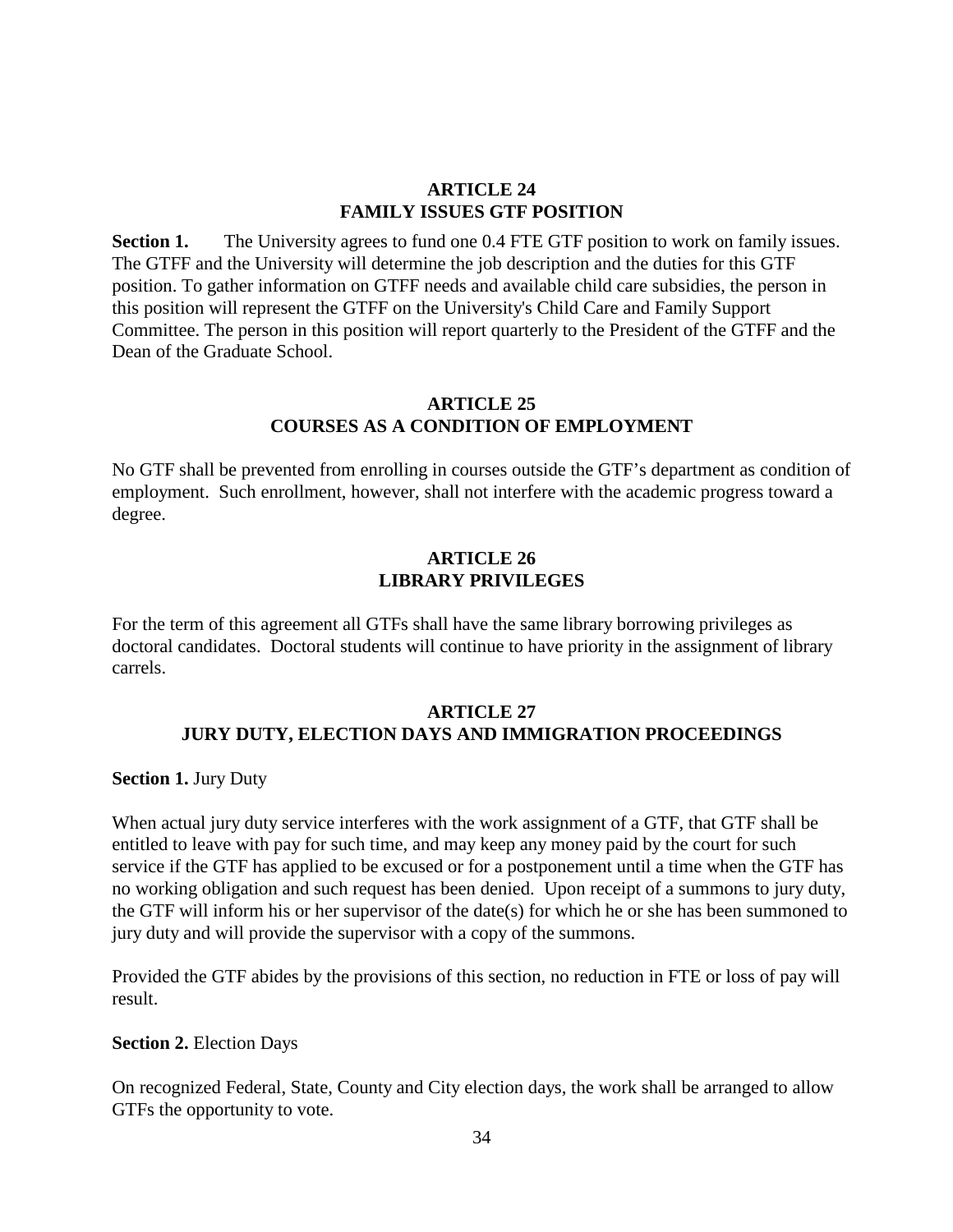## ARTICLE 24
## FAMILY ISSUES GTF POSITION

**Section 1.** The University agrees to fund one 0.4 FTE GTF position to work on family issues. The GTFF and the University will determine the job description and the duties for this GTF position. To gather information on GTFF needs and available child care subsidies, the person in this position will represent the GTFF on the University's Child Care and Family Support Committee. The person in this position will report quarterly to the President of the GTFF and the Dean of the Graduate School.

## ARTICLE 25
## COURSES AS A CONDITION OF EMPLOYMENT

No GTF shall be prevented from enrolling in courses outside the GTF's department as condition of employment. Such enrollment, however, shall not interfere with the academic progress toward a degree.

## ARTICLE 26
## LIBRARY PRIVILEGES

For the term of this agreement all GTFs shall have the same library borrowing privileges as doctoral candidates. Doctoral students will continue to have priority in the assignment of library carrels.

## ARTICLE 27
## JURY DUTY, ELECTION DAYS AND IMMIGRATION PROCEEDINGS

**Section 1.** Jury Duty

When actual jury duty service interferes with the work assignment of a GTF, that GTF shall be entitled to leave with pay for such time, and may keep any money paid by the court for such service if the GTF has applied to be excused or for a postponement until a time when the GTF has no working obligation and such request has been denied. Upon receipt of a summons to jury duty, the GTF will inform his or her supervisor of the date(s) for which he or she has been summoned to jury duty and will provide the supervisor with a copy of the summons.

Provided the GTF abides by the provisions of this section, no reduction in FTE or loss of pay will result.

**Section 2.** Election Days

On recognized Federal, State, County and City election days, the work shall be arranged to allow GTFs the opportunity to vote.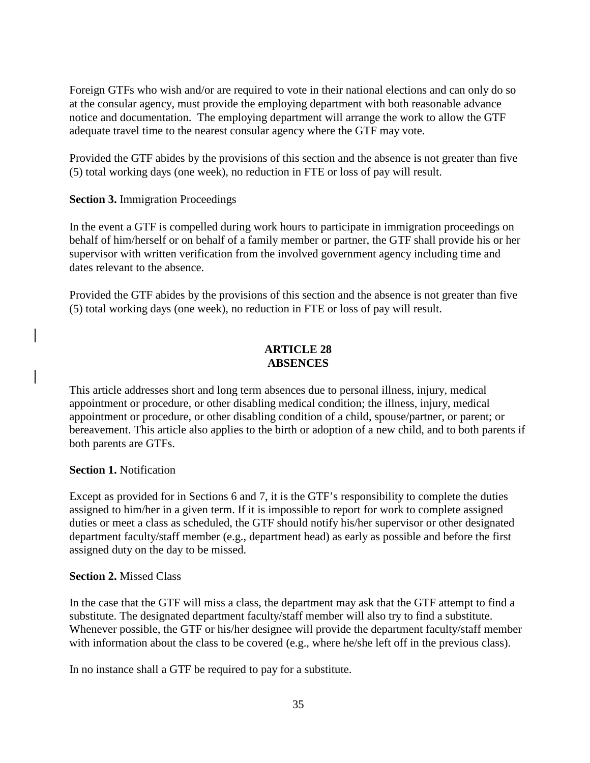Foreign GTFs who wish and/or are required to vote in their national elections and can only do so at the consular agency, must provide the employing department with both reasonable advance notice and documentation. The employing department will arrange the work to allow the GTF adequate travel time to the nearest consular agency where the GTF may vote.

Provided the GTF abides by the provisions of this section and the absence is not greater than five (5) total working days (one week), no reduction in FTE or loss of pay will result.

**Section 3.** Immigration Proceedings

In the event a GTF is compelled during work hours to participate in immigration proceedings on behalf of him/herself or on behalf of a family member or partner, the GTF shall provide his or her supervisor with written verification from the involved government agency including time and dates relevant to the absence.

Provided the GTF abides by the provisions of this section and the absence is not greater than five (5) total working days (one week), no reduction in FTE or loss of pay will result.

## ARTICLE 28
## ABSENCES

This article addresses short and long term absences due to personal illness, injury, medical appointment or procedure, or other disabling medical condition; the illness, injury, medical appointment or procedure, or other disabling condition of a child, spouse/partner, or parent; or bereavement. This article also applies to the birth or adoption of a new child, and to both parents if both parents are GTFs.

**Section 1.** Notification

Except as provided for in Sections 6 and 7, it is the GTF's responsibility to complete the duties assigned to him/her in a given term. If it is impossible to report for work to complete assigned duties or meet a class as scheduled, the GTF should notify his/her supervisor or other designated department faculty/staff member (e.g., department head) as early as possible and before the first assigned duty on the day to be missed.

**Section 2.** Missed Class

In the case that the GTF will miss a class, the department may ask that the GTF attempt to find a substitute. The designated department faculty/staff member will also try to find a substitute. Whenever possible, the GTF or his/her designee will provide the department faculty/staff member with information about the class to be covered (e.g., where he/she left off in the previous class).

In no instance shall a GTF be required to pay for a substitute.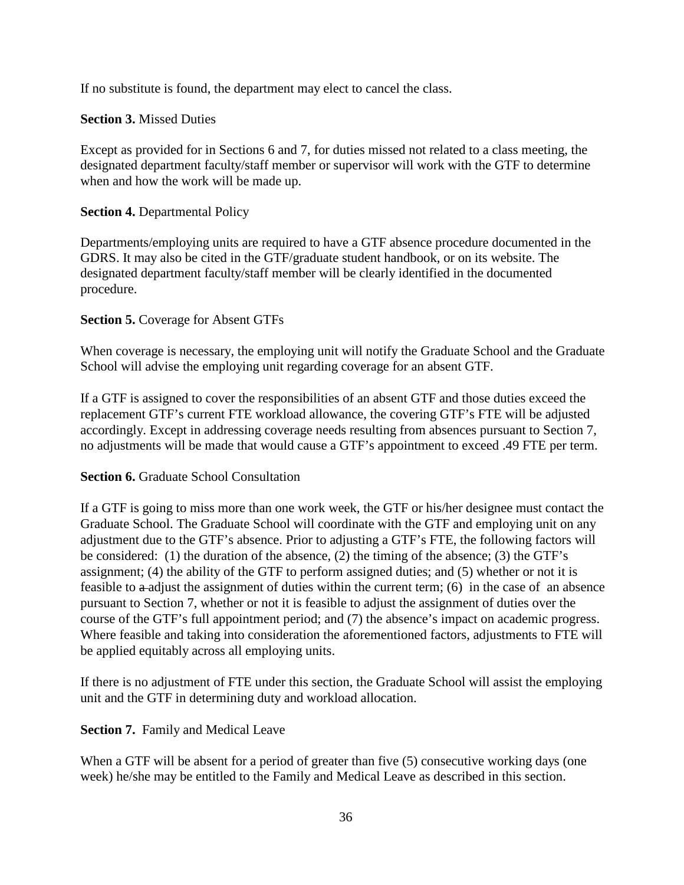If no substitute is found, the department may elect to cancel the class.

**Section 3.** Missed Duties

Except as provided for in Sections 6 and 7, for duties missed not related to a class meeting, the designated department faculty/staff member or supervisor will work with the GTF to determine when and how the work will be made up.

**Section 4.** Departmental Policy

Departments/employing units are required to have a GTF absence procedure documented in the GDRS. It may also be cited in the GTF/graduate student handbook, or on its website. The designated department faculty/staff member will be clearly identified in the documented procedure.

**Section 5.** Coverage for Absent GTFs

When coverage is necessary, the employing unit will notify the Graduate School and the Graduate School will advise the employing unit regarding coverage for an absent GTF.

If a GTF is assigned to cover the responsibilities of an absent GTF and those duties exceed the replacement GTF's current FTE workload allowance, the covering GTF's FTE will be adjusted accordingly. Except in addressing coverage needs resulting from absences pursuant to Section 7, no adjustments will be made that would cause a GTF's appointment to exceed .49 FTE per term.

**Section 6.** Graduate School Consultation

If a GTF is going to miss more than one work week, the GTF or his/her designee must contact the Graduate School. The Graduate School will coordinate with the GTF and employing unit on any adjustment due to the GTF's absence. Prior to adjusting a GTF's FTE, the following factors will be considered: (1) the duration of the absence, (2) the timing of the absence; (3) the GTF's assignment; (4) the ability of the GTF to perform assigned duties; and (5) whether or not it is feasible to ~~a~~ adjust the assignment of duties within the current term; (6) in the case of an absence pursuant to Section 7, whether or not it is feasible to adjust the assignment of duties over the course of the GTF's full appointment period; and (7) the absence's impact on academic progress. Where feasible and taking into consideration the aforementioned factors, adjustments to FTE will be applied equitably across all employing units.

If there is no adjustment of FTE under this section, the Graduate School will assist the employing unit and the GTF in determining duty and workload allocation.

**Section 7.** Family and Medical Leave

When a GTF will be absent for a period of greater than five (5) consecutive working days (one week) he/she may be entitled to the Family and Medical Leave as described in this section.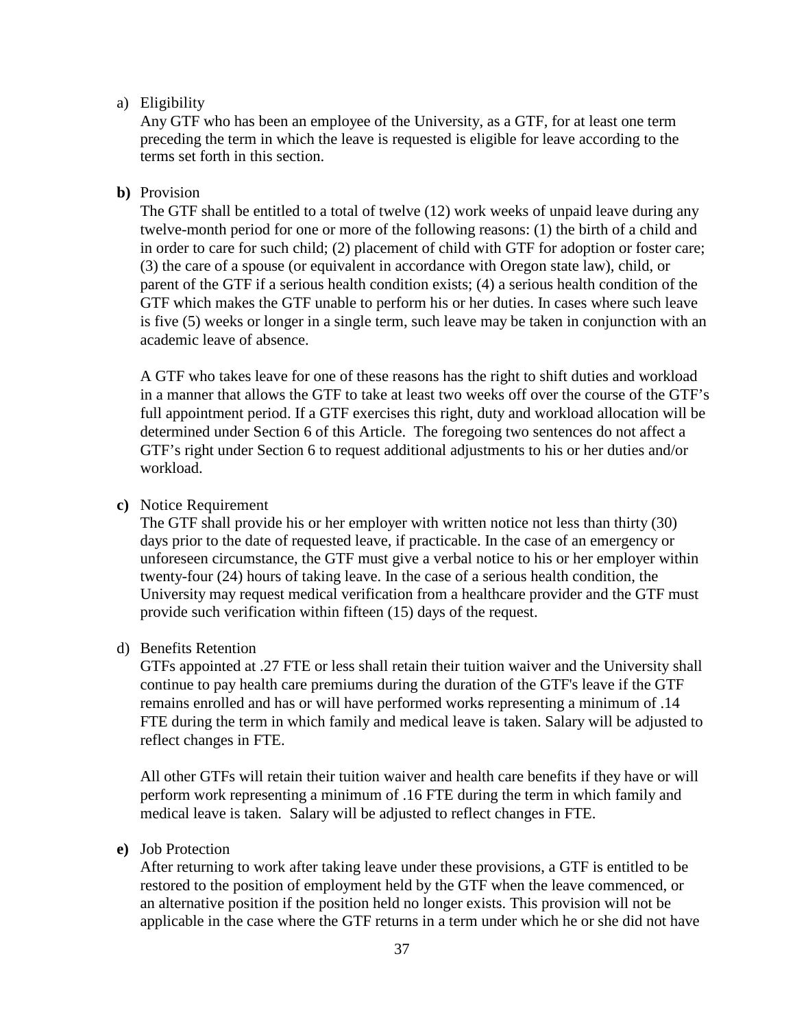a) Eligibility

Any GTF who has been an employee of the University, as a GTF, for at least one term preceding the term in which the leave is requested is eligible for leave according to the terms set forth in this section.

**b)** Provision

The GTF shall be entitled to a total of twelve (12) work weeks of unpaid leave during any twelve-month period for one or more of the following reasons: (1) the birth of a child and in order to care for such child; (2) placement of child with GTF for adoption or foster care; (3) the care of a spouse (or equivalent in accordance with Oregon state law), child, or parent of the GTF if a serious health condition exists; (4) a serious health condition of the GTF which makes the GTF unable to perform his or her duties. In cases where such leave is five (5) weeks or longer in a single term, such leave may be taken in conjunction with an academic leave of absence.

A GTF who takes leave for one of these reasons has the right to shift duties and workload in a manner that allows the GTF to take at least two weeks off over the course of the GTF's full appointment period. If a GTF exercises this right, duty and workload allocation will be determined under Section 6 of this Article. The foregoing two sentences do not affect a GTF's right under Section 6 to request additional adjustments to his or her duties and/or workload.

**c)** Notice Requirement

The GTF shall provide his or her employer with written notice not less than thirty (30) days prior to the date of requested leave, if practicable. In the case of an emergency or unforeseen circumstance, the GTF must give a verbal notice to his or her employer within twenty-four (24) hours of taking leave. In the case of a serious health condition, the University may request medical verification from a healthcare provider and the GTF must provide such verification within fifteen (15) days of the request.

d) Benefits Retention

GTFs appointed at .27 FTE or less shall retain their tuition waiver and the University shall continue to pay health care premiums during the duration of the GTF's leave if the GTF remains enrolled and has or will have performed works representing a minimum of .14 FTE during the term in which family and medical leave is taken. Salary will be adjusted to reflect changes in FTE.

All other GTFs will retain their tuition waiver and health care benefits if they have or will perform work representing a minimum of .16 FTE during the term in which family and medical leave is taken. Salary will be adjusted to reflect changes in FTE.

**e)** Job Protection

After returning to work after taking leave under these provisions, a GTF is entitled to be restored to the position of employment held by the GTF when the leave commenced, or an alternative position if the position held no longer exists. This provision will not be applicable in the case where the GTF returns in a term under which he or she did not have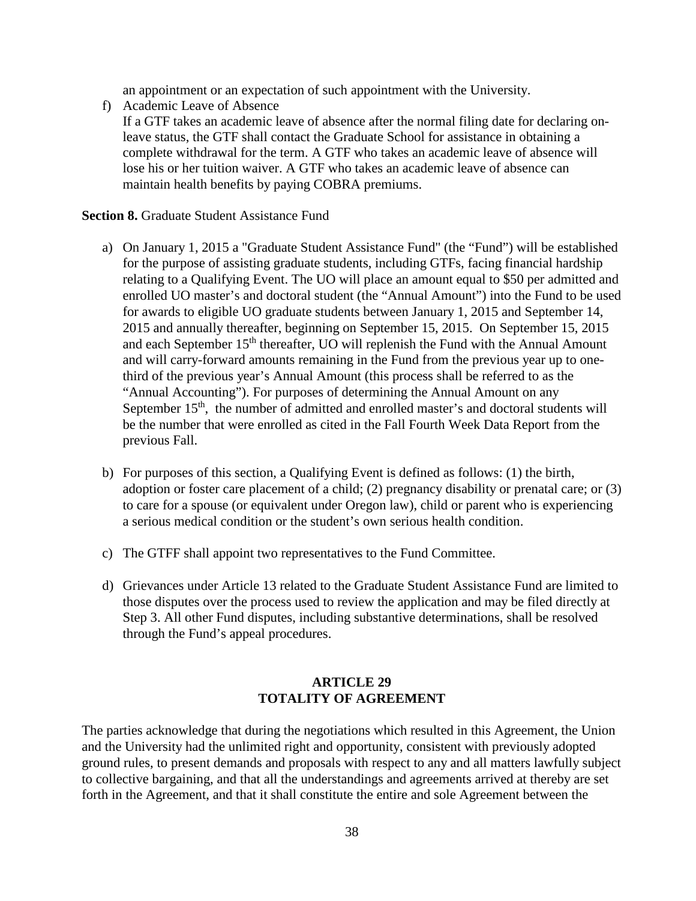an appointment or an expectation of such appointment with the University.

f) Academic Leave of Absence
   If a GTF takes an academic leave of absence after the normal filing date for declaring on-leave status, the GTF shall contact the Graduate School for assistance in obtaining a complete withdrawal for the term. A GTF who takes an academic leave of absence will lose his or her tuition waiver. A GTF who takes an academic leave of absence can maintain health benefits by paying COBRA premiums.

**Section 8.** Graduate Student Assistance Fund

a) On January 1, 2015 a "Graduate Student Assistance Fund" (the "Fund") will be established for the purpose of assisting graduate students, including GTFs, facing financial hardship relating to a Qualifying Event. The UO will place an amount equal to $50 per admitted and enrolled UO master's and doctoral student (the "Annual Amount") into the Fund to be used for awards to eligible UO graduate students between January 1, 2015 and September 14, 2015 and annually thereafter, beginning on September 15, 2015. On September 15, 2015 and each September 15th thereafter, UO will replenish the Fund with the Annual Amount and will carry-forward amounts remaining in the Fund from the previous year up to one-third of the previous year's Annual Amount (this process shall be referred to as the "Annual Accounting"). For purposes of determining the Annual Amount on any September 15th, the number of admitted and enrolled master's and doctoral students will be the number that were enrolled as cited in the Fall Fourth Week Data Report from the previous Fall.

b) For purposes of this section, a Qualifying Event is defined as follows: (1) the birth, adoption or foster care placement of a child; (2) pregnancy disability or prenatal care; or (3) to care for a spouse (or equivalent under Oregon law), child or parent who is experiencing a serious medical condition or the student's own serious health condition.

c) The GTFF shall appoint two representatives to the Fund Committee.

d) Grievances under Article 13 related to the Graduate Student Assistance Fund are limited to those disputes over the process used to review the application and may be filed directly at Step 3. All other Fund disputes, including substantive determinations, shall be resolved through the Fund's appeal procedures.

## ARTICLE 29
## TOTALITY OF AGREEMENT

The parties acknowledge that during the negotiations which resulted in this Agreement, the Union and the University had the unlimited right and opportunity, consistent with previously adopted ground rules, to present demands and proposals with respect to any and all matters lawfully subject to collective bargaining, and that all the understandings and agreements arrived at thereby are set forth in the Agreement, and that it shall constitute the entire and sole Agreement between the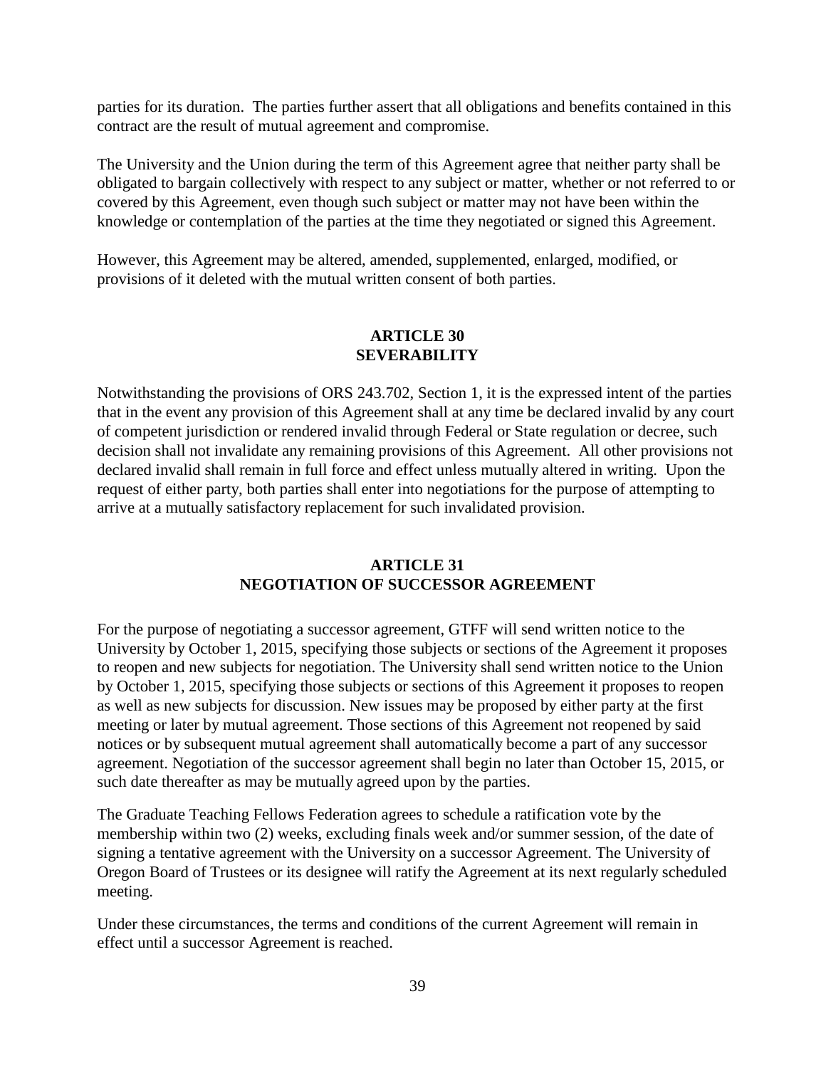parties for its duration. The parties further assert that all obligations and benefits contained in this contract are the result of mutual agreement and compromise.

The University and the Union during the term of this Agreement agree that neither party shall be obligated to bargain collectively with respect to any subject or matter, whether or not referred to or covered by this Agreement, even though such subject or matter may not have been within the knowledge or contemplation of the parties at the time they negotiated or signed this Agreement.

However, this Agreement may be altered, amended, supplemented, enlarged, modified, or provisions of it deleted with the mutual written consent of both parties.

## ARTICLE 30
## SEVERABILITY

Notwithstanding the provisions of ORS 243.702, Section 1, it is the expressed intent of the parties that in the event any provision of this Agreement shall at any time be declared invalid by any court of competent jurisdiction or rendered invalid through Federal or State regulation or decree, such decision shall not invalidate any remaining provisions of this Agreement. All other provisions not declared invalid shall remain in full force and effect unless mutually altered in writing. Upon the request of either party, both parties shall enter into negotiations for the purpose of attempting to arrive at a mutually satisfactory replacement for such invalidated provision.

## ARTICLE 31
## NEGOTIATION OF SUCCESSOR AGREEMENT

For the purpose of negotiating a successor agreement, GTFF will send written notice to the University by October 1, 2015, specifying those subjects or sections of the Agreement it proposes to reopen and new subjects for negotiation. The University shall send written notice to the Union by October 1, 2015, specifying those subjects or sections of this Agreement it proposes to reopen as well as new subjects for discussion. New issues may be proposed by either party at the first meeting or later by mutual agreement. Those sections of this Agreement not reopened by said notices or by subsequent mutual agreement shall automatically become a part of any successor agreement. Negotiation of the successor agreement shall begin no later than October 15, 2015, or such date thereafter as may be mutually agreed upon by the parties.

The Graduate Teaching Fellows Federation agrees to schedule a ratification vote by the membership within two (2) weeks, excluding finals week and/or summer session, of the date of signing a tentative agreement with the University on a successor Agreement. The University of Oregon Board of Trustees or its designee will ratify the Agreement at its next regularly scheduled meeting.

Under these circumstances, the terms and conditions of the current Agreement will remain in effect until a successor Agreement is reached.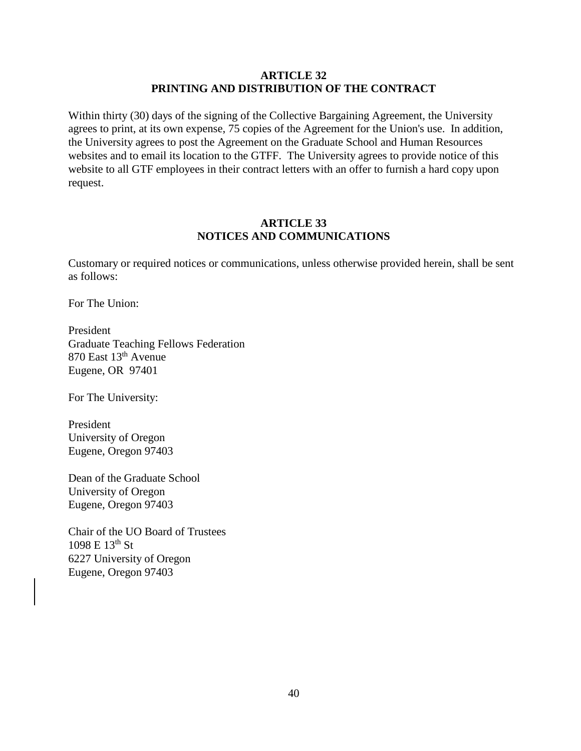## ARTICLE 32
## PRINTING AND DISTRIBUTION OF THE CONTRACT

Within thirty (30) days of the signing of the Collective Bargaining Agreement, the University agrees to print, at its own expense, 75 copies of the Agreement for the Union's use. In addition, the University agrees to post the Agreement on the Graduate School and Human Resources websites and to email its location to the GTFF. The University agrees to provide notice of this website to all GTF employees in their contract letters with an offer to furnish a hard copy upon request.

## ARTICLE 33
## NOTICES AND COMMUNICATIONS

Customary or required notices or communications, unless otherwise provided herein, shall be sent as follows:

For The Union:

President
Graduate Teaching Fellows Federation
870 East 13th Avenue
Eugene, OR 97401

For The University:

President
University of Oregon
Eugene, Oregon 97403

Dean of the Graduate School
University of Oregon
Eugene, Oregon 97403

Chair of the UO Board of Trustees
1098 E 13th St
6227 University of Oregon
Eugene, Oregon 97403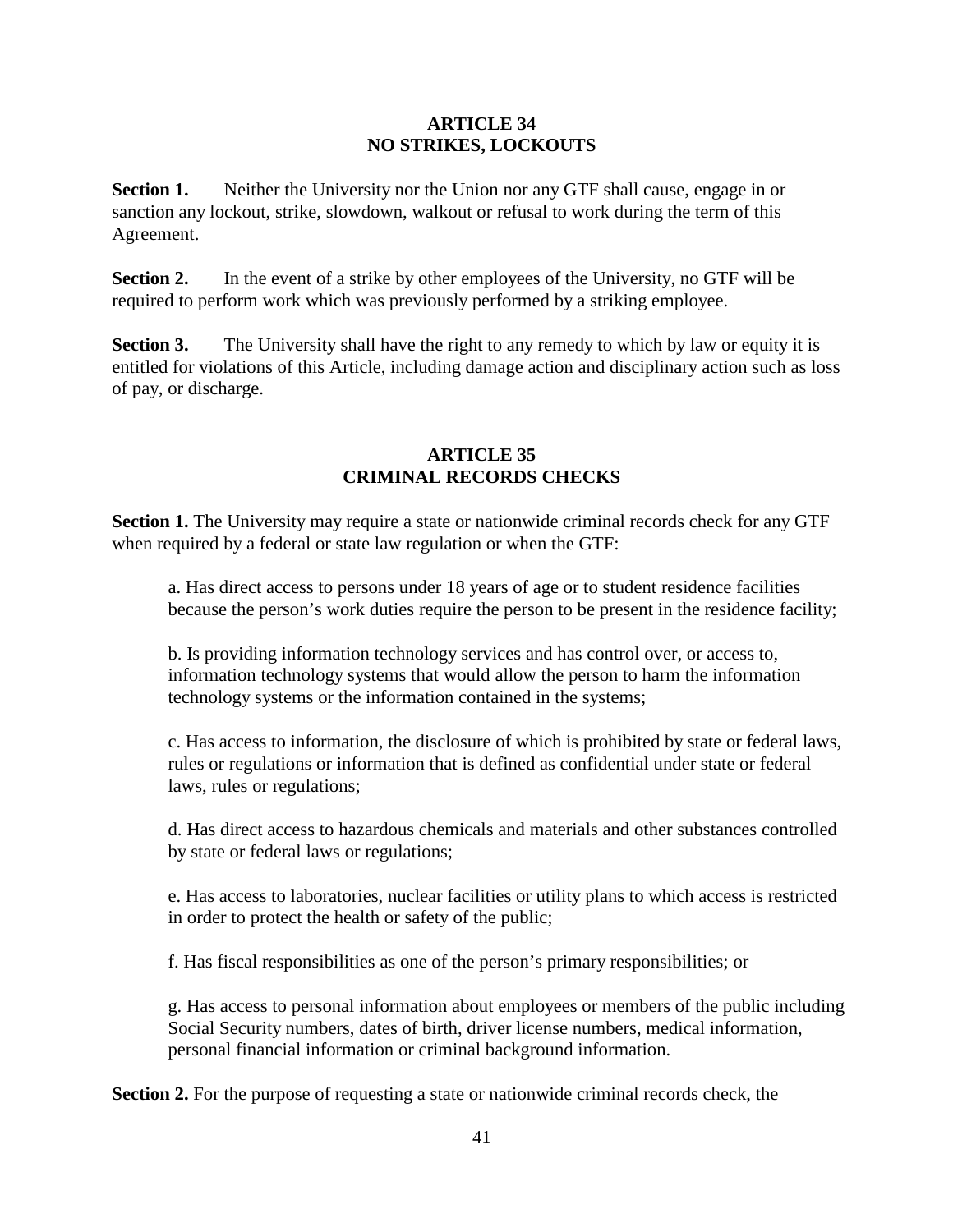## ARTICLE 34
## NO STRIKES, LOCKOUTS

**Section 1.** Neither the University nor the Union nor any GTF shall cause, engage in or sanction any lockout, strike, slowdown, walkout or refusal to work during the term of this Agreement.

**Section 2.** In the event of a strike by other employees of the University, no GTF will be required to perform work which was previously performed by a striking employee.

**Section 3.** The University shall have the right to any remedy to which by law or equity it is entitled for violations of this Article, including damage action and disciplinary action such as loss of pay, or discharge.

## ARTICLE 35
## CRIMINAL RECORDS CHECKS

**Section 1.** The University may require a state or nationwide criminal records check for any GTF when required by a federal or state law regulation or when the GTF:

a. Has direct access to persons under 18 years of age or to student residence facilities because the person's work duties require the person to be present in the residence facility;

b. Is providing information technology services and has control over, or access to, information technology systems that would allow the person to harm the information technology systems or the information contained in the systems;

c. Has access to information, the disclosure of which is prohibited by state or federal laws, rules or regulations or information that is defined as confidential under state or federal laws, rules or regulations;

d. Has direct access to hazardous chemicals and materials and other substances controlled by state or federal laws or regulations;

e. Has access to laboratories, nuclear facilities or utility plans to which access is restricted in order to protect the health or safety of the public;

f. Has fiscal responsibilities as one of the person's primary responsibilities; or

g. Has access to personal information about employees or members of the public including Social Security numbers, dates of birth, driver license numbers, medical information, personal financial information or criminal background information.

**Section 2.** For the purpose of requesting a state or nationwide criminal records check, the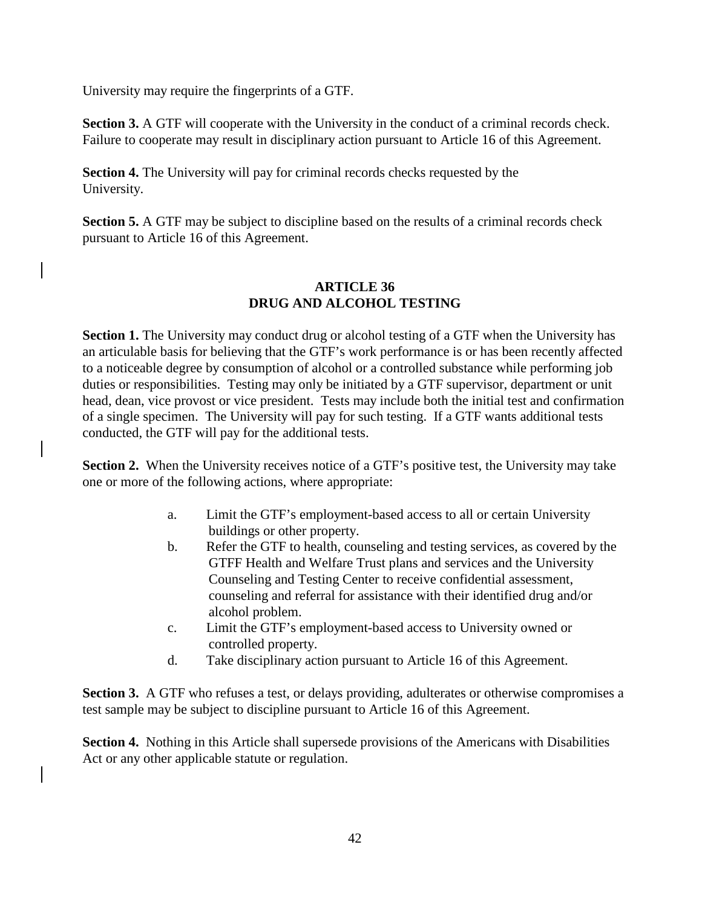University may require the fingerprints of a GTF.

**Section 3.** A GTF will cooperate with the University in the conduct of a criminal records check. Failure to cooperate may result in disciplinary action pursuant to Article 16 of this Agreement.

**Section 4.** The University will pay for criminal records checks requested by the University.

**Section 5.** A GTF may be subject to discipline based on the results of a criminal records check pursuant to Article 16 of this Agreement.

## ARTICLE 36
## DRUG AND ALCOHOL TESTING

**Section 1.** The University may conduct drug or alcohol testing of a GTF when the University has an articulable basis for believing that the GTF's work performance is or has been recently affected to a noticeable degree by consumption of alcohol or a controlled substance while performing job duties or responsibilities. Testing may only be initiated by a GTF supervisor, department or unit head, dean, vice provost or vice president. Tests may include both the initial test and confirmation of a single specimen. The University will pay for such testing. If a GTF wants additional tests conducted, the GTF will pay for the additional tests.

**Section 2.** When the University receives notice of a GTF's positive test, the University may take one or more of the following actions, where appropriate:

a. Limit the GTF's employment-based access to all or certain University buildings or other property.

b. Refer the GTF to health, counseling and testing services, as covered by the GTFF Health and Welfare Trust plans and services and the University Counseling and Testing Center to receive confidential assessment, counseling and referral for assistance with their identified drug and/or alcohol problem.

c. Limit the GTF's employment-based access to University owned or controlled property.

d. Take disciplinary action pursuant to Article 16 of this Agreement.

**Section 3.** A GTF who refuses a test, or delays providing, adulterates or otherwise compromises a test sample may be subject to discipline pursuant to Article 16 of this Agreement.

**Section 4.** Nothing in this Article shall supersede provisions of the Americans with Disabilities Act or any other applicable statute or regulation.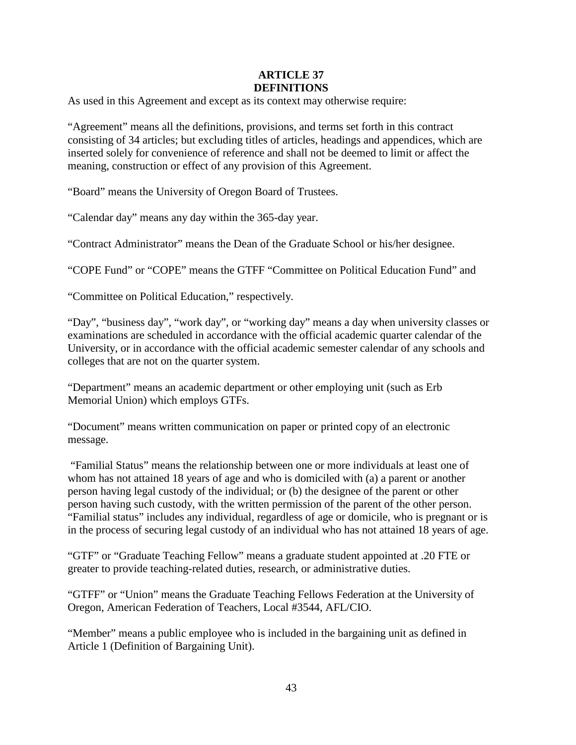# ARTICLE 37
# DEFINITIONS

As used in this Agreement and except as its context may otherwise require:

"Agreement" means all the definitions, provisions, and terms set forth in this contract consisting of 34 articles; but excluding titles of articles, headings and appendices, which are inserted solely for convenience of reference and shall not be deemed to limit or affect the meaning, construction or effect of any provision of this Agreement.

"Board" means the University of Oregon Board of Trustees.

"Calendar day" means any day within the 365-day year.

"Contract Administrator" means the Dean of the Graduate School or his/her designee.

"COPE Fund" or "COPE" means the GTFF "Committee on Political Education Fund" and

"Committee on Political Education," respectively.

"Day", "business day", "work day", or "working day" means a day when university classes or examinations are scheduled in accordance with the official academic quarter calendar of the University, or in accordance with the official academic semester calendar of any schools and colleges that are not on the quarter system.

"Department" means an academic department or other employing unit (such as Erb Memorial Union) which employs GTFs.

"Document" means written communication on paper or printed copy of an electronic message.

"Familial Status" means the relationship between one or more individuals at least one of whom has not attained 18 years of age and who is domiciled with (a) a parent or another person having legal custody of the individual; or (b) the designee of the parent or other person having such custody, with the written permission of the parent of the other person. "Familial status" includes any individual, regardless of age or domicile, who is pregnant or is in the process of securing legal custody of an individual who has not attained 18 years of age.

"GTF" or "Graduate Teaching Fellow" means a graduate student appointed at .20 FTE or greater to provide teaching-related duties, research, or administrative duties.

"GTFF" or "Union" means the Graduate Teaching Fellows Federation at the University of Oregon, American Federation of Teachers, Local #3544, AFL/CIO.

"Member" means a public employee who is included in the bargaining unit as defined in Article 1 (Definition of Bargaining Unit).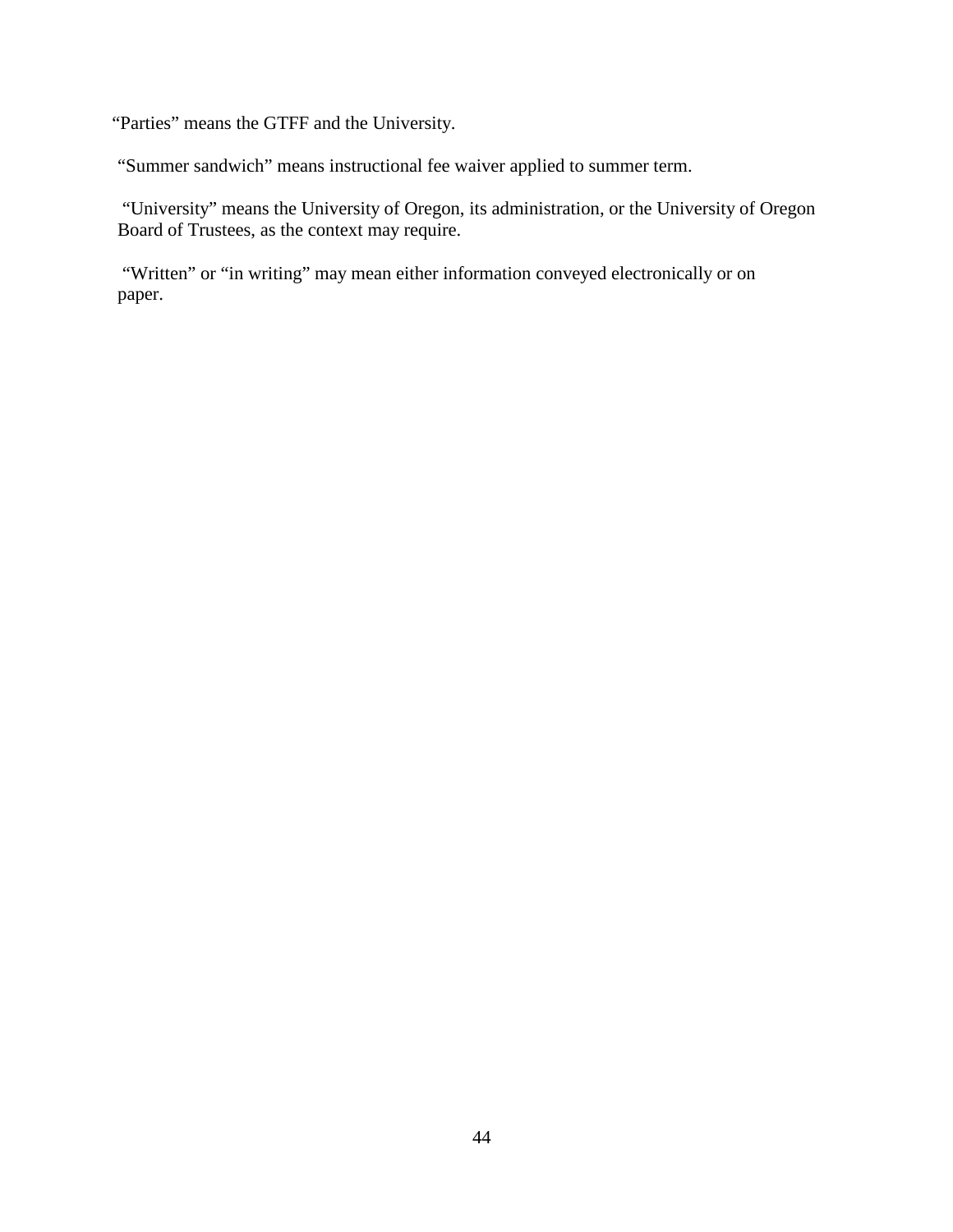"Parties" means the GTFF and the University.

"Summer sandwich" means instructional fee waiver applied to summer term.

"University" means the University of Oregon, its administration, or the University of Oregon Board of Trustees, as the context may require.

"Written" or "in writing" may mean either information conveyed electronically or on paper.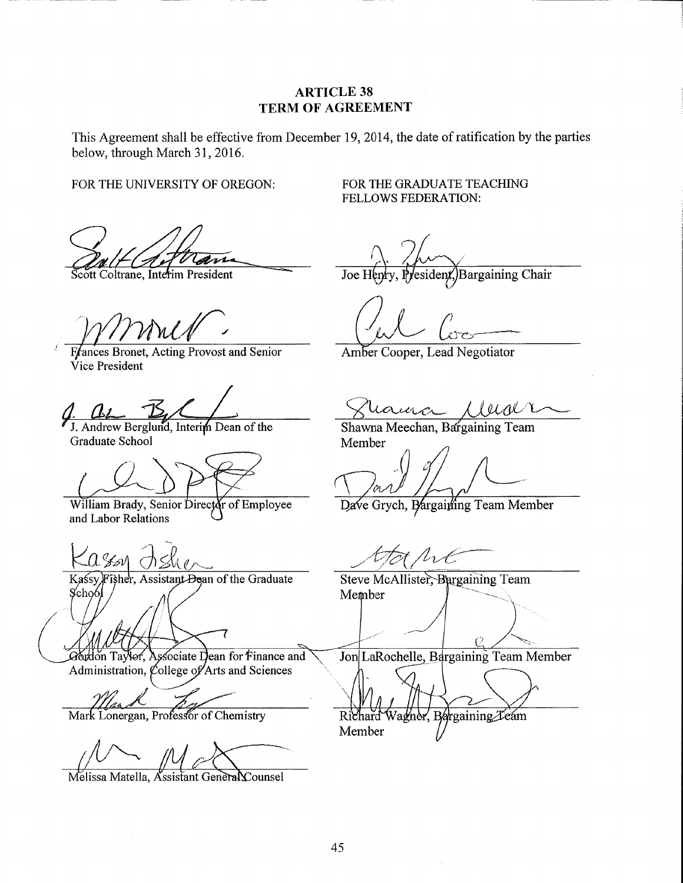## ARTICLE 38
## TERM OF AGREEMENT

This Agreement shall be effective from December 19, 2014, the date of ratification by the parties below, through March 31, 2016.

FOR THE UNIVERSITY OF OREGON:

Scott Coltrane, Interim President

Frances Bronet, Acting Provost and Senior Vice President

J. Andrew Berglund, Interim Dean of the Graduate School

William Brady, Senior Director of Employee and Labor Relations

Kassy Fisher, Assistant Dean of the Graduate School

Gordon Taylor, Associate Dean for Finance and Administration, College of Arts and Sciences

Mark Lonergan, Professor of Chemistry

Melissa Matella, Assistant General Counsel

FOR THE GRADUATE TEACHING FELLOWS FEDERATION:

Joe Henry, President, Bargaining Chair

Amber Cooper, Lead Negotiator

Shawna Meechan, Bargaining Team Member

Dave Grych, Bargaining Team Member

Steve McAllister, Bargaining Team Member

Jon LaRochelle, Bargaining Team Member

Richard Wagner, Bargaining Team Member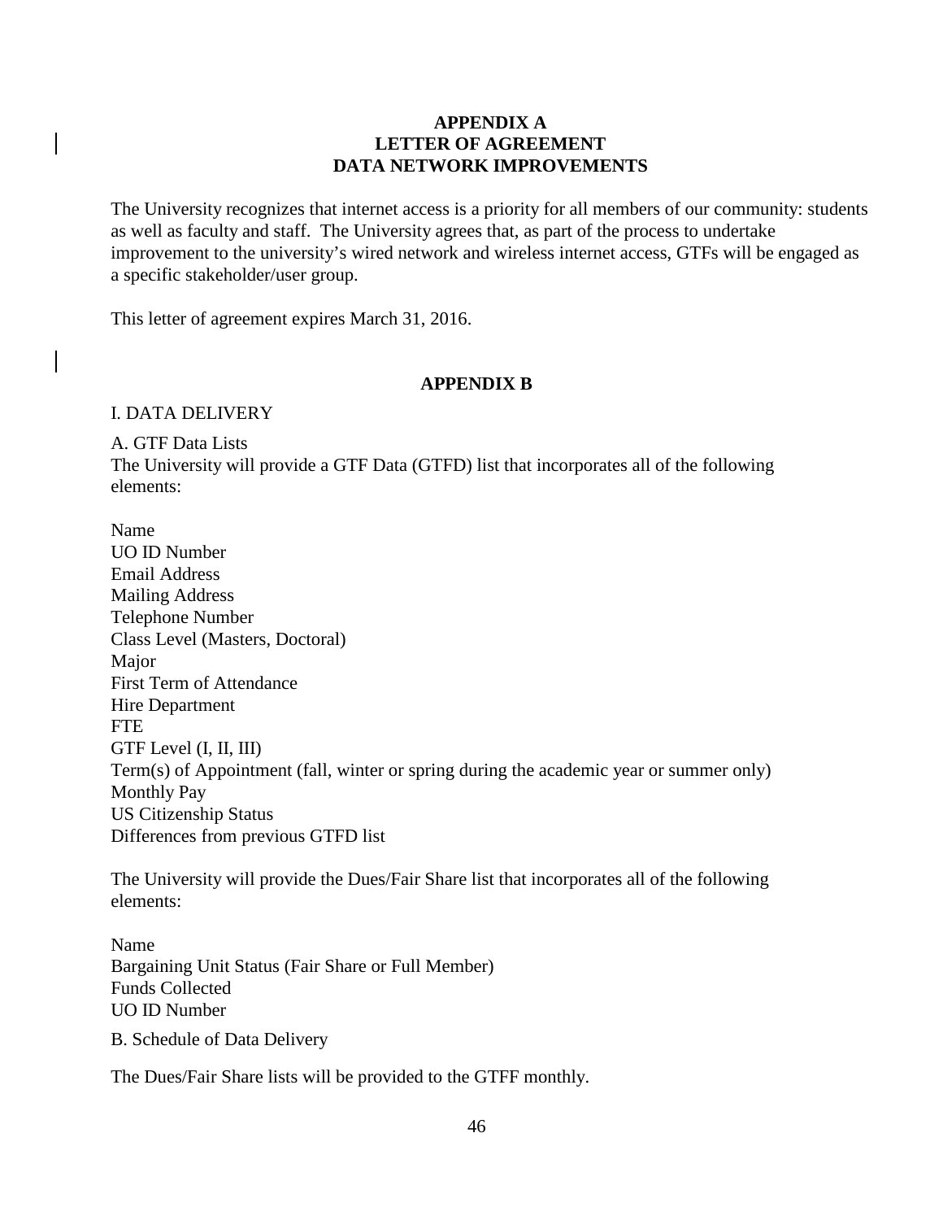# APPENDIX A
## LETTER OF AGREEMENT
## DATA NETWORK IMPROVEMENTS

The University recognizes that internet access is a priority for all members of our community: students as well as faculty and staff. The University agrees that, as part of the process to undertake improvement to the university's wired network and wireless internet access, GTFs will be engaged as a specific stakeholder/user group.

This letter of agreement expires March 31, 2016.

# APPENDIX B

I. DATA DELIVERY

A. GTF Data Lists
The University will provide a GTF Data (GTFD) list that incorporates all of the following elements:

Name
UO ID Number
Email Address
Mailing Address
Telephone Number
Class Level (Masters, Doctoral)
Major
First Term of Attendance
Hire Department
FTE
GTF Level (I, II, III)
Term(s) of Appointment (fall, winter or spring during the academic year or summer only)
Monthly Pay
US Citizenship Status
Differences from previous GTFD list

The University will provide the Dues/Fair Share list that incorporates all of the following elements:

Name
Bargaining Unit Status (Fair Share or Full Member)
Funds Collected
UO ID Number

B. Schedule of Data Delivery

The Dues/Fair Share lists will be provided to the GTFF monthly.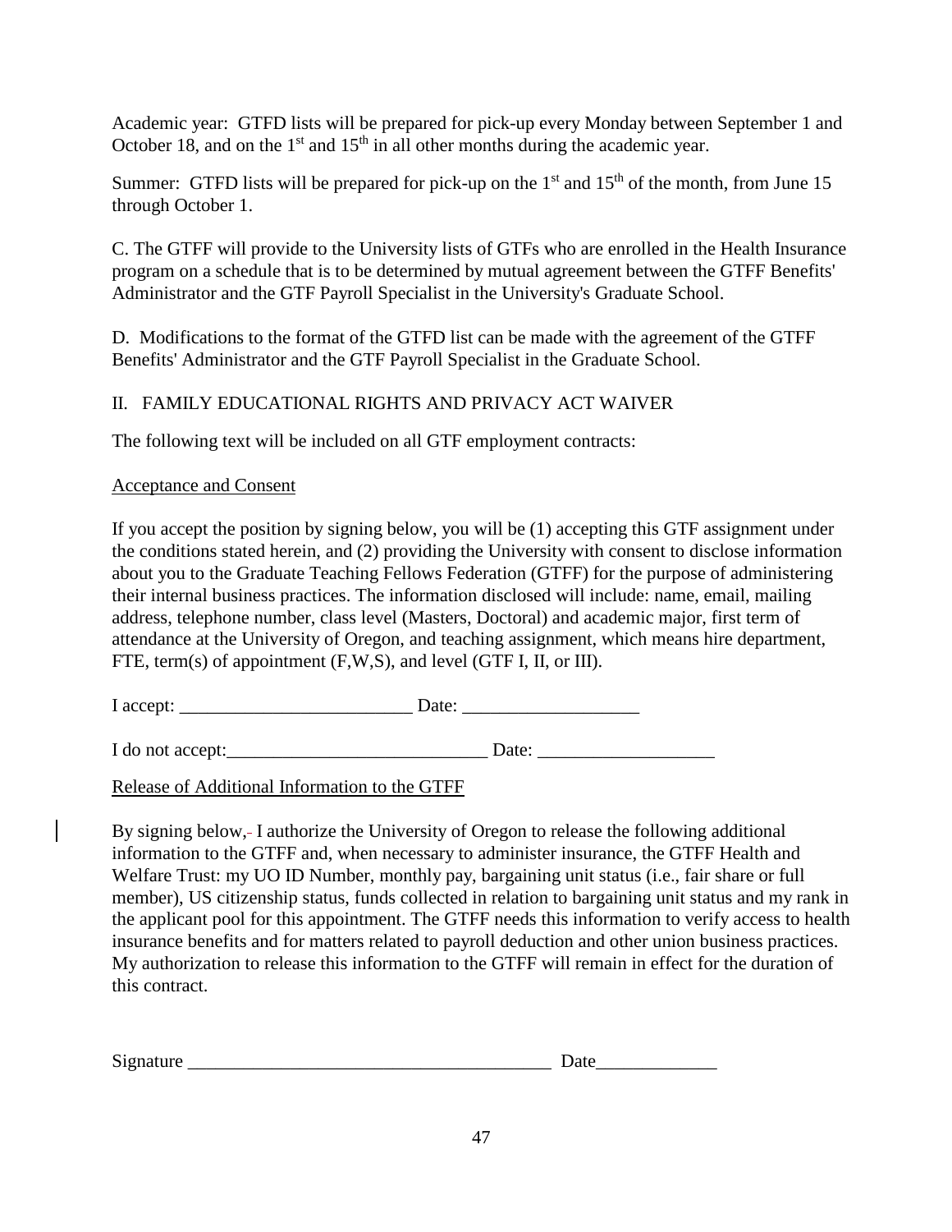Academic year: GTFD lists will be prepared for pick-up every Monday between September 1 and October 18, and on the 1st and 15th in all other months during the academic year.

Summer: GTFD lists will be prepared for pick-up on the 1st and 15th of the month, from June 15 through October 1.

C. The GTFF will provide to the University lists of GTFs who are enrolled in the Health Insurance program on a schedule that is to be determined by mutual agreement between the GTFF Benefits' Administrator and the GTF Payroll Specialist in the University's Graduate School.

D. Modifications to the format of the GTFD list can be made with the agreement of the GTFF Benefits' Administrator and the GTF Payroll Specialist in the Graduate School.

## II. FAMILY EDUCATIONAL RIGHTS AND PRIVACY ACT WAIVER

The following text will be included on all GTF employment contracts:

Acceptance and Consent

If you accept the position by signing below, you will be (1) accepting this GTF assignment under the conditions stated herein, and (2) providing the University with consent to disclose information about you to the Graduate Teaching Fellows Federation (GTFF) for the purpose of administering their internal business practices. The information disclosed will include: name, email, mailing address, telephone number, class level (Masters, Doctoral) and academic major, first term of attendance at the University of Oregon, and teaching assignment, which means hire department, FTE, term(s) of appointment (F,W,S), and level (GTF I, II, or III).

I accept: _________________________ Date: ___________________

I do not accept:____________________________ Date: ___________________

Release of Additional Information to the GTFF

By signing below, I authorize the University of Oregon to release the following additional information to the GTFF and, when necessary to administer insurance, the GTFF Health and Welfare Trust: my UO ID Number, monthly pay, bargaining unit status (i.e., fair share or full member), US citizenship status, funds collected in relation to bargaining unit status and my rank in the applicant pool for this appointment. The GTFF needs this information to verify access to health insurance benefits and for matters related to payroll deduction and other union business practices. My authorization to release this information to the GTFF will remain in effect for the duration of this contract.

Signature _______________________________________ Date_____________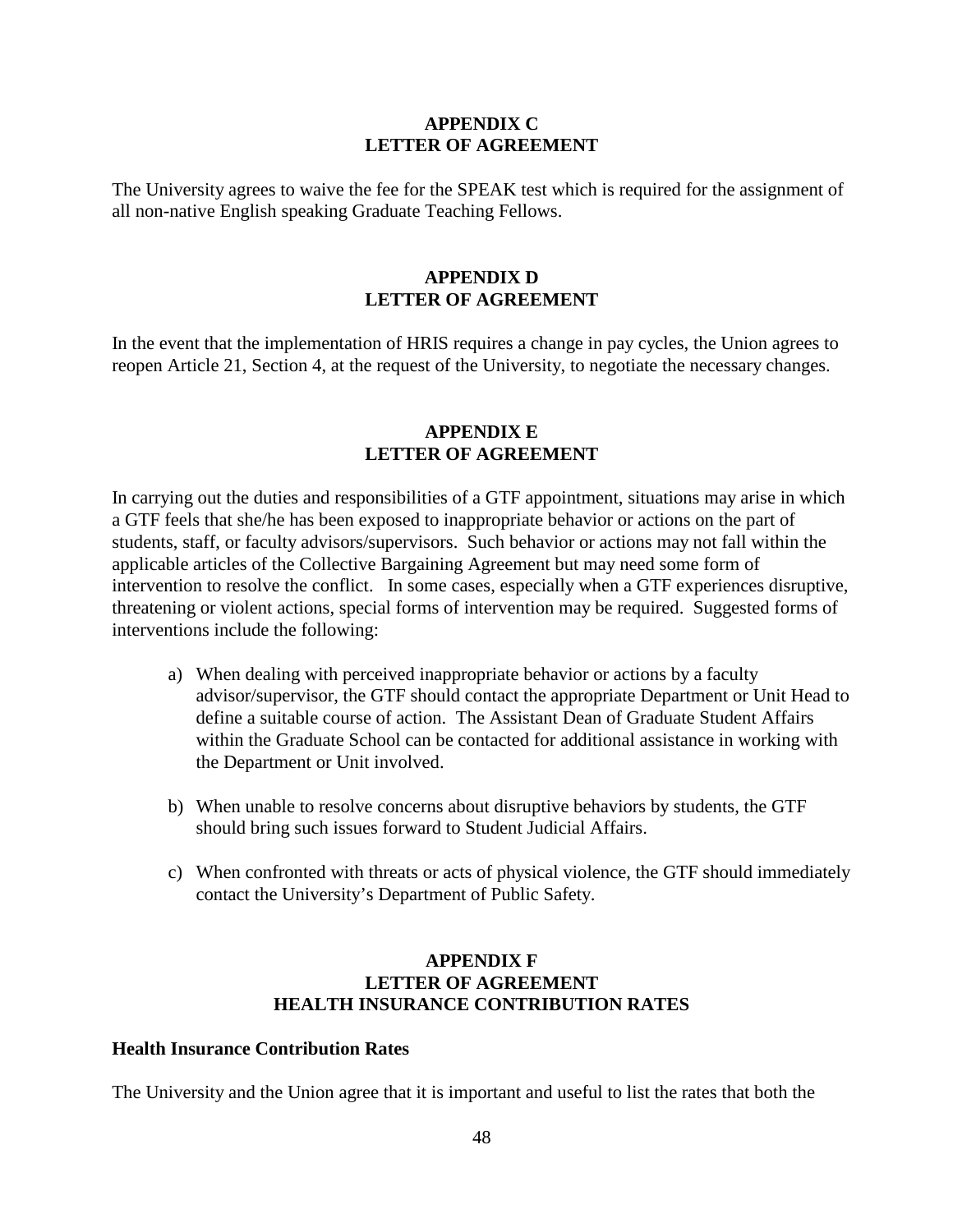## APPENDIX C
## LETTER OF AGREEMENT

The University agrees to waive the fee for the SPEAK test which is required for the assignment of all non-native English speaking Graduate Teaching Fellows.

## APPENDIX D
## LETTER OF AGREEMENT

In the event that the implementation of HRIS requires a change in pay cycles, the Union agrees to reopen Article 21, Section 4, at the request of the University, to negotiate the necessary changes.

## APPENDIX E
## LETTER OF AGREEMENT

In carrying out the duties and responsibilities of a GTF appointment, situations may arise in which a GTF feels that she/he has been exposed to inappropriate behavior or actions on the part of students, staff, or faculty advisors/supervisors. Such behavior or actions may not fall within the applicable articles of the Collective Bargaining Agreement but may need some form of intervention to resolve the conflict. In some cases, especially when a GTF experiences disruptive, threatening or violent actions, special forms of intervention may be required. Suggested forms of interventions include the following:

a) When dealing with perceived inappropriate behavior or actions by a faculty advisor/supervisor, the GTF should contact the appropriate Department or Unit Head to define a suitable course of action. The Assistant Dean of Graduate Student Affairs within the Graduate School can be contacted for additional assistance in working with the Department or Unit involved.

b) When unable to resolve concerns about disruptive behaviors by students, the GTF should bring such issues forward to Student Judicial Affairs.

c) When confronted with threats or acts of physical violence, the GTF should immediately contact the University's Department of Public Safety.

## APPENDIX F
## LETTER OF AGREEMENT
## HEALTH INSURANCE CONTRIBUTION RATES

**Health Insurance Contribution Rates**

The University and the Union agree that it is important and useful to list the rates that both the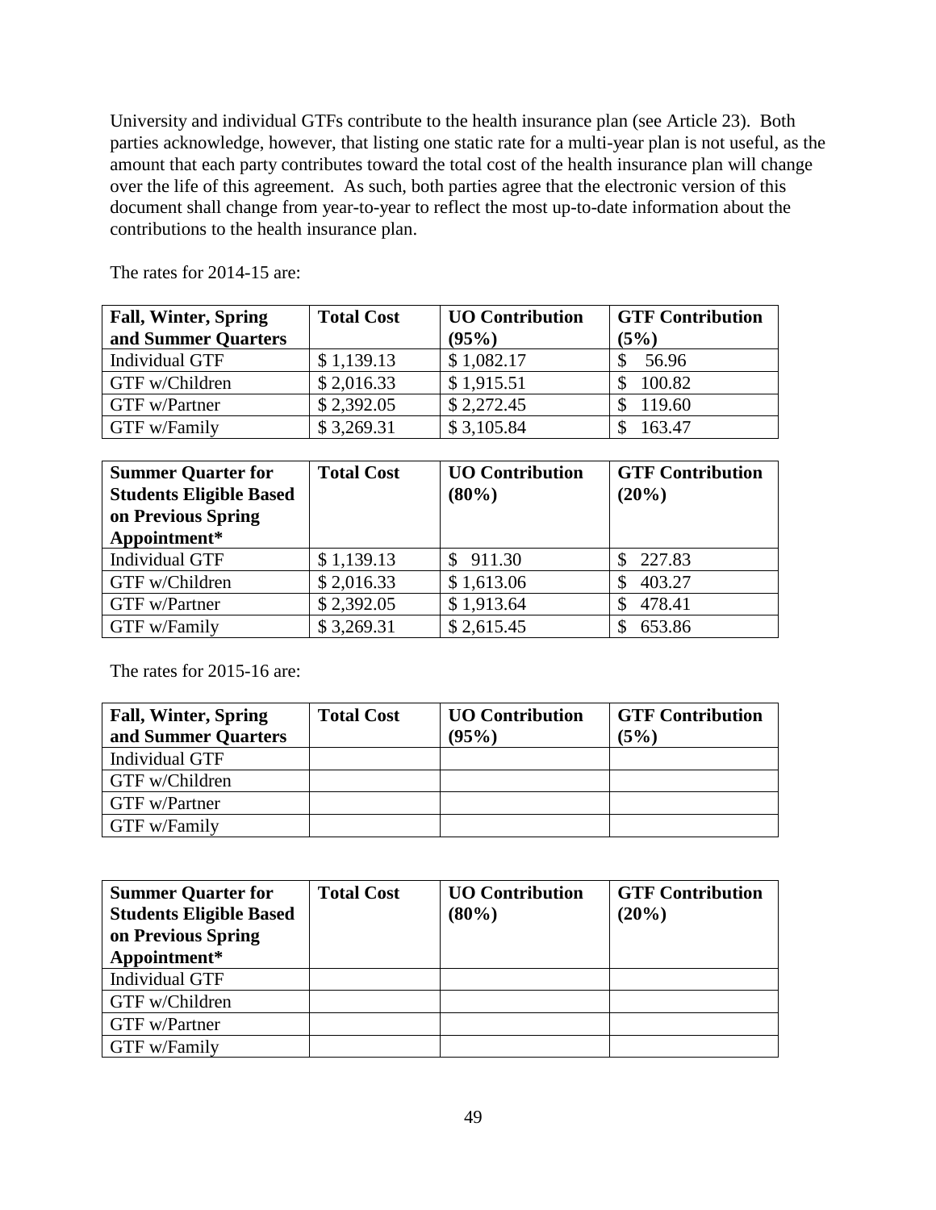University and individual GTFs contribute to the health insurance plan (see Article 23). Both parties acknowledge, however, that listing one static rate for a multi-year plan is not useful, as the amount that each party contributes toward the total cost of the health insurance plan will change over the life of this agreement. As such, both parties agree that the electronic version of this document shall change from year-to-year to reflect the most up-to-date information about the contributions to the health insurance plan.

The rates for 2014-15 are:

| **Fall, Winter, Spring and Summer Quarters** | **Total Cost** | **UO Contribution (95%)** | **GTF Contribution (5%)** |
|---|---|---|---|
| Individual GTF | $ 1,139.13 | $ 1,082.17 | $ 56.96 |
| GTF w/Children | $ 2,016.33 | $ 1,915.51 | $ 100.82 |
| GTF w/Partner | $ 2,392.05 | $ 2,272.45 | $ 119.60 |
| GTF w/Family | $ 3,269.31 | $ 3,105.84 | $ 163.47 |

| **Summer Quarter for Students Eligible Based on Previous Spring Appointment*** | **Total Cost** | **UO Contribution (80%)** | **GTF Contribution (20%)** |
|---|---|---|---|
| Individual GTF | $ 1,139.13 | $ 911.30 | $ 227.83 |
| GTF w/Children | $ 2,016.33 | $ 1,613.06 | $ 403.27 |
| GTF w/Partner | $ 2,392.05 | $ 1,913.64 | $ 478.41 |
| GTF w/Family | $ 3,269.31 | $ 2,615.45 | $ 653.86 |

The rates for 2015-16 are:

| **Fall, Winter, Spring and Summer Quarters** | **Total Cost** | **UO Contribution (95%)** | **GTF Contribution (5%)** |
|---|---|---|---|
| Individual GTF | | | |
| GTF w/Children | | | |
| GTF w/Partner | | | |
| GTF w/Family | | | |

| **Summer Quarter for Students Eligible Based on Previous Spring Appointment*** | **Total Cost** | **UO Contribution (80%)** | **GTF Contribution (20%)** |
|---|---|---|---|
| Individual GTF | | | |
| GTF w/Children | | | |
| GTF w/Partner | | | |
| GTF w/Family | | | |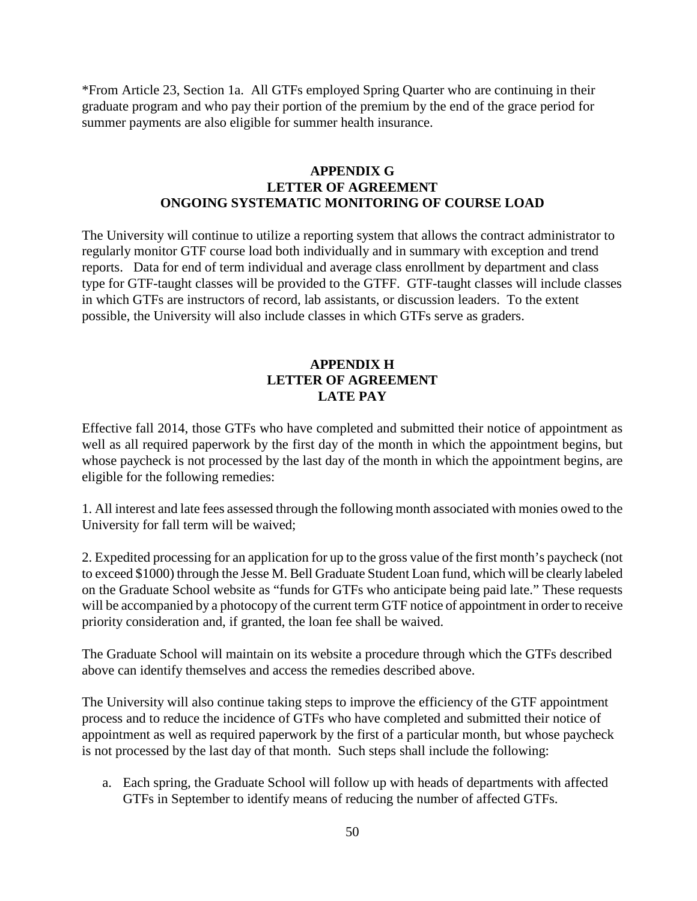*From Article 23, Section 1a. All GTFs employed Spring Quarter who are continuing in their graduate program and who pay their portion of the premium by the end of the grace period for summer payments are also eligible for summer health insurance.

## APPENDIX G
## LETTER OF AGREEMENT
## ONGOING SYSTEMATIC MONITORING OF COURSE LOAD

The University will continue to utilize a reporting system that allows the contract administrator to regularly monitor GTF course load both individually and in summary with exception and trend reports. Data for end of term individual and average class enrollment by department and class type for GTF-taught classes will be provided to the GTFF. GTF-taught classes will include classes in which GTFs are instructors of record, lab assistants, or discussion leaders. To the extent possible, the University will also include classes in which GTFs serve as graders.

## APPENDIX H
## LETTER OF AGREEMENT
## LATE PAY

Effective fall 2014, those GTFs who have completed and submitted their notice of appointment as well as all required paperwork by the first day of the month in which the appointment begins, but whose paycheck is not processed by the last day of the month in which the appointment begins, are eligible for the following remedies:

1. All interest and late fees assessed through the following month associated with monies owed to the University for fall term will be waived;

2. Expedited processing for an application for up to the gross value of the first month's paycheck (not to exceed $1000) through the Jesse M. Bell Graduate Student Loan fund, which will be clearly labeled on the Graduate School website as "funds for GTFs who anticipate being paid late." These requests will be accompanied by a photocopy of the current term GTF notice of appointment in order to receive priority consideration and, if granted, the loan fee shall be waived.

The Graduate School will maintain on its website a procedure through which the GTFs described above can identify themselves and access the remedies described above.

The University will also continue taking steps to improve the efficiency of the GTF appointment process and to reduce the incidence of GTFs who have completed and submitted their notice of appointment as well as required paperwork by the first of a particular month, but whose paycheck is not processed by the last day of that month. Such steps shall include the following:

a. Each spring, the Graduate School will follow up with heads of departments with affected GTFs in September to identify means of reducing the number of affected GTFs.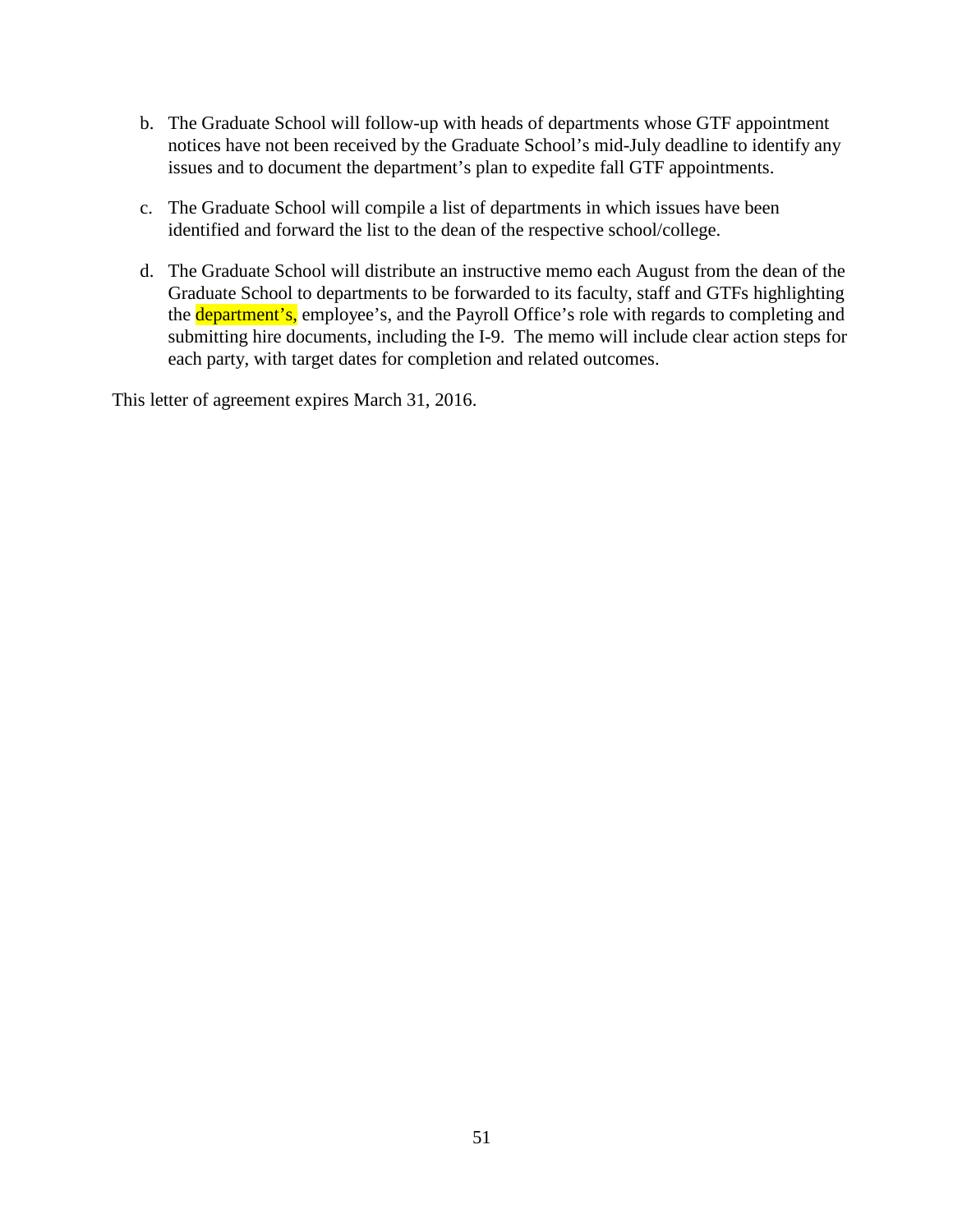b. The Graduate School will follow-up with heads of departments whose GTF appointment notices have not been received by the Graduate School's mid-July deadline to identify any issues and to document the department's plan to expedite fall GTF appointments.

c. The Graduate School will compile a list of departments in which issues have been identified and forward the list to the dean of the respective school/college.

d. The Graduate School will distribute an instructive memo each August from the dean of the Graduate School to departments to be forwarded to its faculty, staff and GTFs highlighting the department's, employee's, and the Payroll Office's role with regards to completing and submitting hire documents, including the I-9. The memo will include clear action steps for each party, with target dates for completion and related outcomes.

This letter of agreement expires March 31, 2016.